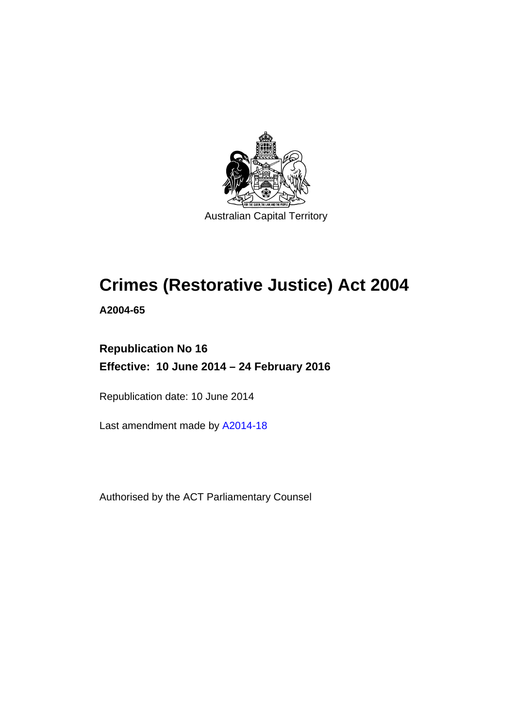Australian Capital Territory

# Crimes (Restorative Justice) Act 2004

**A2004-65**

**Republication No 16**

**Effective: 10 June 2014 – 24 February 2016**

Republication date: 10 June 2014

Last amendment made by A2014-18

Authorised by the ACT Parliamentary Counsel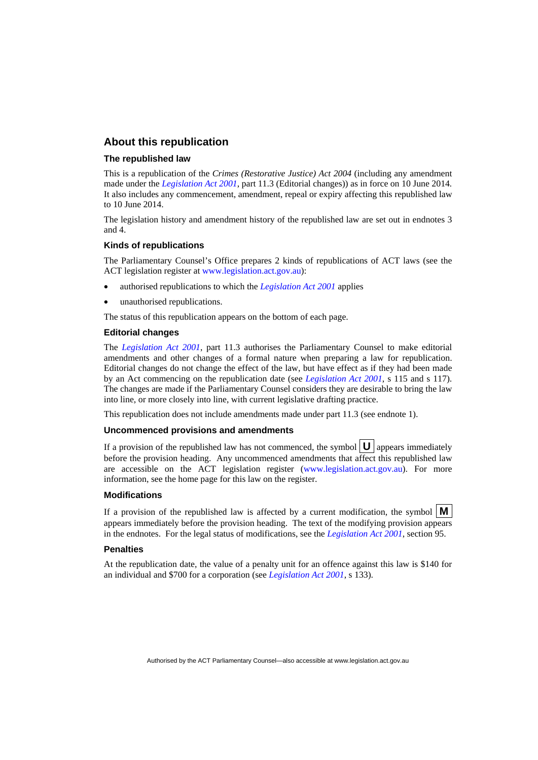## About this republication

### The republished law

This is a republication of the *Crimes (Restorative Justice) Act 2004* (including any amendment made under the *Legislation Act 2001*, part 11.3 (Editorial changes)) as in force on 10 June 2014. It also includes any commencement, amendment, repeal or expiry affecting this republished law to 10 June 2014.

The legislation history and amendment history of the republished law are set out in endnotes 3 and 4.

### Kinds of republications

The Parliamentary Counsel's Office prepares 2 kinds of republications of ACT laws (see the ACT legislation register at www.legislation.act.gov.au):

- authorised republications to which the *Legislation Act 2001* applies
- unauthorised republications.

The status of this republication appears on the bottom of each page.

### Editorial changes

The *Legislation Act 2001*, part 11.3 authorises the Parliamentary Counsel to make editorial amendments and other changes of a formal nature when preparing a law for republication. Editorial changes do not change the effect of the law, but have effect as if they had been made by an Act commencing on the republication date (see *Legislation Act 2001*, s 115 and s 117). The changes are made if the Parliamentary Counsel considers they are desirable to bring the law into line, or more closely into line, with current legislative drafting practice.

This republication does not include amendments made under part 11.3 (see endnote 1).

### Uncommenced provisions and amendments

If a provision of the republished law has not commenced, the symbol **U** appears immediately before the provision heading. Any uncommenced amendments that affect this republished law are accessible on the ACT legislation register (www.legislation.act.gov.au). For more information, see the home page for this law on the register.

### Modifications

If a provision of the republished law is affected by a current modification, the symbol **M** appears immediately before the provision heading. The text of the modifying provision appears in the endnotes. For the legal status of modifications, see the *Legislation Act 2001*, section 95.

### Penalties

At the republication date, the value of a penalty unit for an offence against this law is $140 for an individual and $700 for a corporation (see *Legislation Act 2001*, s 133).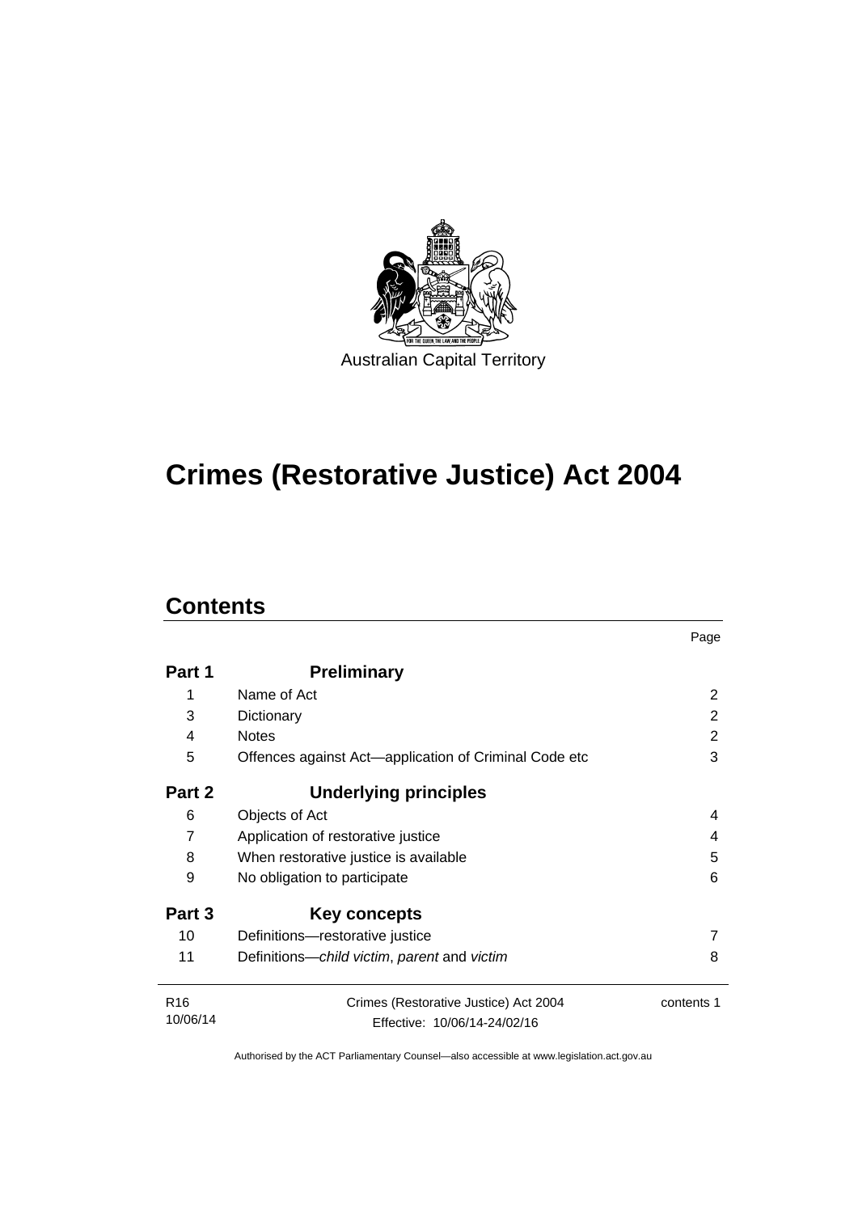Australian Capital Territory

# Crimes (Restorative Justice) Act 2004

## Contents

| | | Page |
|---|---|---|
| **Part 1** | **Preliminary** | |
| 1 | Name of Act | 2 |
| 3 | Dictionary | 2 |
| 4 | Notes | 2 |
| 5 | Offences against Act—application of Criminal Code etc | 3 |
| **Part 2** | **Underlying principles** | |
| 6 | Objects of Act | 4 |
| 7 | Application of restorative justice | 4 |
| 8 | When restorative justice is available | 5 |
| 9 | No obligation to participate | 6 |
| **Part 3** | **Key concepts** | |
| 10 | Definitions—restorative justice | 7 |
| 11 | Definitions—*child victim*, *parent* and *victim* | 8 |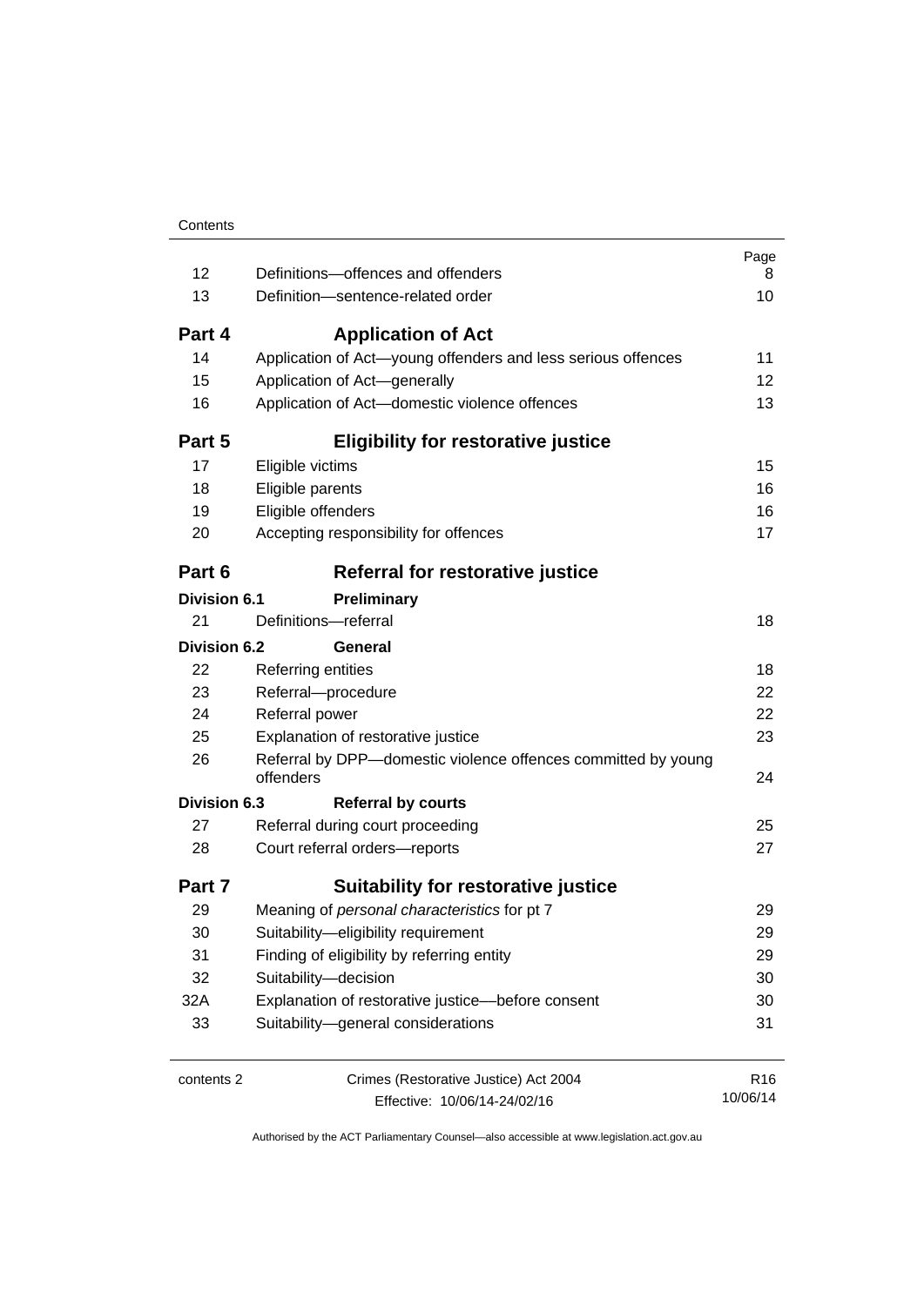| | | Page |
|---|---|---|
| 12 | Definitions—offences and offenders | 8 |
| 13 | Definition—sentence-related order | 10 |
| **Part 4** | **Application of Act** | |
| 14 | Application of Act—young offenders and less serious offences | 11 |
| 15 | Application of Act—generally | 12 |
| 16 | Application of Act—domestic violence offences | 13 |
| **Part 5** | **Eligibility for restorative justice** | |
| 17 | Eligible victims | 15 |
| 18 | Eligible parents | 16 |
| 19 | Eligible offenders | 16 |
| 20 | Accepting responsibility for offences | 17 |
| **Part 6** | **Referral for restorative justice** | |
| **Division 6.1** | **Preliminary** | |
| 21 | Definitions—referral | 18 |
| **Division 6.2** | **General** | |
| 22 | Referring entities | 18 |
| 23 | Referral—procedure | 22 |
| 24 | Referral power | 22 |
| 25 | Explanation of restorative justice | 23 |
| 26 | Referral by DPP—domestic violence offences committed by young offenders | 24 |
| **Division 6.3** | **Referral by courts** | |
| 27 | Referral during court proceeding | 25 |
| 28 | Court referral orders—reports | 27 |
| **Part 7** | **Suitability for restorative justice** | |
| 29 | Meaning of *personal characteristics* for pt 7 | 29 |
| 30 | Suitability—eligibility requirement | 29 |
| 31 | Finding of eligibility by referring entity | 29 |
| 32 | Suitability—decision | 30 |
| 32A | Explanation of restorative justice—before consent | 30 |
| 33 | Suitability—general considerations | 31 |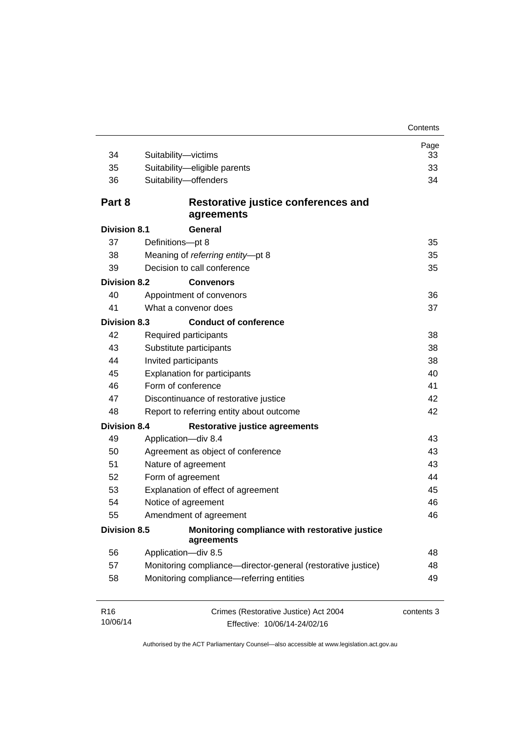| | | Page |
|---|---|---|
| 34 | Suitability—victims | 33 |
| 35 | Suitability—eligible parents | 33 |
| 36 | Suitability—offenders | 34 |
| **Part 8** | **Restorative justice conferences and agreements** | |
| **Division 8.1** | **General** | |
| 37 | Definitions—pt 8 | 35 |
| 38 | Meaning of *referring entity*—pt 8 | 35 |
| 39 | Decision to call conference | 35 |
| **Division 8.2** | **Convenors** | |
| 40 | Appointment of convenors | 36 |
| 41 | What a convenor does | 37 |
| **Division 8.3** | **Conduct of conference** | |
| 42 | Required participants | 38 |
| 43 | Substitute participants | 38 |
| 44 | Invited participants | 38 |
| 45 | Explanation for participants | 40 |
| 46 | Form of conference | 41 |
| 47 | Discontinuance of restorative justice | 42 |
| 48 | Report to referring entity about outcome | 42 |
| **Division 8.4** | **Restorative justice agreements** | |
| 49 | Application—div 8.4 | 43 |
| 50 | Agreement as object of conference | 43 |
| 51 | Nature of agreement | 43 |
| 52 | Form of agreement | 44 |
| 53 | Explanation of effect of agreement | 45 |
| 54 | Notice of agreement | 46 |
| 55 | Amendment of agreement | 46 |
| **Division 8.5** | **Monitoring compliance with restorative justice agreements** | |
| 56 | Application—div 8.5 | 48 |
| 57 | Monitoring compliance—director-general (restorative justice) | 48 |
| 58 | Monitoring compliance—referring entities | 49 |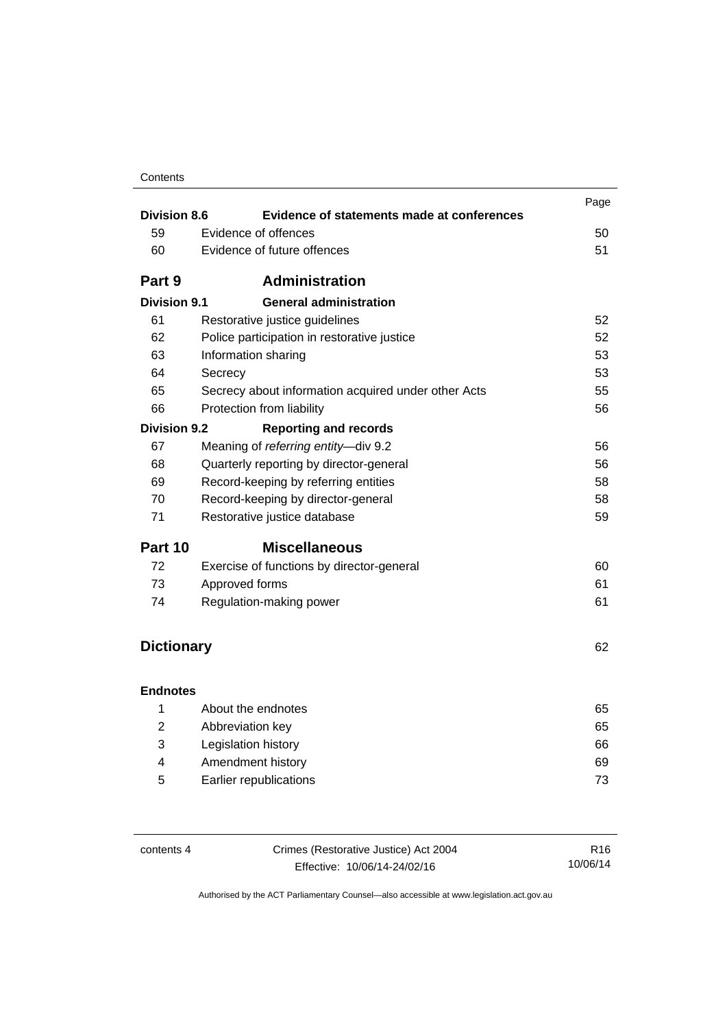| | | Page |
|---|---|---|
| **Division 8.6** | **Evidence of statements made at conferences** | |
| 59 | Evidence of offences | 50 |
| 60 | Evidence of future offences | 51 |
| **Part 9** | **Administration** | |
| **Division 9.1** | **General administration** | |
| 61 | Restorative justice guidelines | 52 |
| 62 | Police participation in restorative justice | 52 |
| 63 | Information sharing | 53 |
| 64 | Secrecy | 53 |
| 65 | Secrecy about information acquired under other Acts | 55 |
| 66 | Protection from liability | 56 |
| **Division 9.2** | **Reporting and records** | |
| 67 | Meaning of *referring entity*—div 9.2 | 56 |
| 68 | Quarterly reporting by director-general | 56 |
| 69 | Record-keeping by referring entities | 58 |
| 70 | Record-keeping by director-general | 58 |
| 71 | Restorative justice database | 59 |
| **Part 10** | **Miscellaneous** | |
| 72 | Exercise of functions by director-general | 60 |
| 73 | Approved forms | 61 |
| 74 | Regulation-making power | 61 |
| **Dictionary** | | 62 |
| **Endnotes** | | |
| 1 | About the endnotes | 65 |
| 2 | Abbreviation key | 65 |
| 3 | Legislation history | 66 |
| 4 | Amendment history | 69 |
| 5 | Earlier republications | 73 |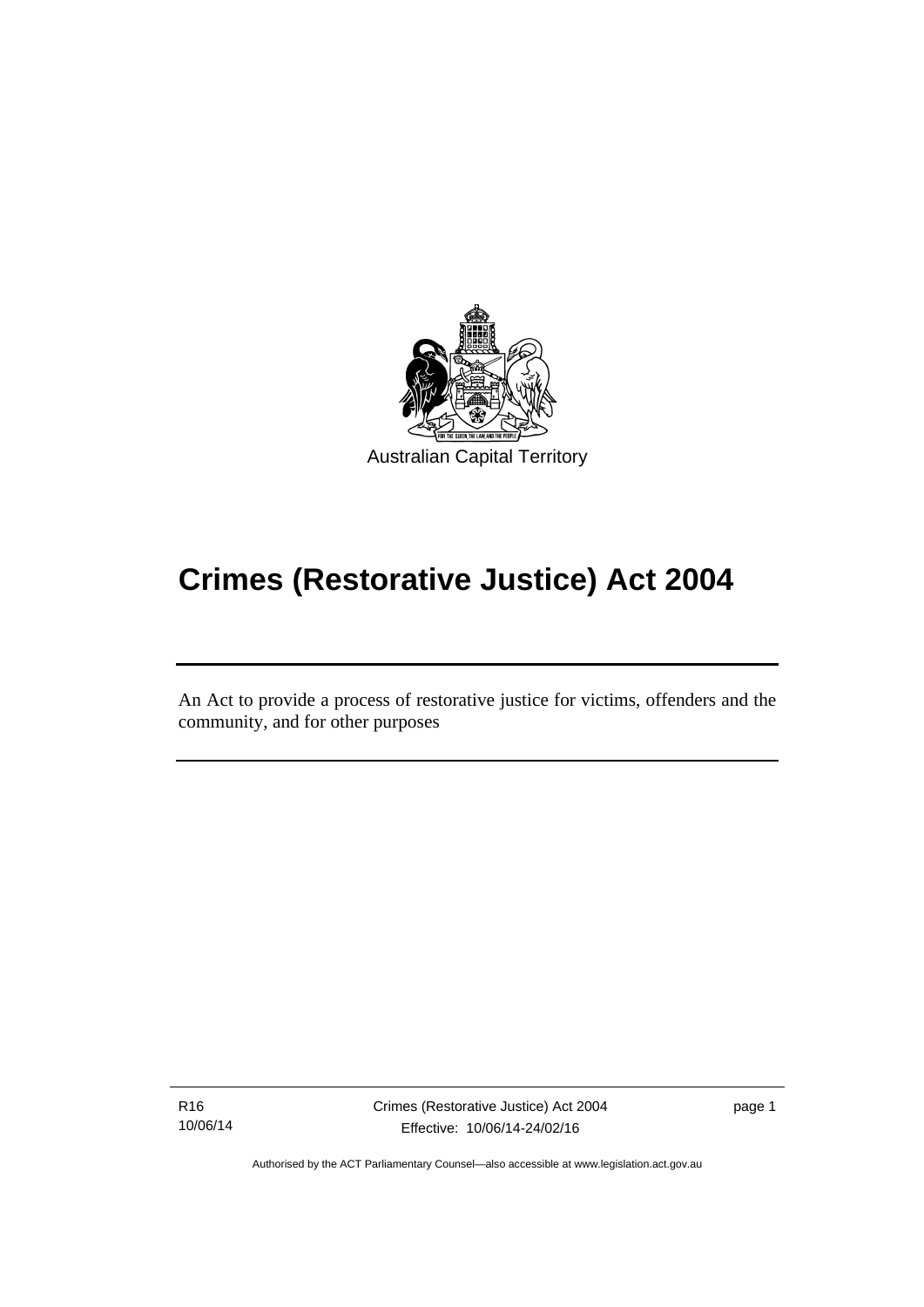Australian Capital Territory

# Crimes (Restorative Justice) Act 2004

An Act to provide a process of restorative justice for victims, offenders and the community, and for other purposes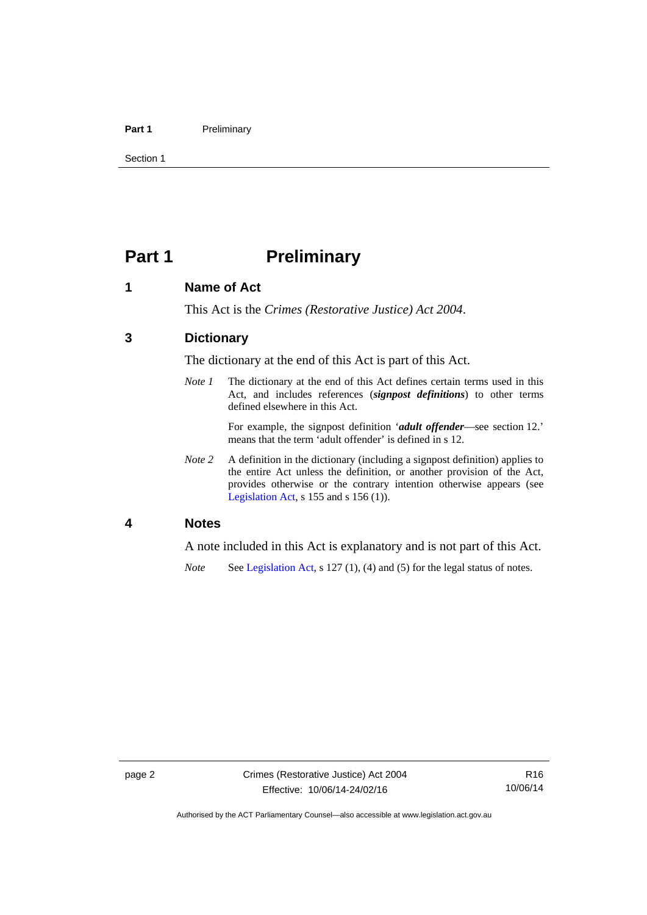# Part 1 Preliminary

## 1 Name of Act

This Act is the *Crimes (Restorative Justice) Act 2004*.

## 3 Dictionary

The dictionary at the end of this Act is part of this Act.

*Note 1* The dictionary at the end of this Act defines certain terms used in this Act, and includes references (***signpost definitions***) to other terms defined elsewhere in this Act.

For example, the signpost definition '***adult offender***—see section 12.' means that the term 'adult offender' is defined in s 12.

*Note 2* A definition in the dictionary (including a signpost definition) applies to the entire Act unless the definition, or another provision of the Act, provides otherwise or the contrary intention otherwise appears (see Legislation Act, s 155 and s 156 (1)).

## 4 Notes

A note included in this Act is explanatory and is not part of this Act.

*Note* See Legislation Act, s 127 (1), (4) and (5) for the legal status of notes.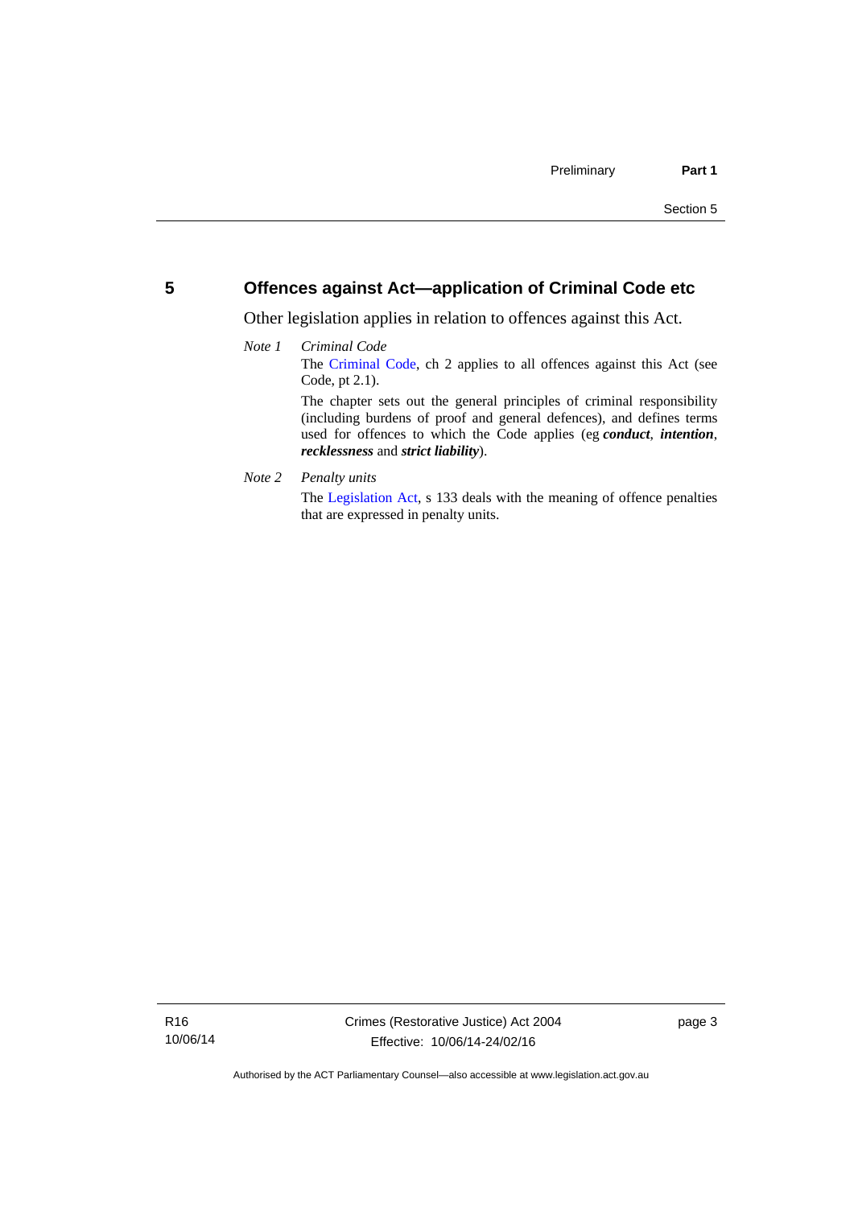## 5 Offences against Act—application of Criminal Code etc

Other legislation applies in relation to offences against this Act.

*Note 1* *Criminal Code*

The Criminal Code, ch 2 applies to all offences against this Act (see Code, pt 2.1).

The chapter sets out the general principles of criminal responsibility (including burdens of proof and general defences), and defines terms used for offences to which the Code applies (eg ***conduct***, ***intention***, ***recklessness*** and ***strict liability***).

*Note 2* *Penalty units*

The Legislation Act, s 133 deals with the meaning of offence penalties that are expressed in penalty units.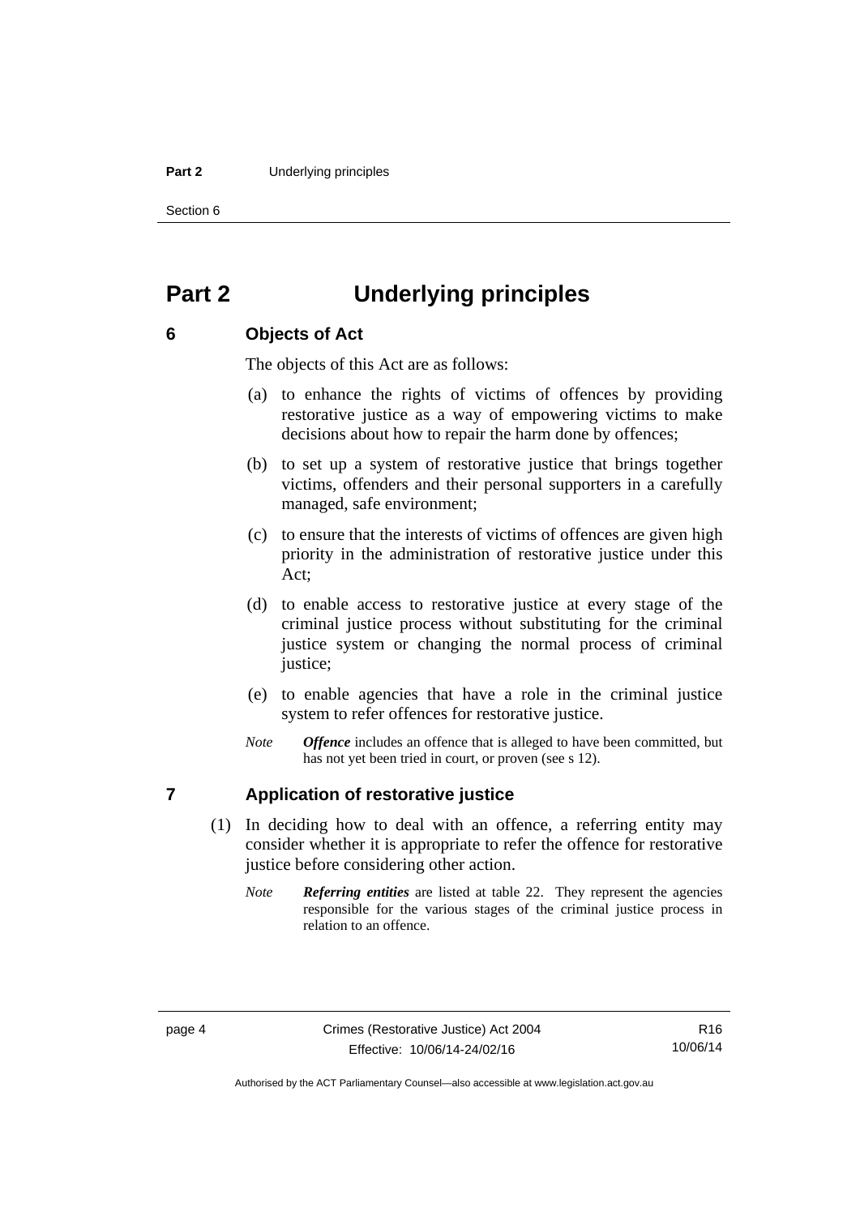# Part 2 Underlying principles

## 6 Objects of Act

The objects of this Act are as follows:

(a) to enhance the rights of victims of offences by providing restorative justice as a way of empowering victims to make decisions about how to repair the harm done by offences;

(b) to set up a system of restorative justice that brings together victims, offenders and their personal supporters in a carefully managed, safe environment;

(c) to ensure that the interests of victims of offences are given high priority in the administration of restorative justice under this Act;

(d) to enable access to restorative justice at every stage of the criminal justice process without substituting for the criminal justice system or changing the normal process of criminal justice;

(e) to enable agencies that have a role in the criminal justice system to refer offences for restorative justice.

*Note* ***Offence*** includes an offence that is alleged to have been committed, but has not yet been tried in court, or proven (see s 12).

## 7 Application of restorative justice

(1) In deciding how to deal with an offence, a referring entity may consider whether it is appropriate to refer the offence for restorative justice before considering other action.

*Note* ***Referring entities*** are listed at table 22. They represent the agencies responsible for the various stages of the criminal justice process in relation to an offence.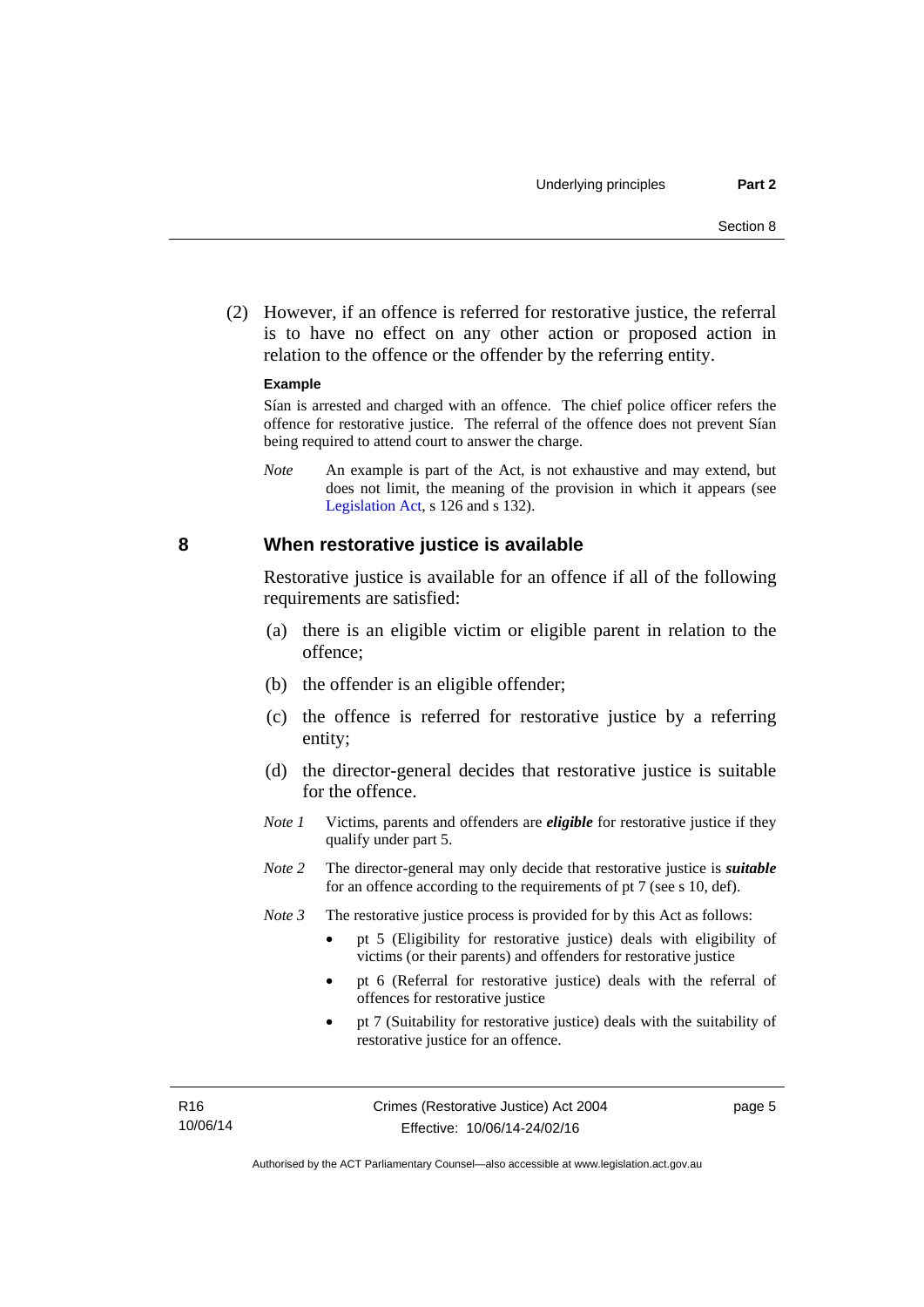(2) However, if an offence is referred for restorative justice, the referral is to have no effect on any other action or proposed action in relation to the offence or the offender by the referring entity.

**Example**

Sían is arrested and charged with an offence. The chief police officer refers the offence for restorative justice. The referral of the offence does not prevent Sían being required to attend court to answer the charge.

*Note* An example is part of the Act, is not exhaustive and may extend, but does not limit, the meaning of the provision in which it appears (see Legislation Act, s 126 and s 132).

## 8 When restorative justice is available

Restorative justice is available for an offence if all of the following requirements are satisfied:

(a) there is an eligible victim or eligible parent in relation to the offence;

(b) the offender is an eligible offender;

(c) the offence is referred for restorative justice by a referring entity;

(d) the director-general decides that restorative justice is suitable for the offence.

*Note 1* Victims, parents and offenders are ***eligible*** for restorative justice if they qualify under part 5.

*Note 2* The director-general may only decide that restorative justice is ***suitable*** for an offence according to the requirements of pt 7 (see s 10, def).

*Note 3* The restorative justice process is provided for by this Act as follows:

- pt 5 (Eligibility for restorative justice) deals with eligibility of victims (or their parents) and offenders for restorative justice
- pt 6 (Referral for restorative justice) deals with the referral of offences for restorative justice
- pt 7 (Suitability for restorative justice) deals with the suitability of restorative justice for an offence.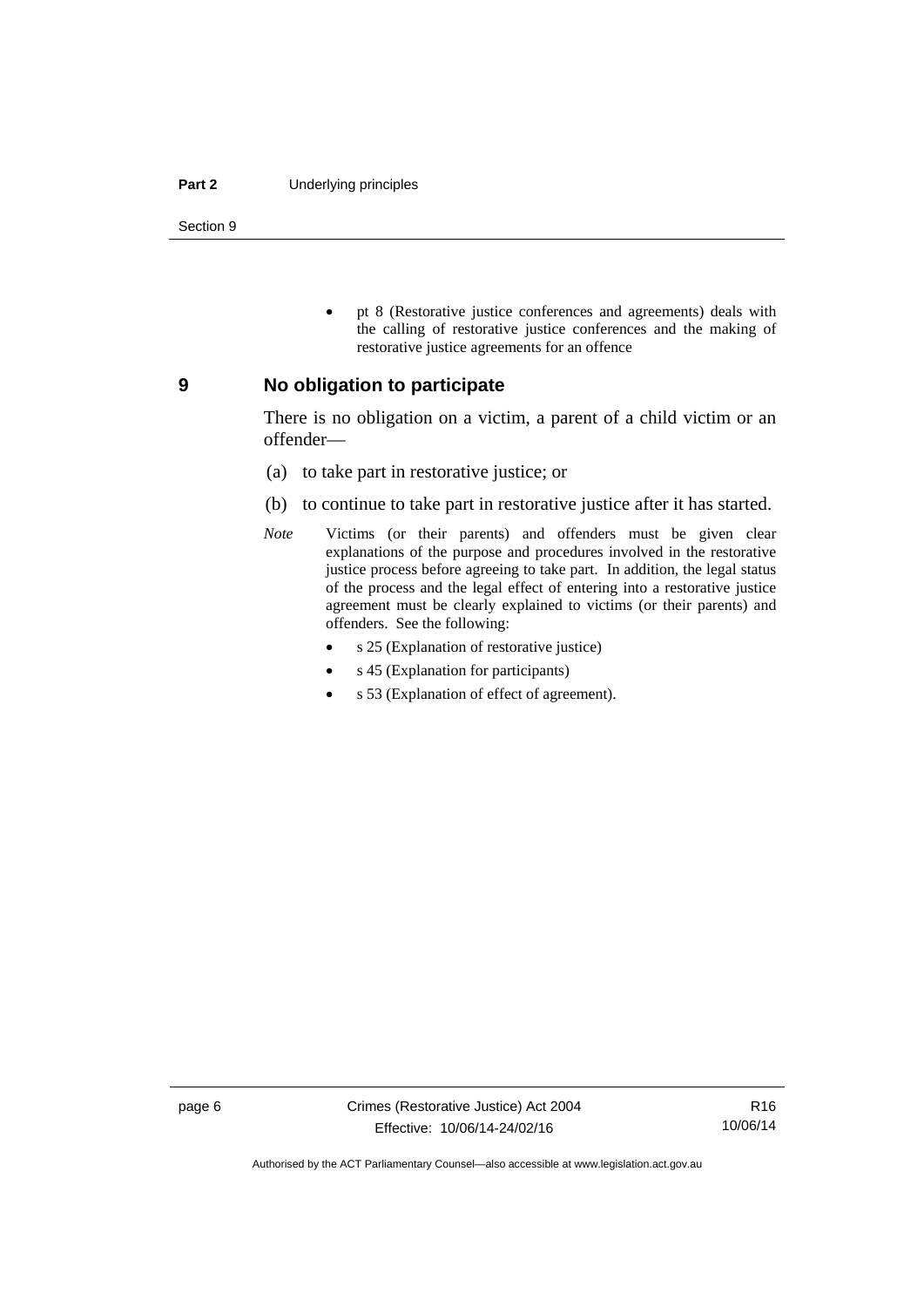- pt 8 (Restorative justice conferences and agreements) deals with the calling of restorative justice conferences and the making of restorative justice agreements for an offence

## 9 No obligation to participate

There is no obligation on a victim, a parent of a child victim or an offender—

(a) to take part in restorative justice; or

(b) to continue to take part in restorative justice after it has started.

*Note* Victims (or their parents) and offenders must be given clear explanations of the purpose and procedures involved in the restorative justice process before agreeing to take part. In addition, the legal status of the process and the legal effect of entering into a restorative justice agreement must be clearly explained to victims (or their parents) and offenders. See the following:

- s 25 (Explanation of restorative justice)
- s 45 (Explanation for participants)
- s 53 (Explanation of effect of agreement).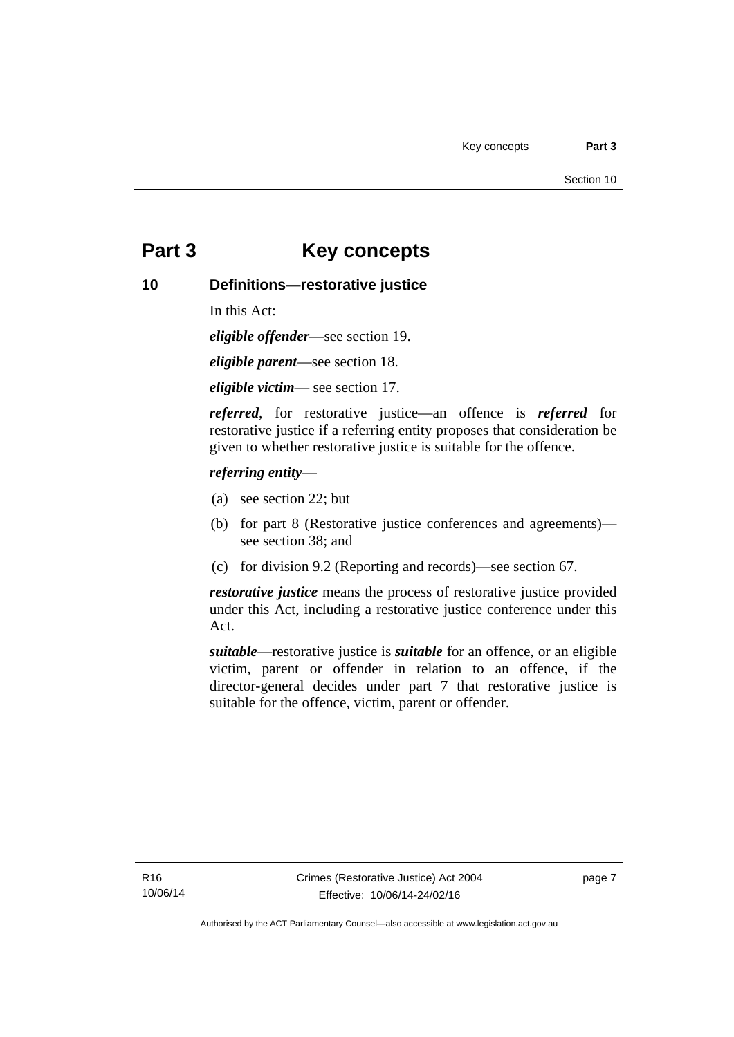# Part 3 Key concepts

## 10 Definitions—restorative justice

In this Act:

***eligible offender***—see section 19.

***eligible parent***—see section 18.

***eligible victim***— see section 17.

***referred***, for restorative justice—an offence is ***referred*** for restorative justice if a referring entity proposes that consideration be given to whether restorative justice is suitable for the offence.

***referring entity***—

(a) see section 22; but

(b) for part 8 (Restorative justice conferences and agreements)—see section 38; and

(c) for division 9.2 (Reporting and records)—see section 67.

***restorative justice*** means the process of restorative justice provided under this Act, including a restorative justice conference under this Act.

***suitable***—restorative justice is ***suitable*** for an offence, or an eligible victim, parent or offender in relation to an offence, if the director-general decides under part 7 that restorative justice is suitable for the offence, victim, parent or offender.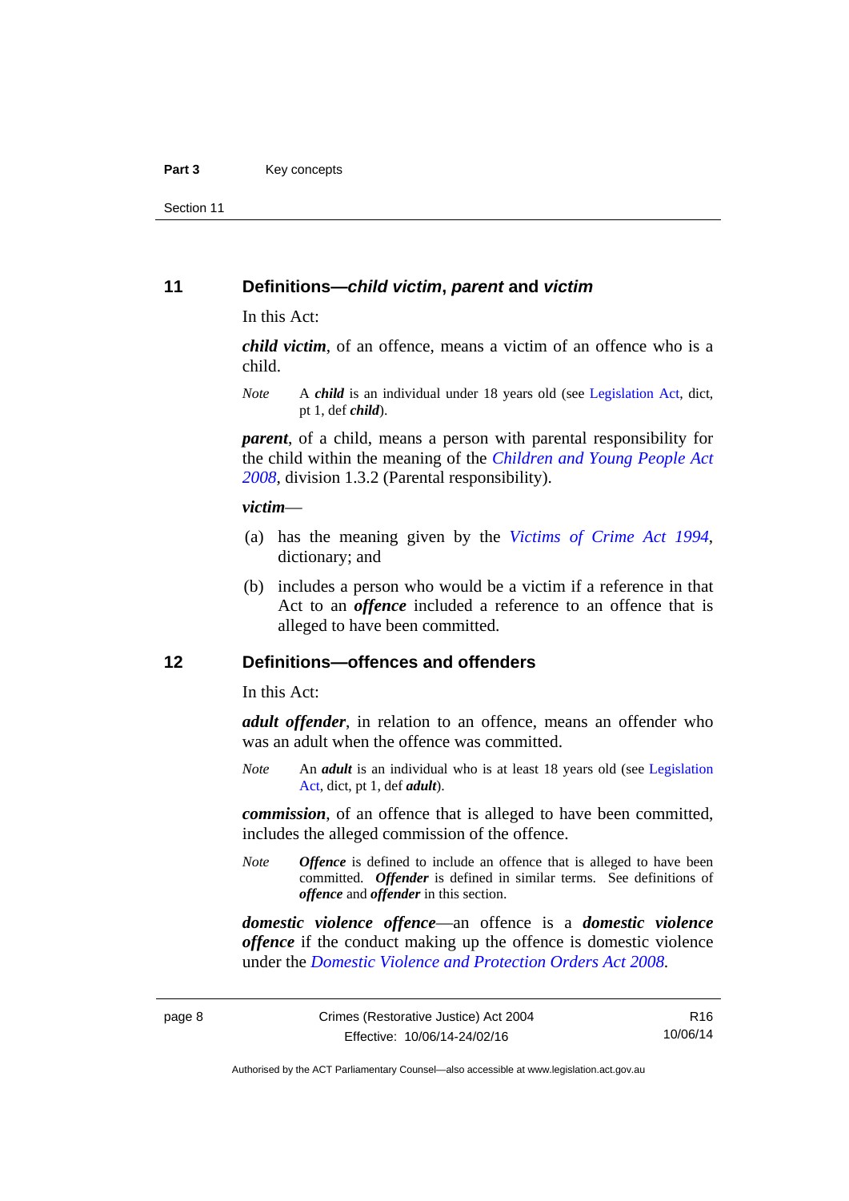## 11 Definitions—*child victim*, *parent* and *victim*

In this Act:

***child victim***, of an offence, means a victim of an offence who is a child.

*Note* A ***child*** is an individual under 18 years old (see Legislation Act, dict, pt 1, def ***child***).

***parent***, of a child, means a person with parental responsibility for the child within the meaning of the *Children and Young People Act 2008*, division 1.3.2 (Parental responsibility).

***victim***—

(a) has the meaning given by the *Victims of Crime Act 1994*, dictionary; and

(b) includes a person who would be a victim if a reference in that Act to an ***offence*** included a reference to an offence that is alleged to have been committed.

## 12 Definitions—offences and offenders

In this Act:

***adult offender***, in relation to an offence, means an offender who was an adult when the offence was committed.

*Note* An ***adult*** is an individual who is at least 18 years old (see Legislation Act, dict, pt 1, def ***adult***).

***commission***, of an offence that is alleged to have been committed, includes the alleged commission of the offence.

*Note* ***Offence*** is defined to include an offence that is alleged to have been committed. ***Offender*** is defined in similar terms. See definitions of ***offence*** and ***offender*** in this section.

***domestic violence offence***—an offence is a ***domestic violence offence*** if the conduct making up the offence is domestic violence under the *Domestic Violence and Protection Orders Act 2008*.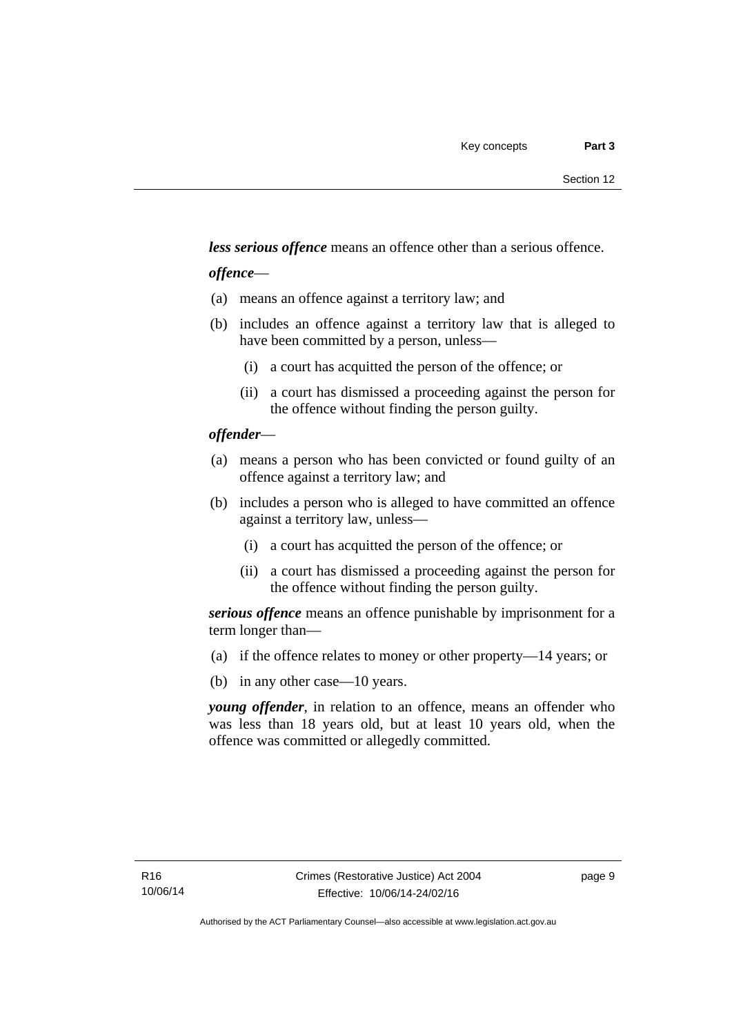***less serious offence*** means an offence other than a serious offence.

***offence***—

(a) means an offence against a territory law; and

(b) includes an offence against a territory law that is alleged to have been committed by a person, unless—

  (i) a court has acquitted the person of the offence; or

  (ii) a court has dismissed a proceeding against the person for the offence without finding the person guilty.

***offender***—

(a) means a person who has been convicted or found guilty of an offence against a territory law; and

(b) includes a person who is alleged to have committed an offence against a territory law, unless—

  (i) a court has acquitted the person of the offence; or

  (ii) a court has dismissed a proceeding against the person for the offence without finding the person guilty.

***serious offence*** means an offence punishable by imprisonment for a term longer than—

(a) if the offence relates to money or other property—14 years; or

(b) in any other case—10 years.

***young offender***, in relation to an offence, means an offender who was less than 18 years old, but at least 10 years old, when the offence was committed or allegedly committed.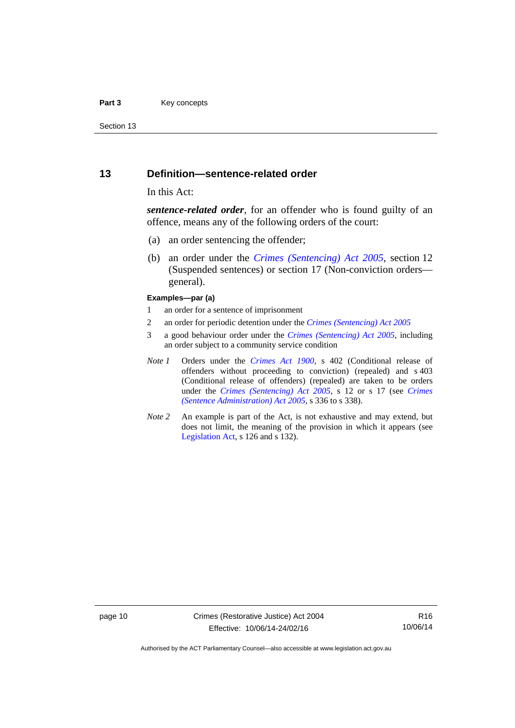## 13 Definition—sentence-related order

In this Act:

***sentence-related order***, for an offender who is found guilty of an offence, means any of the following orders of the court:

(a) an order sentencing the offender;

(b) an order under the *Crimes (Sentencing) Act 2005*, section 12 (Suspended sentences) or section 17 (Non-conviction orders—general).

**Examples—par (a)**

1 an order for a sentence of imprisonment

2 an order for periodic detention under the *Crimes (Sentencing) Act 2005*

3 a good behaviour order under the *Crimes (Sentencing) Act 2005*, including an order subject to a community service condition

*Note 1* Orders under the *Crimes Act 1900*, s 402 (Conditional release of offenders without proceeding to conviction) (repealed) and s 403 (Conditional release of offenders) (repealed) are taken to be orders under the *Crimes (Sentencing) Act 2005*, s 12 or s 17 (see *Crimes (Sentence Administration) Act 2005*, s 336 to s 338).

*Note 2* An example is part of the Act, is not exhaustive and may extend, but does not limit, the meaning of the provision in which it appears (see Legislation Act, s 126 and s 132).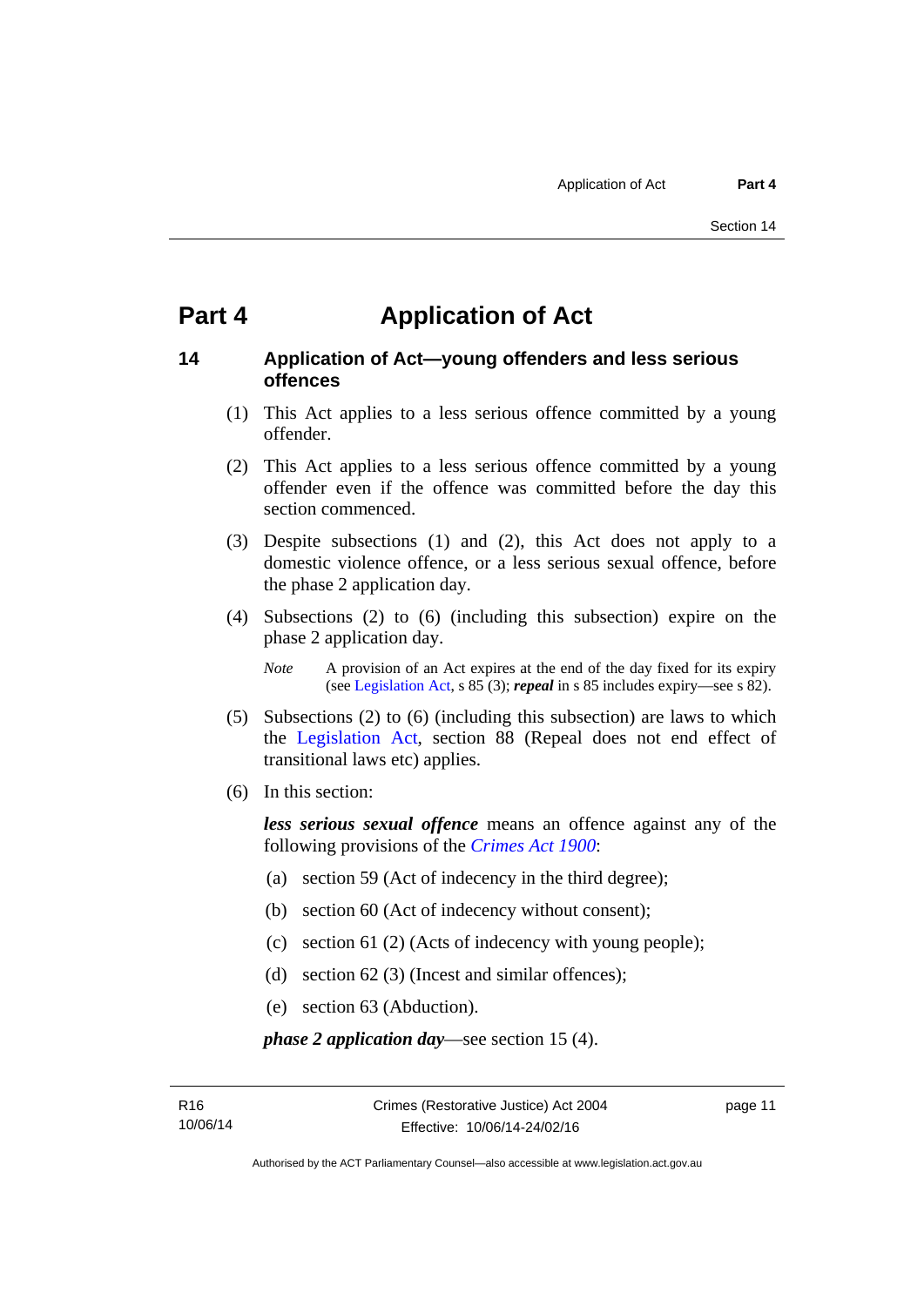# Part 4 Application of Act

## 14 Application of Act—young offenders and less serious offences

(1) This Act applies to a less serious offence committed by a young offender.

(2) This Act applies to a less serious offence committed by a young offender even if the offence was committed before the day this section commenced.

(3) Despite subsections (1) and (2), this Act does not apply to a domestic violence offence, or a less serious sexual offence, before the phase 2 application day.

(4) Subsections (2) to (6) (including this subsection) expire on the phase 2 application day.

*Note* A provision of an Act expires at the end of the day fixed for its expiry (see Legislation Act, s 85 (3); ***repeal*** in s 85 includes expiry—see s 82).

(5) Subsections (2) to (6) (including this subsection) are laws to which the Legislation Act, section 88 (Repeal does not end effect of transitional laws etc) applies.

(6) In this section:

***less serious sexual offence*** means an offence against any of the following provisions of the *Crimes Act 1900*:

(a) section 59 (Act of indecency in the third degree);

(b) section 60 (Act of indecency without consent);

(c) section 61 (2) (Acts of indecency with young people);

(d) section 62 (3) (Incest and similar offences);

(e) section 63 (Abduction).

***phase 2 application day***—see section 15 (4).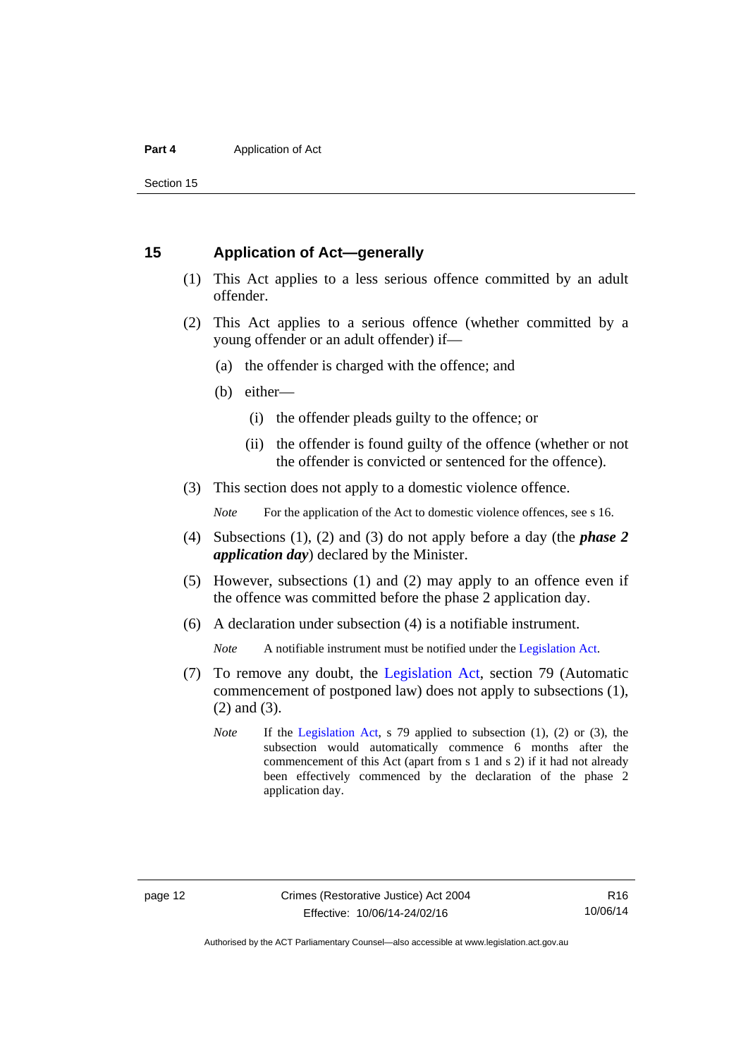## 15 Application of Act—generally

(1) This Act applies to a less serious offence committed by an adult offender.

(2) This Act applies to a serious offence (whether committed by a young offender or an adult offender) if—

(a) the offender is charged with the offence; and

(b) either—

(i) the offender pleads guilty to the offence; or

(ii) the offender is found guilty of the offence (whether or not the offender is convicted or sentenced for the offence).

(3) This section does not apply to a domestic violence offence.

*Note* For the application of the Act to domestic violence offences, see s 16.

(4) Subsections (1), (2) and (3) do not apply before a day (the ***phase 2 application day***) declared by the Minister.

(5) However, subsections (1) and (2) may apply to an offence even if the offence was committed before the phase 2 application day.

(6) A declaration under subsection (4) is a notifiable instrument.

*Note* A notifiable instrument must be notified under the Legislation Act.

(7) To remove any doubt, the Legislation Act, section 79 (Automatic commencement of postponed law) does not apply to subsections (1), (2) and (3).

*Note* If the Legislation Act, s 79 applied to subsection (1), (2) or (3), the subsection would automatically commence 6 months after the commencement of this Act (apart from s 1 and s 2) if it had not already been effectively commenced by the declaration of the phase 2 application day.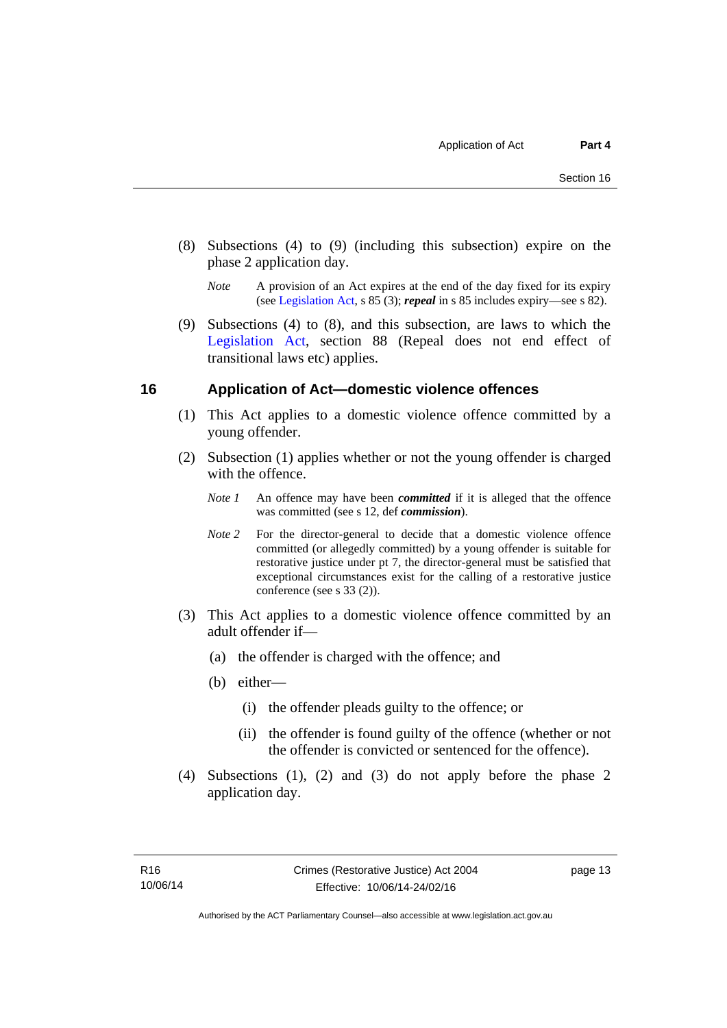(8) Subsections (4) to (9) (including this subsection) expire on the phase 2 application day.

*Note* A provision of an Act expires at the end of the day fixed for its expiry (see Legislation Act, s 85 (3); ***repeal*** in s 85 includes expiry—see s 82).

(9) Subsections (4) to (8), and this subsection, are laws to which the Legislation Act, section 88 (Repeal does not end effect of transitional laws etc) applies.

## 16 Application of Act—domestic violence offences

(1) This Act applies to a domestic violence offence committed by a young offender.

(2) Subsection (1) applies whether or not the young offender is charged with the offence.

*Note 1* An offence may have been ***committed*** if it is alleged that the offence was committed (see s 12, def ***commission***).

*Note 2* For the director-general to decide that a domestic violence offence committed (or allegedly committed) by a young offender is suitable for restorative justice under pt 7, the director-general must be satisfied that exceptional circumstances exist for the calling of a restorative justice conference (see s 33 (2)).

(3) This Act applies to a domestic violence offence committed by an adult offender if—

(a) the offender is charged with the offence; and

(b) either—

(i) the offender pleads guilty to the offence; or

(ii) the offender is found guilty of the offence (whether or not the offender is convicted or sentenced for the offence).

(4) Subsections (1), (2) and (3) do not apply before the phase 2 application day.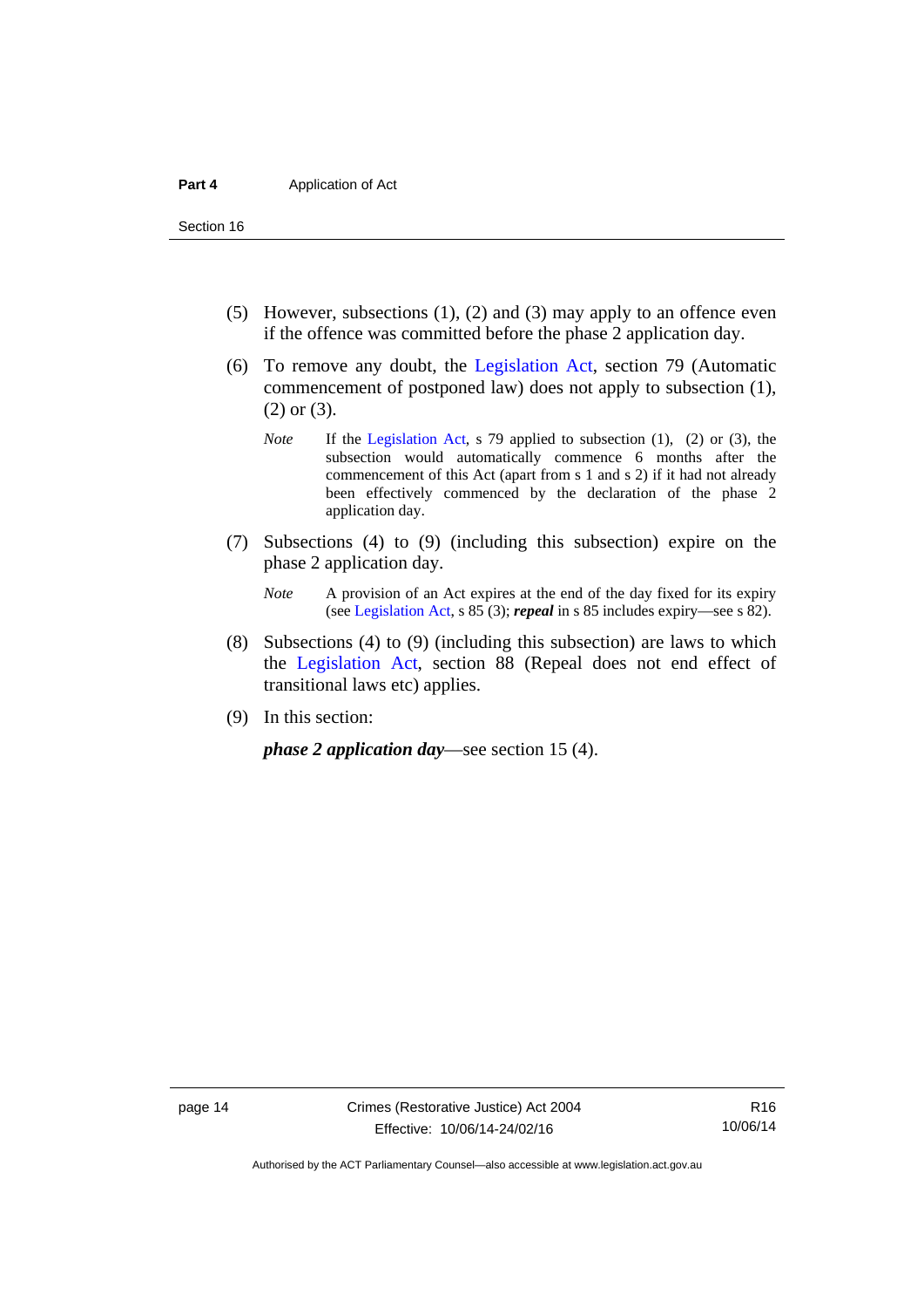(5) However, subsections (1), (2) and (3) may apply to an offence even if the offence was committed before the phase 2 application day.

(6) To remove any doubt, the Legislation Act, section 79 (Automatic commencement of postponed law) does not apply to subsection (1), (2) or (3).

*Note* If the Legislation Act, s 79 applied to subsection (1), (2) or (3), the subsection would automatically commence 6 months after the commencement of this Act (apart from s 1 and s 2) if it had not already been effectively commenced by the declaration of the phase 2 application day.

(7) Subsections (4) to (9) (including this subsection) expire on the phase 2 application day.

*Note* A provision of an Act expires at the end of the day fixed for its expiry (see Legislation Act, s 85 (3); ***repeal*** in s 85 includes expiry—see s 82).

(8) Subsections (4) to (9) (including this subsection) are laws to which the Legislation Act, section 88 (Repeal does not end effect of transitional laws etc) applies.

(9) In this section:

***phase 2 application day***—see section 15 (4).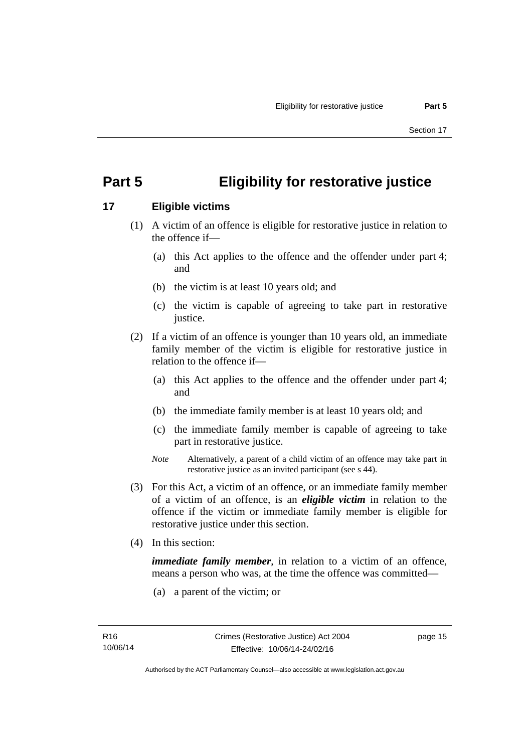# Part 5 Eligibility for restorative justice

## 17 Eligible victims

(1) A victim of an offence is eligible for restorative justice in relation to the offence if—

(a) this Act applies to the offence and the offender under part 4; and

(b) the victim is at least 10 years old; and

(c) the victim is capable of agreeing to take part in restorative justice.

(2) If a victim of an offence is younger than 10 years old, an immediate family member of the victim is eligible for restorative justice in relation to the offence if—

(a) this Act applies to the offence and the offender under part 4; and

(b) the immediate family member is at least 10 years old; and

(c) the immediate family member is capable of agreeing to take part in restorative justice.

*Note* Alternatively, a parent of a child victim of an offence may take part in restorative justice as an invited participant (see s 44).

(3) For this Act, a victim of an offence, or an immediate family member of a victim of an offence, is an ***eligible victim*** in relation to the offence if the victim or immediate family member is eligible for restorative justice under this section.

(4) In this section:

***immediate family member***, in relation to a victim of an offence, means a person who was, at the time the offence was committed—

(a) a parent of the victim; or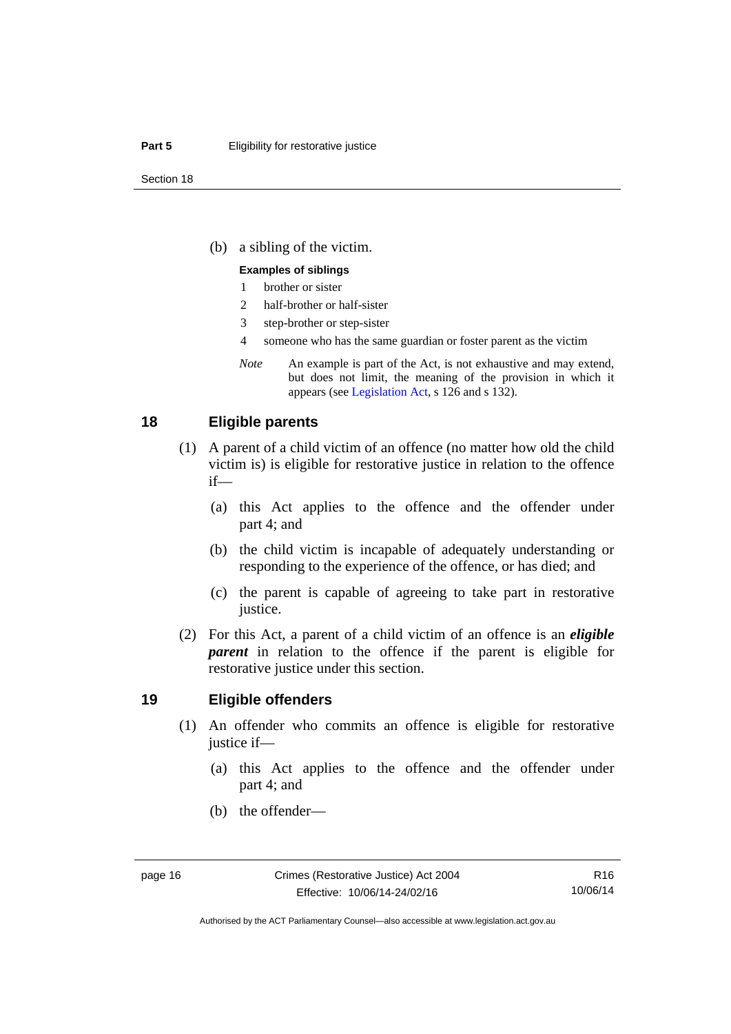(b) a sibling of the victim.

**Examples of siblings**

1 brother or sister

2 half-brother or half-sister

3 step-brother or step-sister

4 someone who has the same guardian or foster parent as the victim

*Note* An example is part of the Act, is not exhaustive and may extend, but does not limit, the meaning of the provision in which it appears (see Legislation Act, s 126 and s 132).

## 18 Eligible parents

(1) A parent of a child victim of an offence (no matter how old the child victim is) is eligible for restorative justice in relation to the offence if—

(a) this Act applies to the offence and the offender under part 4; and

(b) the child victim is incapable of adequately understanding or responding to the experience of the offence, or has died; and

(c) the parent is capable of agreeing to take part in restorative justice.

(2) For this Act, a parent of a child victim of an offence is an ***eligible parent*** in relation to the offence if the parent is eligible for restorative justice under this section.

## 19 Eligible offenders

(1) An offender who commits an offence is eligible for restorative justice if—

(a) this Act applies to the offence and the offender under part 4; and

(b) the offender—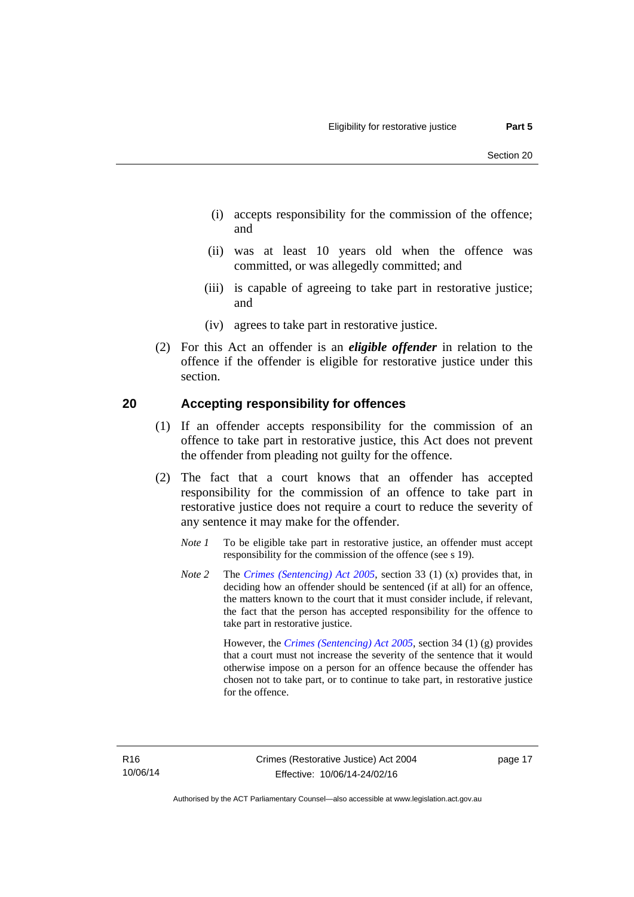(i) accepts responsibility for the commission of the offence; and

(ii) was at least 10 years old when the offence was committed, or was allegedly committed; and

(iii) is capable of agreeing to take part in restorative justice; and

(iv) agrees to take part in restorative justice.

(2) For this Act an offender is an ***eligible offender*** in relation to the offence if the offender is eligible for restorative justice under this section.

## 20 Accepting responsibility for offences

(1) If an offender accepts responsibility for the commission of an offence to take part in restorative justice, this Act does not prevent the offender from pleading not guilty for the offence.

(2) The fact that a court knows that an offender has accepted responsibility for the commission of an offence to take part in restorative justice does not require a court to reduce the severity of any sentence it may make for the offender.

*Note 1* To be eligible take part in restorative justice, an offender must accept responsibility for the commission of the offence (see s 19).

*Note 2* The *Crimes (Sentencing) Act 2005*, section 33 (1) (x) provides that, in deciding how an offender should be sentenced (if at all) for an offence, the matters known to the court that it must consider include, if relevant, the fact that the person has accepted responsibility for the offence to take part in restorative justice.

However, the *Crimes (Sentencing) Act 2005*, section 34 (1) (g) provides that a court must not increase the severity of the sentence that it would otherwise impose on a person for an offence because the offender has chosen not to take part, or to continue to take part, in restorative justice for the offence.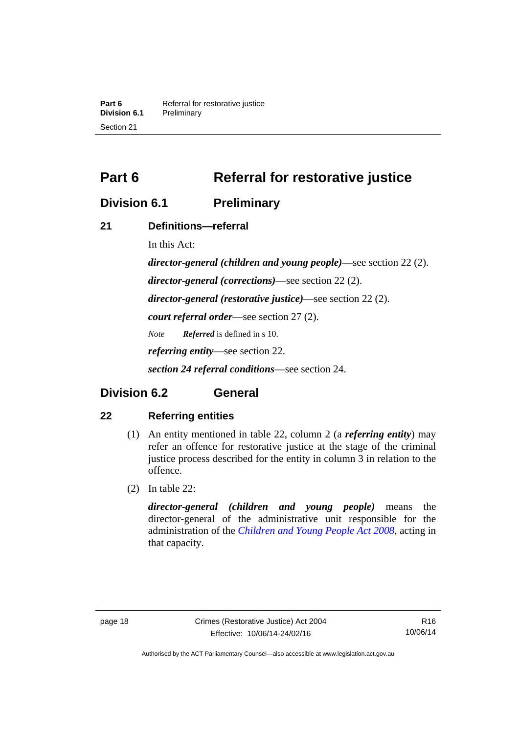# Part 6 Referral for restorative justice

## Division 6.1 Preliminary

### 21 Definitions—referral

In this Act:

***director-general (children and young people)***—see section 22 (2).

***director-general (corrections)***—see section 22 (2).

***director-general (restorative justice)***—see section 22 (2).

***court referral order***—see section 27 (2).

*Note* ***Referred*** is defined in s 10.

***referring entity***—see section 22.

***section 24 referral conditions***—see section 24.

## Division 6.2 General

### 22 Referring entities

(1) An entity mentioned in table 22, column 2 (a ***referring entity***) may refer an offence for restorative justice at the stage of the criminal justice process described for the entity in column 3 in relation to the offence.

(2) In table 22:

***director-general (children and young people)*** means the director-general of the administrative unit responsible for the administration of the *Children and Young People Act 2008*, acting in that capacity.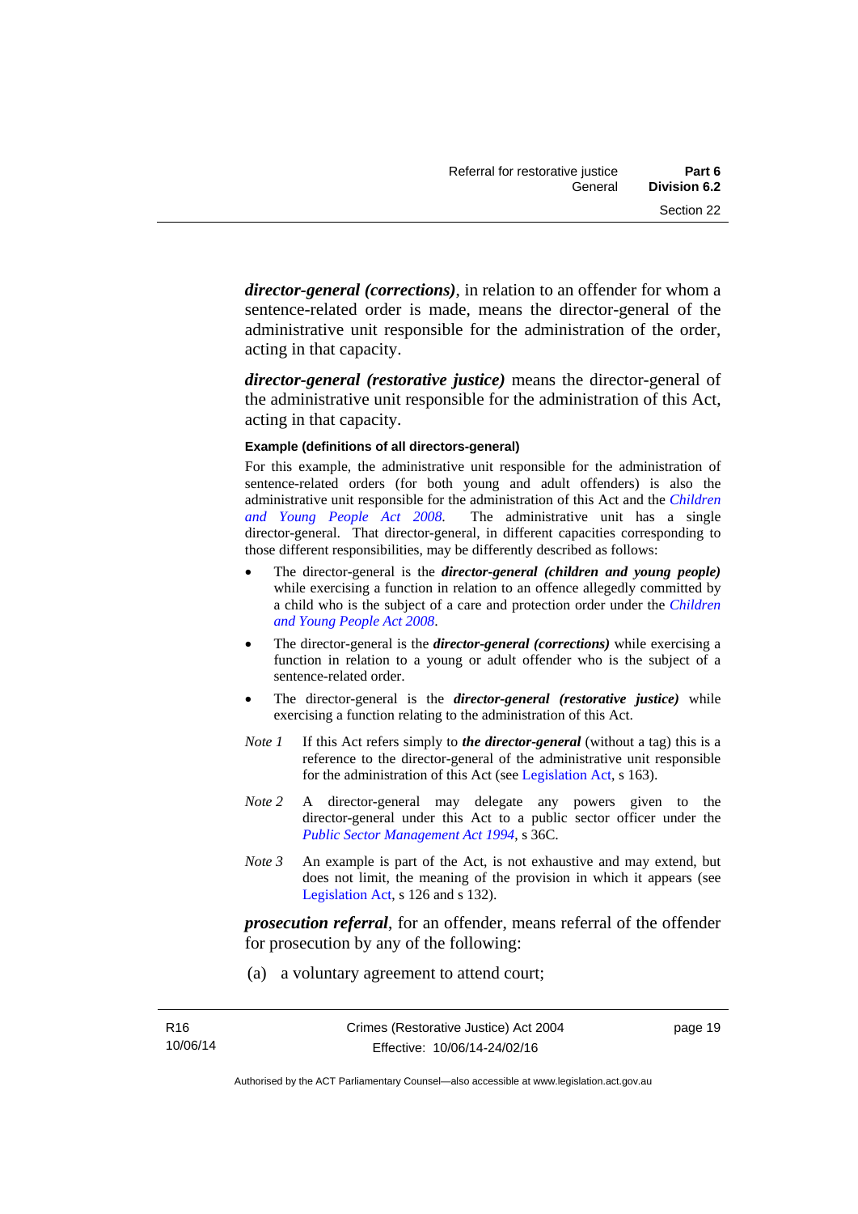***director-general (corrections)***, in relation to an offender for whom a sentence-related order is made, means the director-general of the administrative unit responsible for the administration of the order, acting in that capacity.

***director-general (restorative justice)*** means the director-general of the administrative unit responsible for the administration of this Act, acting in that capacity.

**Example (definitions of all directors-general)**

For this example, the administrative unit responsible for the administration of sentence-related orders (for both young and adult offenders) is also the administrative unit responsible for the administration of this Act and the *Children and Young People Act 2008*. The administrative unit has a single director-general. That director-general, in different capacities corresponding to those different responsibilities, may be differently described as follows:

- The director-general is the ***director-general (children and young people)*** while exercising a function in relation to an offence allegedly committed by a child who is the subject of a care and protection order under the *Children and Young People Act 2008*.
- The director-general is the ***director-general (corrections)*** while exercising a function in relation to a young or adult offender who is the subject of a sentence-related order.
- The director-general is the ***director-general (restorative justice)*** while exercising a function relating to the administration of this Act.

*Note 1* If this Act refers simply to ***the director-general*** (without a tag) this is a reference to the director-general of the administrative unit responsible for the administration of this Act (see Legislation Act, s 163).

*Note 2* A director-general may delegate any powers given to the director-general under this Act to a public sector officer under the *Public Sector Management Act 1994*, s 36C.

*Note 3* An example is part of the Act, is not exhaustive and may extend, but does not limit, the meaning of the provision in which it appears (see Legislation Act, s 126 and s 132).

***prosecution referral***, for an offender, means referral of the offender for prosecution by any of the following:

(a) a voluntary agreement to attend court;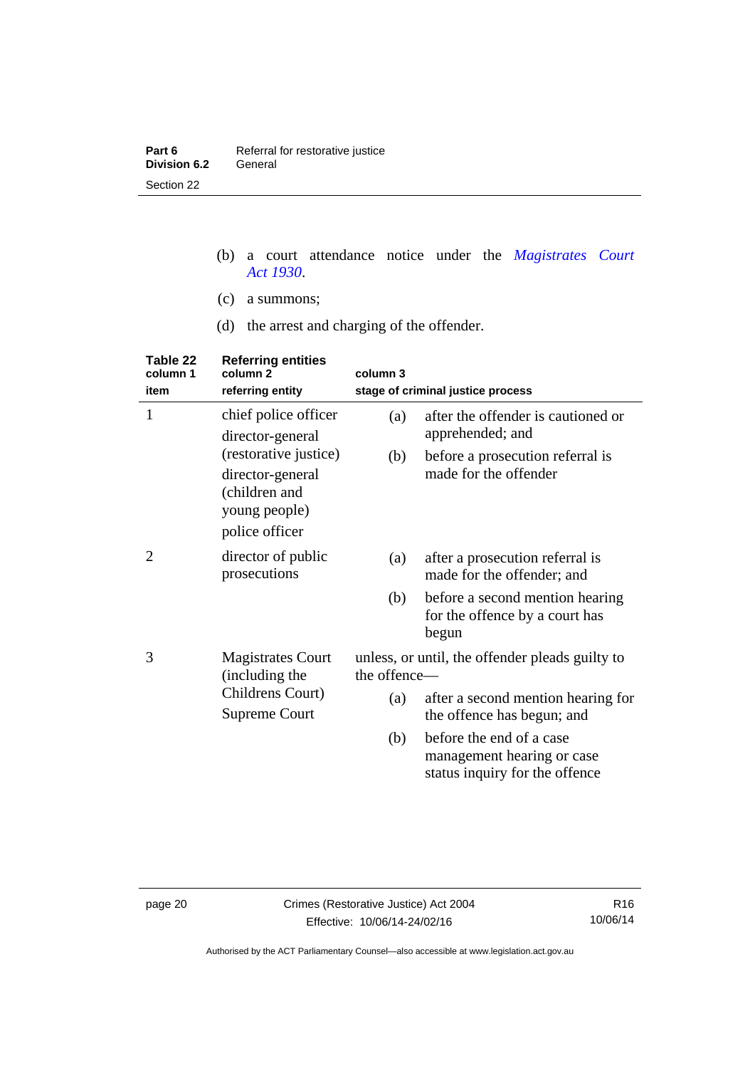(b) a court attendance notice under the *Magistrates Court Act 1930*.

(c) a summons;

(d) the arrest and charging of the offender.

**Table 22 Referring entities**

| column 1 item | column 2 referring entity | column 3 stage of criminal justice process |
|---|---|---|
| 1 | chief police officer<br>director-general (restorative justice)<br>director-general (children and young people)<br>police officer | (a) after the offender is cautioned or apprehended; and<br>(b) before a prosecution referral is made for the offender |
| 2 | director of public prosecutions | (a) after a prosecution referral is made for the offender; and<br>(b) before a second mention hearing for the offence by a court has begun |
| 3 | Magistrates Court (including the Childrens Court)<br>Supreme Court | unless, or until, the offender pleads guilty to the offence—<br>(a) after a second mention hearing for the offence has begun; and<br>(b) before the end of a case management hearing or case status inquiry for the offence |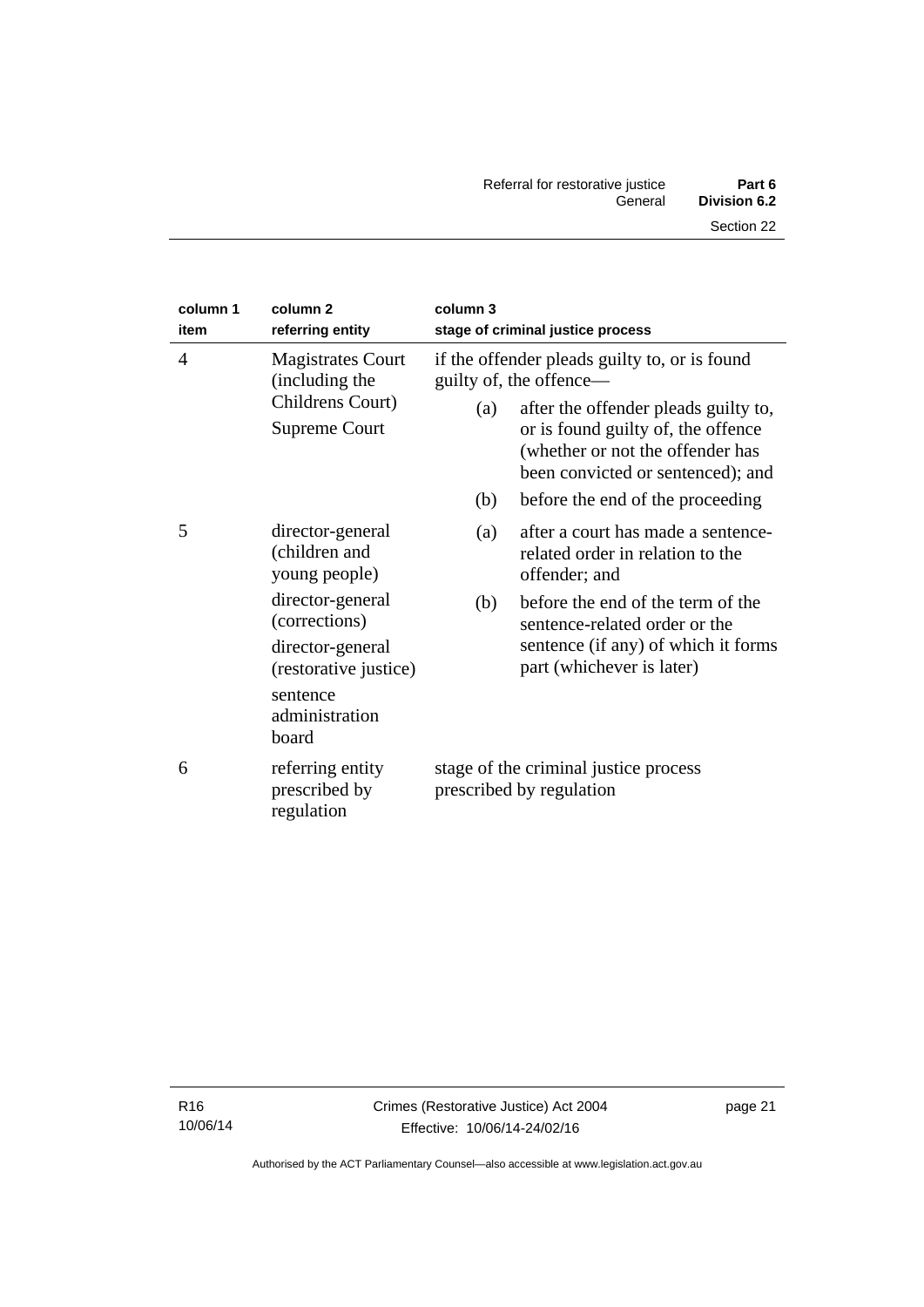| column 1 item | column 2 referring entity | column 3 stage of criminal justice process |
|---|---|---|
| 4 | Magistrates Court (including the Childrens Court)<br>Supreme Court | if the offender pleads guilty to, or is found guilty of, the offence—<br>(a) after the offender pleads guilty to, or is found guilty of, the offence (whether or not the offender has been convicted or sentenced); and<br>(b) before the end of the proceeding |
| 5 | director-general (children and young people)<br>director-general (corrections)<br>director-general (restorative justice)<br>sentence administration board | (a) after a court has made a sentence-related order in relation to the offender; and<br>(b) before the end of the term of the sentence-related order or the sentence (if any) of which it forms part (whichever is later) |
| 6 | referring entity prescribed by regulation | stage of the criminal justice process prescribed by regulation |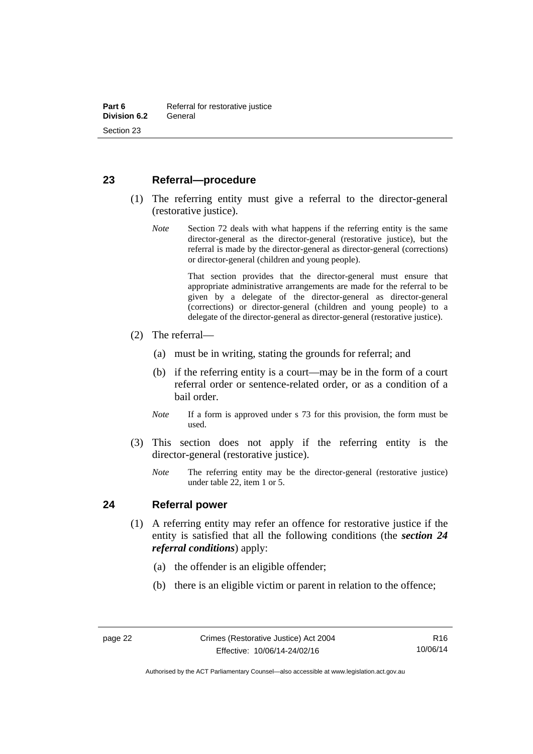## 23 Referral—procedure

(1) The referring entity must give a referral to the director-general (restorative justice).

*Note* Section 72 deals with what happens if the referring entity is the same director-general as the director-general (restorative justice), but the referral is made by the director-general as director-general (corrections) or director-general (children and young people).

That section provides that the director-general must ensure that appropriate administrative arrangements are made for the referral to be given by a delegate of the director-general as director-general (corrections) or director-general (children and young people) to a delegate of the director-general as director-general (restorative justice).

(2) The referral—

(a) must be in writing, stating the grounds for referral; and

(b) if the referring entity is a court—may be in the form of a court referral order or sentence-related order, or as a condition of a bail order.

*Note* If a form is approved under s 73 for this provision, the form must be used.

(3) This section does not apply if the referring entity is the director-general (restorative justice).

*Note* The referring entity may be the director-general (restorative justice) under table 22, item 1 or 5.

## 24 Referral power

(1) A referring entity may refer an offence for restorative justice if the entity is satisfied that all the following conditions (the ***section 24 referral conditions***) apply:

(a) the offender is an eligible offender;

(b) there is an eligible victim or parent in relation to the offence;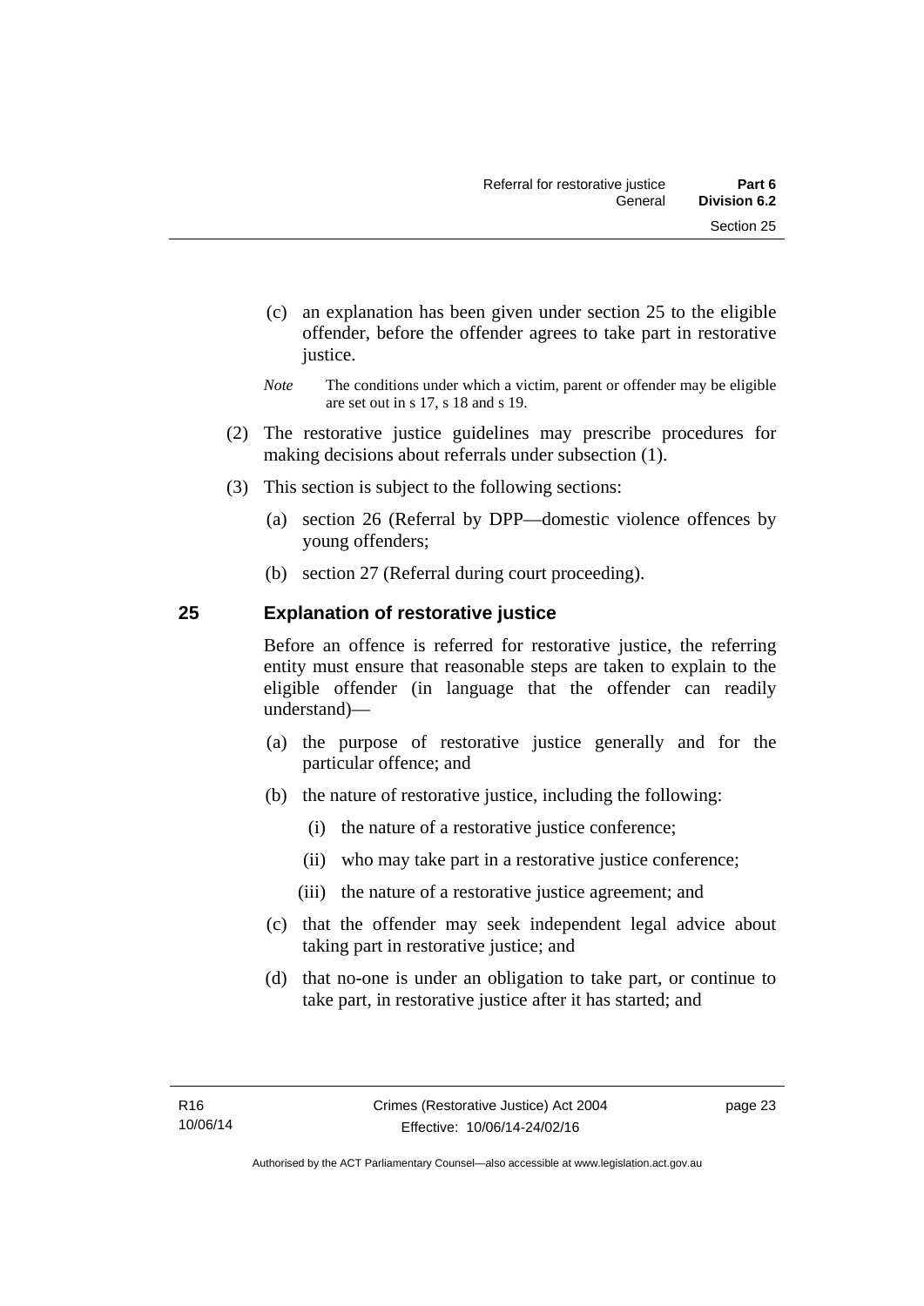(c) an explanation has been given under section 25 to the eligible offender, before the offender agrees to take part in restorative justice.

*Note* The conditions under which a victim, parent or offender may be eligible are set out in s 17, s 18 and s 19.

(2) The restorative justice guidelines may prescribe procedures for making decisions about referrals under subsection (1).

(3) This section is subject to the following sections:

(a) section 26 (Referral by DPP—domestic violence offences by young offenders;

(b) section 27 (Referral during court proceeding).

## 25 Explanation of restorative justice

Before an offence is referred for restorative justice, the referring entity must ensure that reasonable steps are taken to explain to the eligible offender (in language that the offender can readily understand)—

(a) the purpose of restorative justice generally and for the particular offence; and

(b) the nature of restorative justice, including the following:

(i) the nature of a restorative justice conference;

(ii) who may take part in a restorative justice conference;

(iii) the nature of a restorative justice agreement; and

(c) that the offender may seek independent legal advice about taking part in restorative justice; and

(d) that no-one is under an obligation to take part, or continue to take part, in restorative justice after it has started; and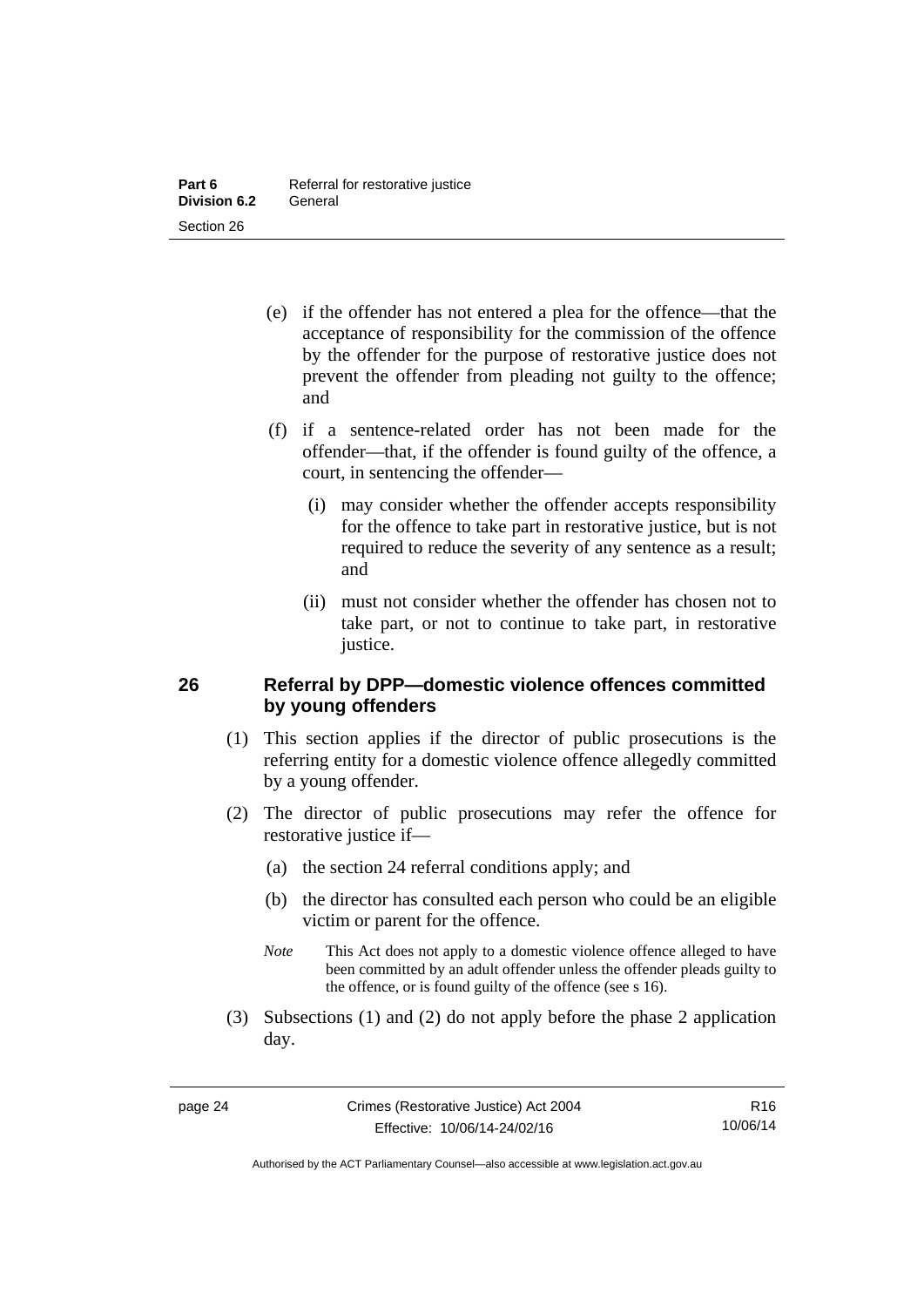(e) if the offender has not entered a plea for the offence—that the acceptance of responsibility for the commission of the offence by the offender for the purpose of restorative justice does not prevent the offender from pleading not guilty to the offence; and

(f) if a sentence-related order has not been made for the offender—that, if the offender is found guilty of the offence, a court, in sentencing the offender—

(i) may consider whether the offender accepts responsibility for the offence to take part in restorative justice, but is not required to reduce the severity of any sentence as a result; and

(ii) must not consider whether the offender has chosen not to take part, or not to continue to take part, in restorative justice.

## 26 Referral by DPP—domestic violence offences committed by young offenders

(1) This section applies if the director of public prosecutions is the referring entity for a domestic violence offence allegedly committed by a young offender.

(2) The director of public prosecutions may refer the offence for restorative justice if—

(a) the section 24 referral conditions apply; and

(b) the director has consulted each person who could be an eligible victim or parent for the offence.

*Note* This Act does not apply to a domestic violence offence alleged to have been committed by an adult offender unless the offender pleads guilty to the offence, or is found guilty of the offence (see s 16).

(3) Subsections (1) and (2) do not apply before the phase 2 application day.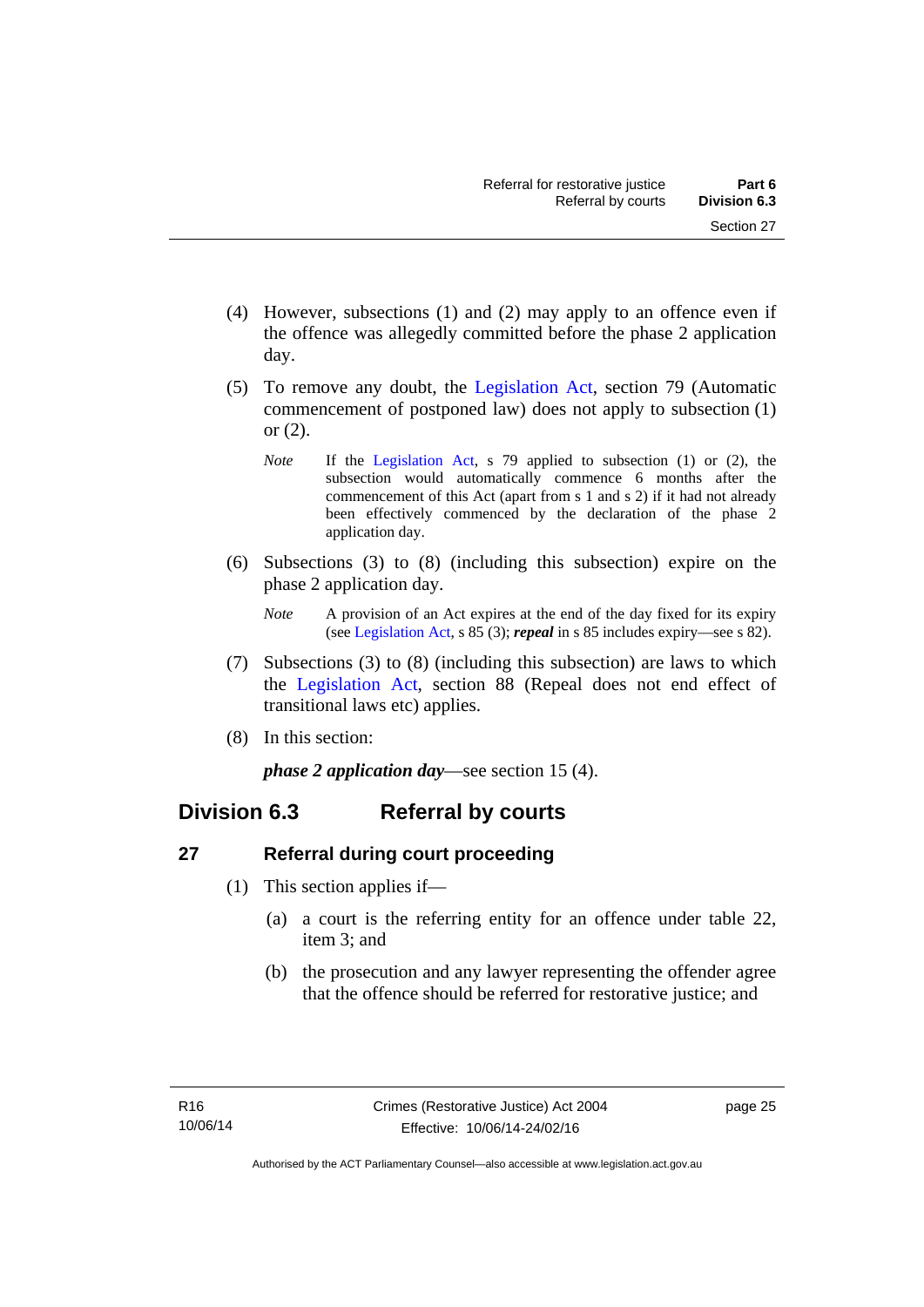(4) However, subsections (1) and (2) may apply to an offence even if the offence was allegedly committed before the phase 2 application day.

(5) To remove any doubt, the Legislation Act, section 79 (Automatic commencement of postponed law) does not apply to subsection (1) or (2).

*Note* If the Legislation Act, s 79 applied to subsection (1) or (2), the subsection would automatically commence 6 months after the commencement of this Act (apart from s 1 and s 2) if it had not already been effectively commenced by the declaration of the phase 2 application day.

(6) Subsections (3) to (8) (including this subsection) expire on the phase 2 application day.

*Note* A provision of an Act expires at the end of the day fixed for its expiry (see Legislation Act, s 85 (3); ***repeal*** in s 85 includes expiry—see s 82).

(7) Subsections (3) to (8) (including this subsection) are laws to which the Legislation Act, section 88 (Repeal does not end effect of transitional laws etc) applies.

(8) In this section:

***phase 2 application day***—see section 15 (4).

## Division 6.3 Referral by courts

### 27 Referral during court proceeding

(1) This section applies if—

(a) a court is the referring entity for an offence under table 22, item 3; and

(b) the prosecution and any lawyer representing the offender agree that the offence should be referred for restorative justice; and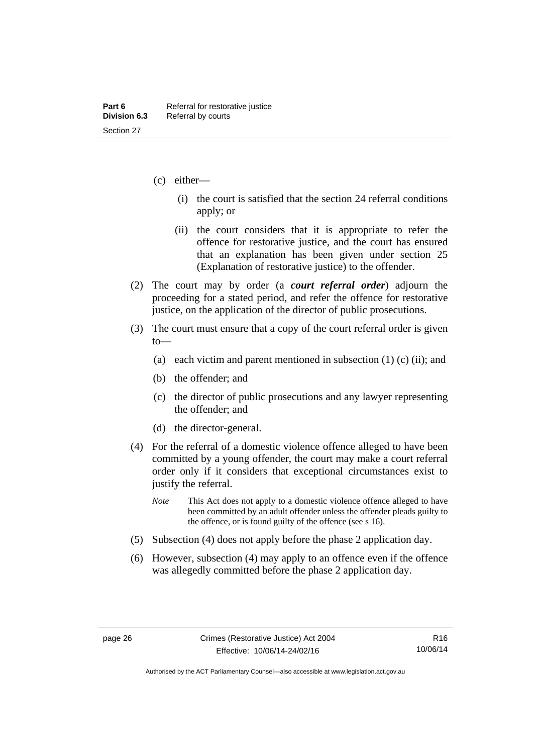(c) either—

(i) the court is satisfied that the section 24 referral conditions apply; or

(ii) the court considers that it is appropriate to refer the offence for restorative justice, and the court has ensured that an explanation has been given under section 25 (Explanation of restorative justice) to the offender.

(2) The court may by order (a ***court referral order***) adjourn the proceeding for a stated period, and refer the offence for restorative justice, on the application of the director of public prosecutions.

(3) The court must ensure that a copy of the court referral order is given to—

(a) each victim and parent mentioned in subsection (1) (c) (ii); and

(b) the offender; and

(c) the director of public prosecutions and any lawyer representing the offender; and

(d) the director-general.

(4) For the referral of a domestic violence offence alleged to have been committed by a young offender, the court may make a court referral order only if it considers that exceptional circumstances exist to justify the referral.

*Note* This Act does not apply to a domestic violence offence alleged to have been committed by an adult offender unless the offender pleads guilty to the offence, or is found guilty of the offence (see s 16).

(5) Subsection (4) does not apply before the phase 2 application day.

(6) However, subsection (4) may apply to an offence even if the offence was allegedly committed before the phase 2 application day.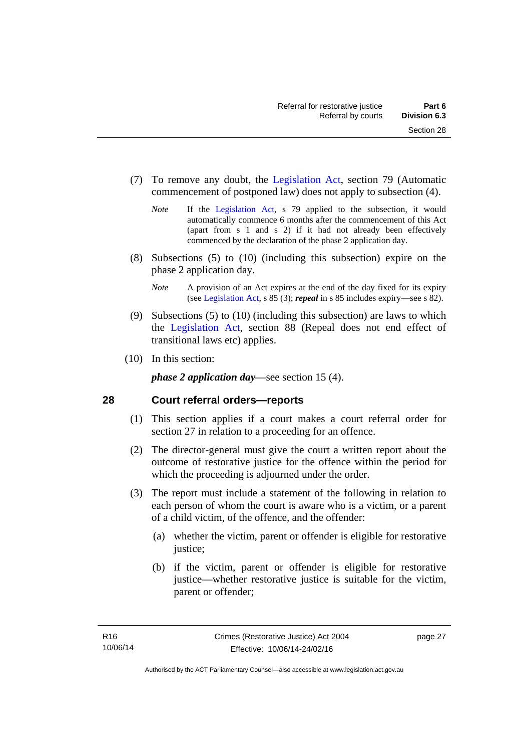(7) To remove any doubt, the Legislation Act, section 79 (Automatic commencement of postponed law) does not apply to subsection (4).

*Note* If the Legislation Act, s 79 applied to the subsection, it would automatically commence 6 months after the commencement of this Act (apart from s 1 and s 2) if it had not already been effectively commenced by the declaration of the phase 2 application day.

(8) Subsections (5) to (10) (including this subsection) expire on the phase 2 application day.

*Note* A provision of an Act expires at the end of the day fixed for its expiry (see Legislation Act, s 85 (3); ***repeal*** in s 85 includes expiry—see s 82).

(9) Subsections (5) to (10) (including this subsection) are laws to which the Legislation Act, section 88 (Repeal does not end effect of transitional laws etc) applies.

(10) In this section:

***phase 2 application day***—see section 15 (4).

## 28 Court referral orders—reports

(1) This section applies if a court makes a court referral order for section 27 in relation to a proceeding for an offence.

(2) The director-general must give the court a written report about the outcome of restorative justice for the offence within the period for which the proceeding is adjourned under the order.

(3) The report must include a statement of the following in relation to each person of whom the court is aware who is a victim, or a parent of a child victim, of the offence, and the offender:

(a) whether the victim, parent or offender is eligible for restorative justice;

(b) if the victim, parent or offender is eligible for restorative justice—whether restorative justice is suitable for the victim, parent or offender;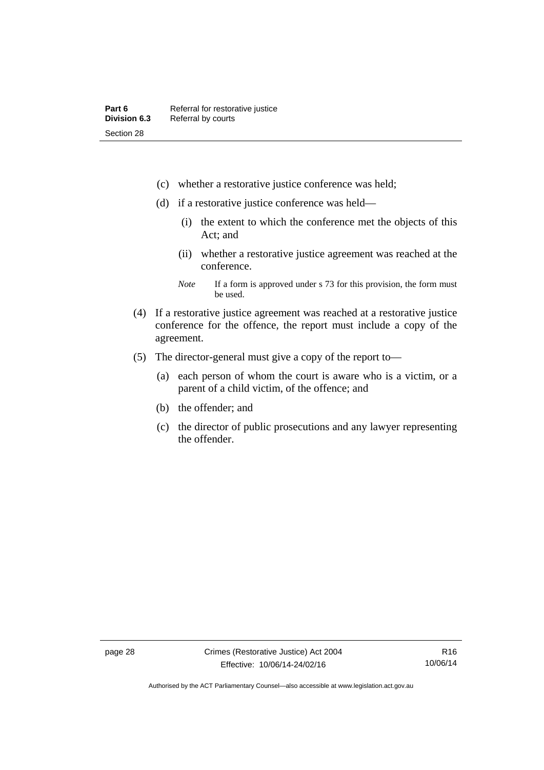(c) whether a restorative justice conference was held;

(d) if a restorative justice conference was held—

(i) the extent to which the conference met the objects of this Act; and

(ii) whether a restorative justice agreement was reached at the conference.

*Note* If a form is approved under s 73 for this provision, the form must be used.

(4) If a restorative justice agreement was reached at a restorative justice conference for the offence, the report must include a copy of the agreement.

(5) The director-general must give a copy of the report to—

(a) each person of whom the court is aware who is a victim, or a parent of a child victim, of the offence; and

(b) the offender; and

(c) the director of public prosecutions and any lawyer representing the offender.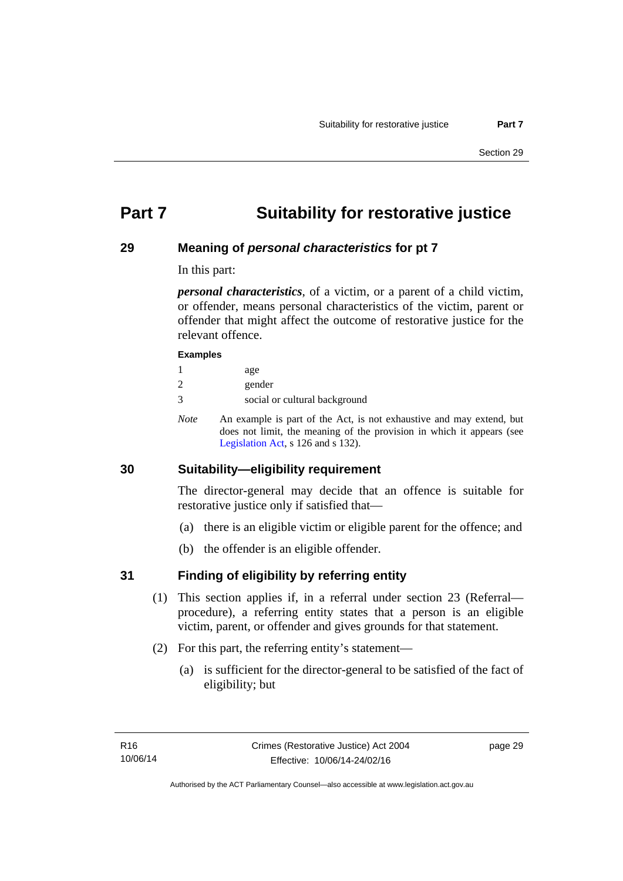# Part 7 Suitability for restorative justice

## 29 Meaning of *personal characteristics* for pt 7

In this part:

***personal characteristics***, of a victim, or a parent of a child victim, or offender, means personal characteristics of the victim, parent or offender that might affect the outcome of restorative justice for the relevant offence.

**Examples**

1 age

2 gender

3 social or cultural background

*Note* An example is part of the Act, is not exhaustive and may extend, but does not limit, the meaning of the provision in which it appears (see Legislation Act, s 126 and s 132).

## 30 Suitability—eligibility requirement

The director-general may decide that an offence is suitable for restorative justice only if satisfied that—

(a) there is an eligible victim or eligible parent for the offence; and

(b) the offender is an eligible offender.

## 31 Finding of eligibility by referring entity

(1) This section applies if, in a referral under section 23 (Referral—procedure), a referring entity states that a person is an eligible victim, parent, or offender and gives grounds for that statement.

(2) For this part, the referring entity's statement—

(a) is sufficient for the director-general to be satisfied of the fact of eligibility; but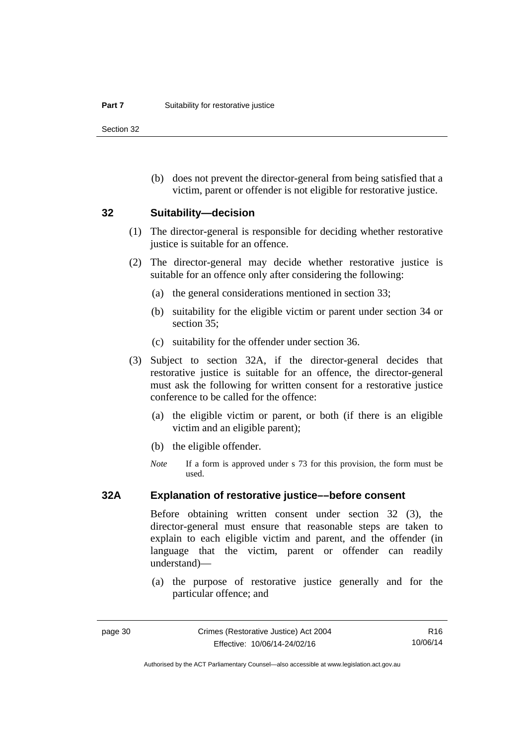(b) does not prevent the director-general from being satisfied that a victim, parent or offender is not eligible for restorative justice.

## 32 Suitability—decision

(1) The director-general is responsible for deciding whether restorative justice is suitable for an offence.

(2) The director-general may decide whether restorative justice is suitable for an offence only after considering the following:

(a) the general considerations mentioned in section 33;

(b) suitability for the eligible victim or parent under section 34 or section 35;

(c) suitability for the offender under section 36.

(3) Subject to section 32A, if the director-general decides that restorative justice is suitable for an offence, the director-general must ask the following for written consent for a restorative justice conference to be called for the offence:

(a) the eligible victim or parent, or both (if there is an eligible victim and an eligible parent);

(b) the eligible offender.

*Note* If a form is approved under s 73 for this provision, the form must be used.

## 32A Explanation of restorative justice––before consent

Before obtaining written consent under section 32 (3), the director-general must ensure that reasonable steps are taken to explain to each eligible victim and parent, and the offender (in language that the victim, parent or offender can readily understand)—

(a) the purpose of restorative justice generally and for the particular offence; and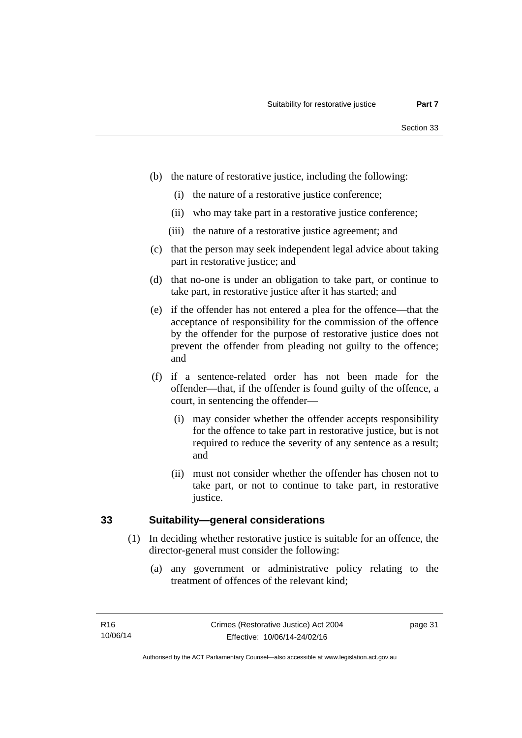(b) the nature of restorative justice, including the following:

   (i) the nature of a restorative justice conference;

   (ii) who may take part in a restorative justice conference;

   (iii) the nature of a restorative justice agreement; and

(c) that the person may seek independent legal advice about taking part in restorative justice; and

(d) that no-one is under an obligation to take part, or continue to take part, in restorative justice after it has started; and

(e) if the offender has not entered a plea for the offence—that the acceptance of responsibility for the commission of the offence by the offender for the purpose of restorative justice does not prevent the offender from pleading not guilty to the offence; and

(f) if a sentence-related order has not been made for the offender—that, if the offender is found guilty of the offence, a court, in sentencing the offender—

   (i) may consider whether the offender accepts responsibility for the offence to take part in restorative justice, but is not required to reduce the severity of any sentence as a result; and

   (ii) must not consider whether the offender has chosen not to take part, or not to continue to take part, in restorative justice.

## 33 Suitability—general considerations

(1) In deciding whether restorative justice is suitable for an offence, the director-general must consider the following:

   (a) any government or administrative policy relating to the treatment of offences of the relevant kind;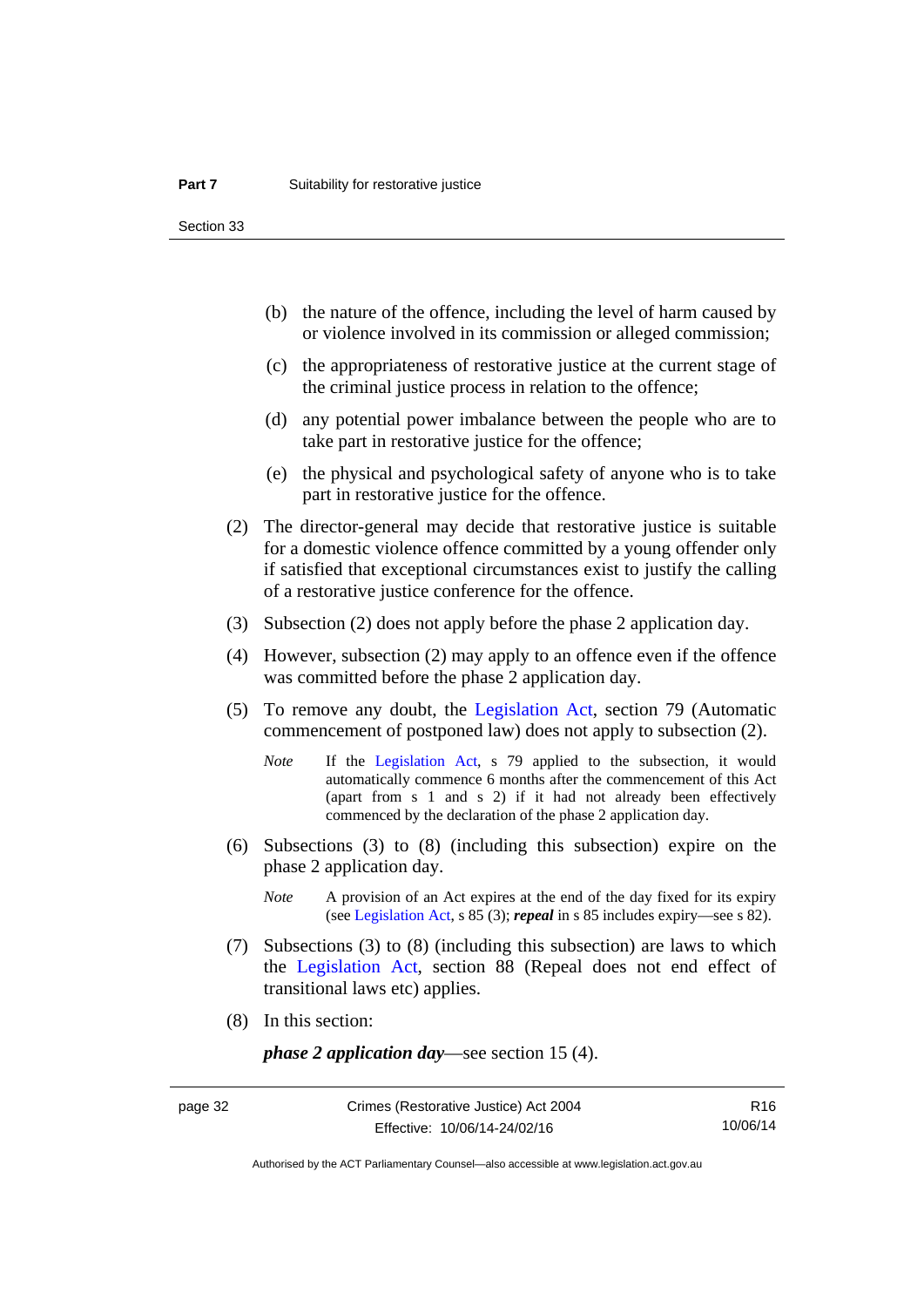(b) the nature of the offence, including the level of harm caused by or violence involved in its commission or alleged commission;

(c) the appropriateness of restorative justice at the current stage of the criminal justice process in relation to the offence;

(d) any potential power imbalance between the people who are to take part in restorative justice for the offence;

(e) the physical and psychological safety of anyone who is to take part in restorative justice for the offence.

(2) The director-general may decide that restorative justice is suitable for a domestic violence offence committed by a young offender only if satisfied that exceptional circumstances exist to justify the calling of a restorative justice conference for the offence.

(3) Subsection (2) does not apply before the phase 2 application day.

(4) However, subsection (2) may apply to an offence even if the offence was committed before the phase 2 application day.

(5) To remove any doubt, the Legislation Act, section 79 (Automatic commencement of postponed law) does not apply to subsection (2).

*Note* If the Legislation Act, s 79 applied to the subsection, it would automatically commence 6 months after the commencement of this Act (apart from s 1 and s 2) if it had not already been effectively commenced by the declaration of the phase 2 application day.

(6) Subsections (3) to (8) (including this subsection) expire on the phase 2 application day.

*Note* A provision of an Act expires at the end of the day fixed for its expiry (see Legislation Act, s 85 (3); ***repeal*** in s 85 includes expiry—see s 82).

(7) Subsections (3) to (8) (including this subsection) are laws to which the Legislation Act, section 88 (Repeal does not end effect of transitional laws etc) applies.

(8) In this section:

***phase 2 application day***—see section 15 (4).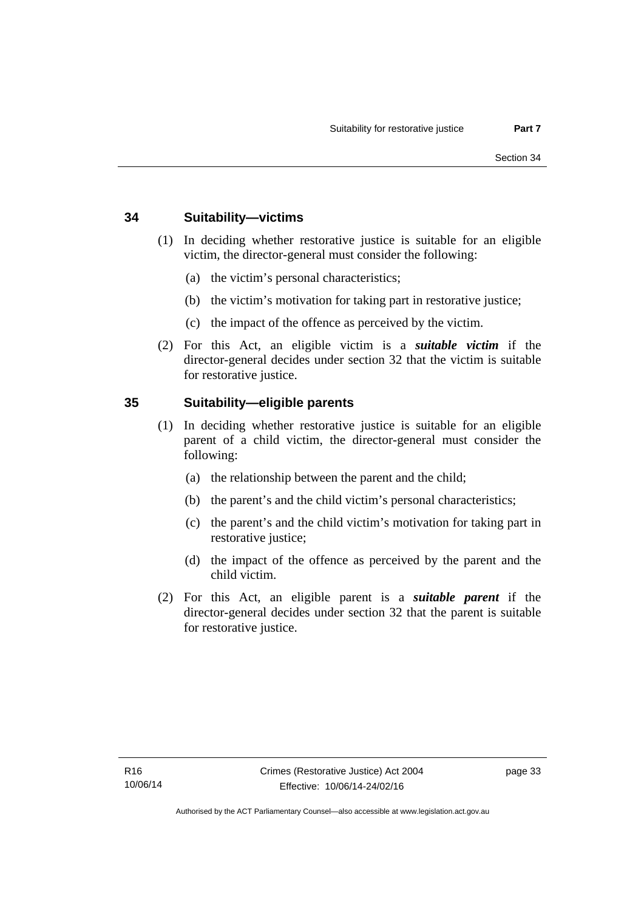## 34 Suitability—victims

(1) In deciding whether restorative justice is suitable for an eligible victim, the director-general must consider the following:

(a) the victim's personal characteristics;

(b) the victim's motivation for taking part in restorative justice;

(c) the impact of the offence as perceived by the victim.

(2) For this Act, an eligible victim is a ***suitable victim*** if the director-general decides under section 32 that the victim is suitable for restorative justice.

## 35 Suitability—eligible parents

(1) In deciding whether restorative justice is suitable for an eligible parent of a child victim, the director-general must consider the following:

(a) the relationship between the parent and the child;

(b) the parent's and the child victim's personal characteristics;

(c) the parent's and the child victim's motivation for taking part in restorative justice;

(d) the impact of the offence as perceived by the parent and the child victim.

(2) For this Act, an eligible parent is a ***suitable parent*** if the director-general decides under section 32 that the parent is suitable for restorative justice.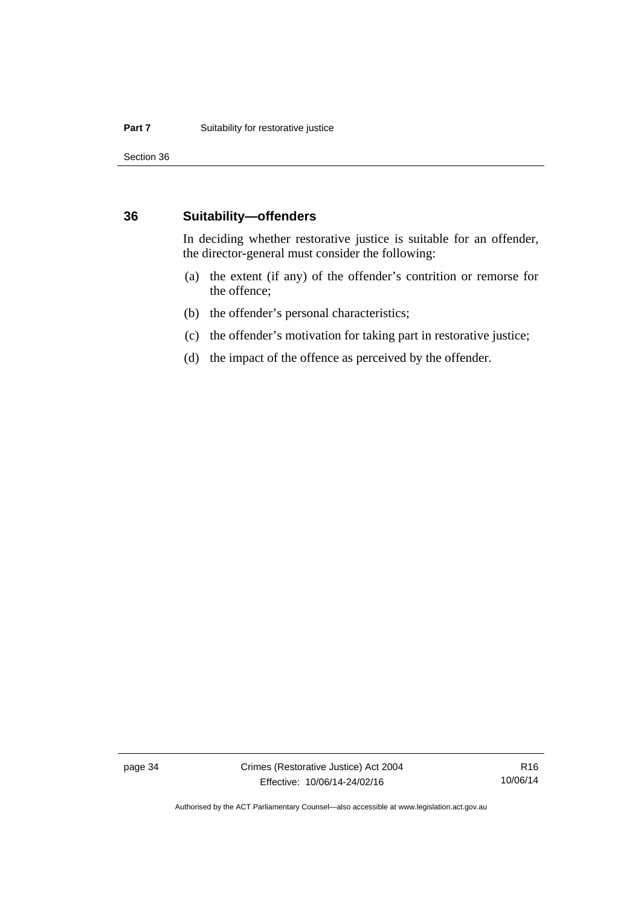## 36 Suitability—offenders

In deciding whether restorative justice is suitable for an offender, the director-general must consider the following:

(a) the extent (if any) of the offender's contrition or remorse for the offence;

(b) the offender's personal characteristics;

(c) the offender's motivation for taking part in restorative justice;

(d) the impact of the offence as perceived by the offender.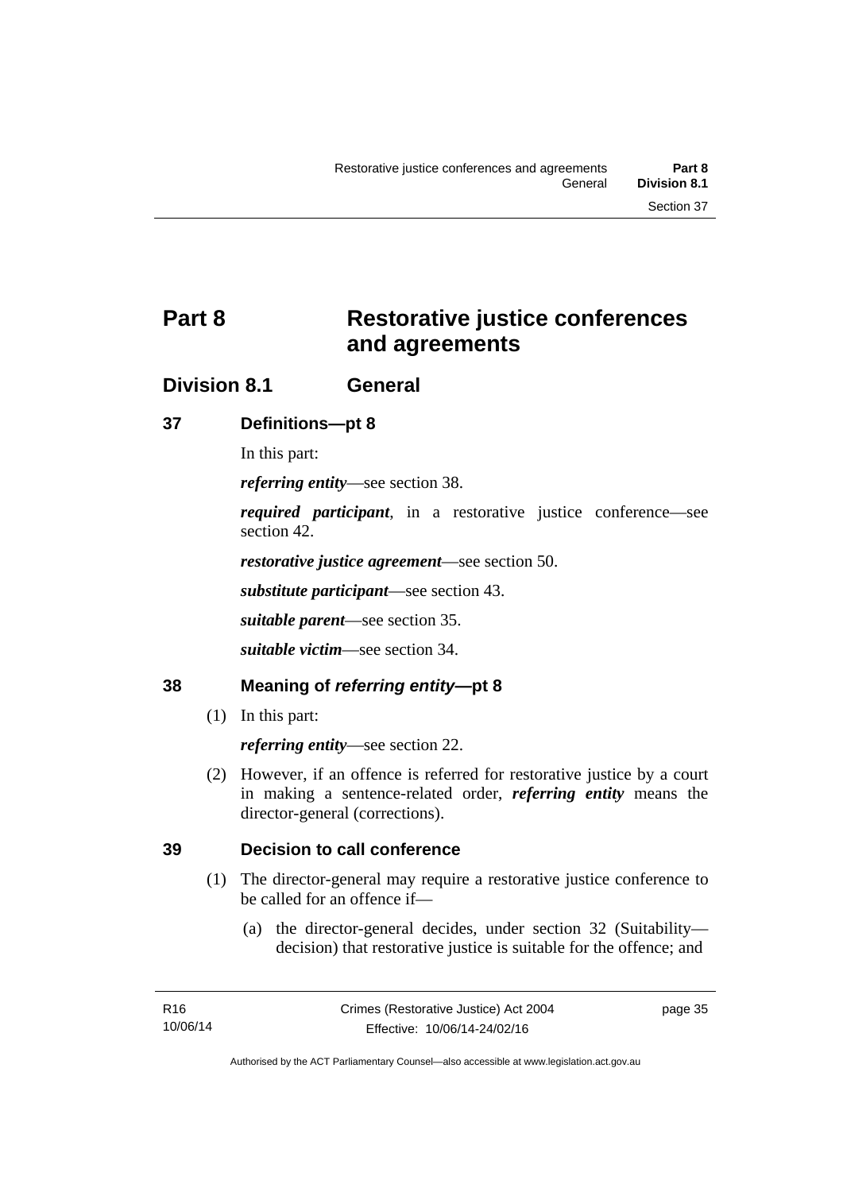# Part 8 Restorative justice conferences and agreements

## Division 8.1 General

### 37 Definitions—pt 8

In this part:

***referring entity***—see section 38.

***required participant***, in a restorative justice conference—see section 42.

***restorative justice agreement***—see section 50.

***substitute participant***—see section 43.

***suitable parent***—see section 35.

***suitable victim***—see section 34.

### 38 Meaning of *referring entity*—pt 8

(1) In this part:

***referring entity***—see section 22.

(2) However, if an offence is referred for restorative justice by a court in making a sentence-related order, ***referring entity*** means the director-general (corrections).

### 39 Decision to call conference

(1) The director-general may require a restorative justice conference to be called for an offence if—

(a) the director-general decides, under section 32 (Suitability—decision) that restorative justice is suitable for the offence; and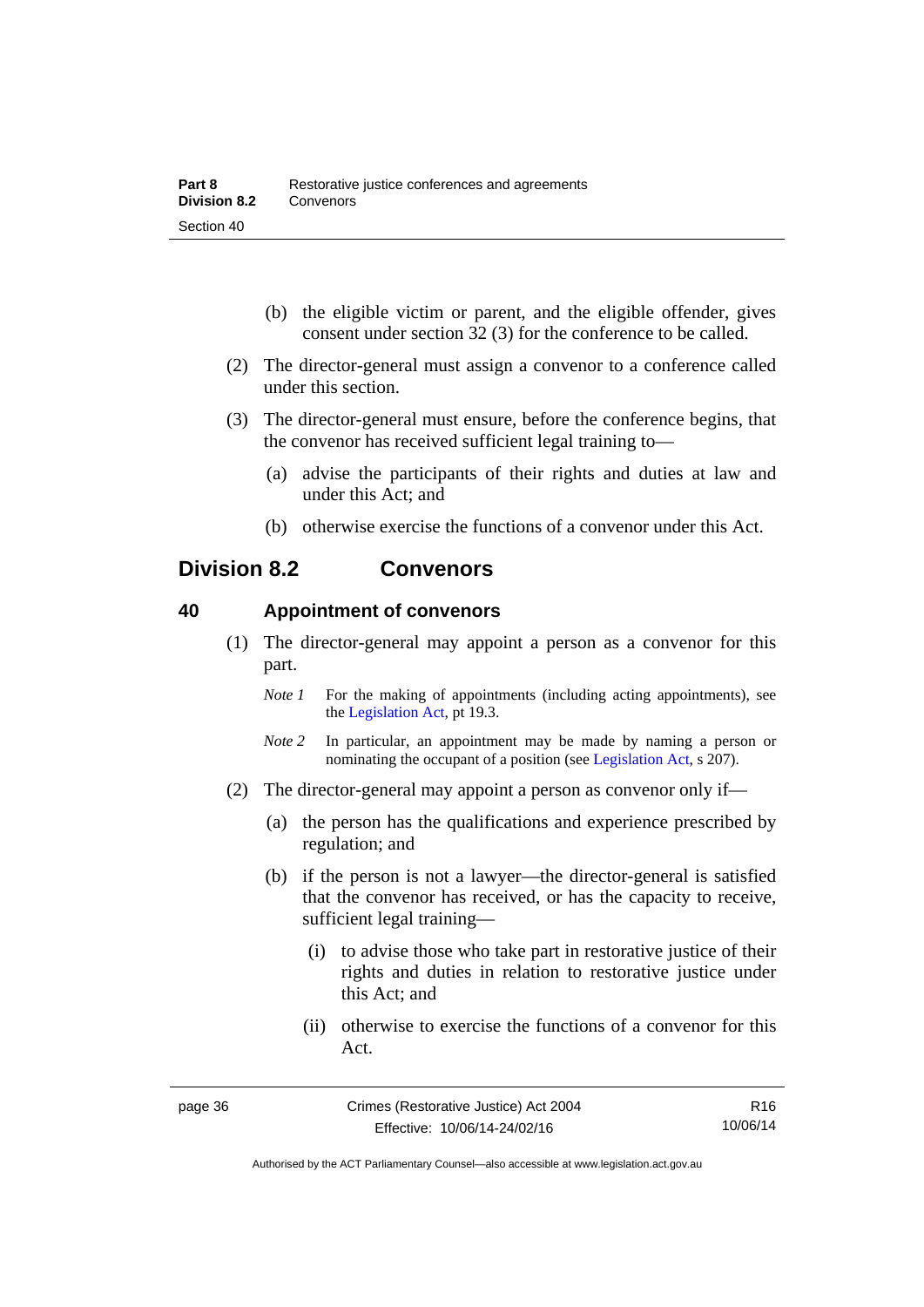(b) the eligible victim or parent, and the eligible offender, gives consent under section 32 (3) for the conference to be called.

(2) The director-general must assign a convenor to a conference called under this section.

(3) The director-general must ensure, before the conference begins, that the convenor has received sufficient legal training to—

(a) advise the participants of their rights and duties at law and under this Act; and

(b) otherwise exercise the functions of a convenor under this Act.

## Division 8.2 Convenors

### 40 Appointment of convenors

(1) The director-general may appoint a person as a convenor for this part.

*Note 1* For the making of appointments (including acting appointments), see the Legislation Act, pt 19.3.

*Note 2* In particular, an appointment may be made by naming a person or nominating the occupant of a position (see Legislation Act, s 207).

(2) The director-general may appoint a person as convenor only if—

(a) the person has the qualifications and experience prescribed by regulation; and

(b) if the person is not a lawyer—the director-general is satisfied that the convenor has received, or has the capacity to receive, sufficient legal training—

(i) to advise those who take part in restorative justice of their rights and duties in relation to restorative justice under this Act; and

(ii) otherwise to exercise the functions of a convenor for this Act.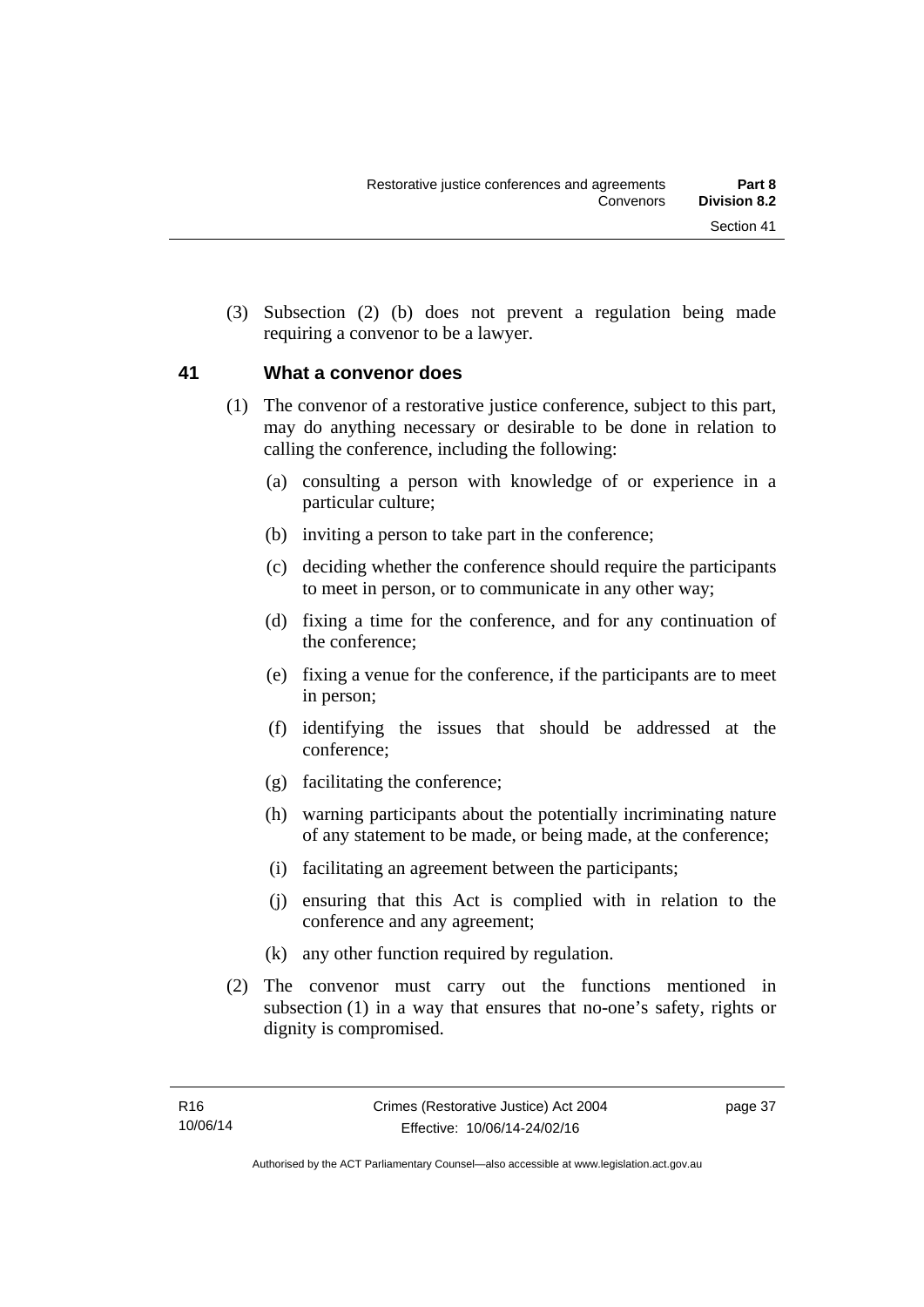(3) Subsection (2) (b) does not prevent a regulation being made requiring a convenor to be a lawyer.

## 41 What a convenor does

(1) The convenor of a restorative justice conference, subject to this part, may do anything necessary or desirable to be done in relation to calling the conference, including the following:

(a) consulting a person with knowledge of or experience in a particular culture;

(b) inviting a person to take part in the conference;

(c) deciding whether the conference should require the participants to meet in person, or to communicate in any other way;

(d) fixing a time for the conference, and for any continuation of the conference;

(e) fixing a venue for the conference, if the participants are to meet in person;

(f) identifying the issues that should be addressed at the conference;

(g) facilitating the conference;

(h) warning participants about the potentially incriminating nature of any statement to be made, or being made, at the conference;

(i) facilitating an agreement between the participants;

(j) ensuring that this Act is complied with in relation to the conference and any agreement;

(k) any other function required by regulation.

(2) The convenor must carry out the functions mentioned in subsection (1) in a way that ensures that no-one's safety, rights or dignity is compromised.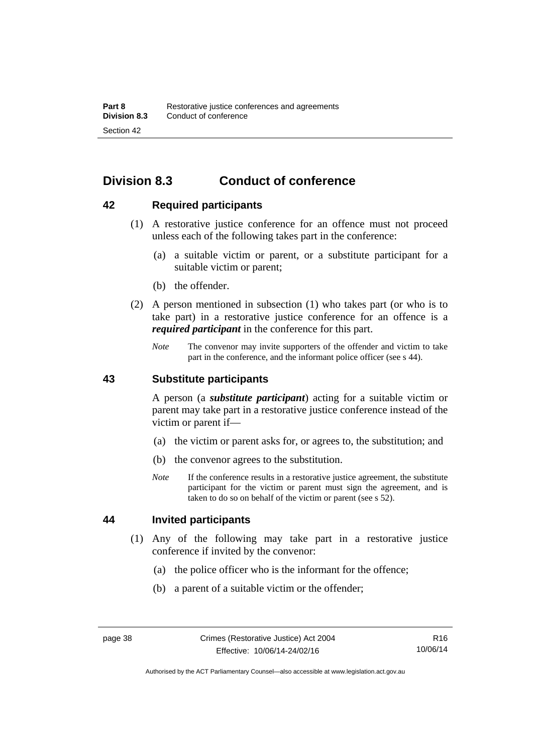## Division 8.3 Conduct of conference

### 42 Required participants

(1) A restorative justice conference for an offence must not proceed unless each of the following takes part in the conference:

(a) a suitable victim or parent, or a substitute participant for a suitable victim or parent;

(b) the offender.

(2) A person mentioned in subsection (1) who takes part (or who is to take part) in a restorative justice conference for an offence is a ***required participant*** in the conference for this part.

*Note* The convenor may invite supporters of the offender and victim to take part in the conference, and the informant police officer (see s 44).

### 43 Substitute participants

A person (a ***substitute participant***) acting for a suitable victim or parent may take part in a restorative justice conference instead of the victim or parent if—

(a) the victim or parent asks for, or agrees to, the substitution; and

(b) the convenor agrees to the substitution.

*Note* If the conference results in a restorative justice agreement, the substitute participant for the victim or parent must sign the agreement, and is taken to do so on behalf of the victim or parent (see s 52).

### 44 Invited participants

(1) Any of the following may take part in a restorative justice conference if invited by the convenor:

(a) the police officer who is the informant for the offence;

(b) a parent of a suitable victim or the offender;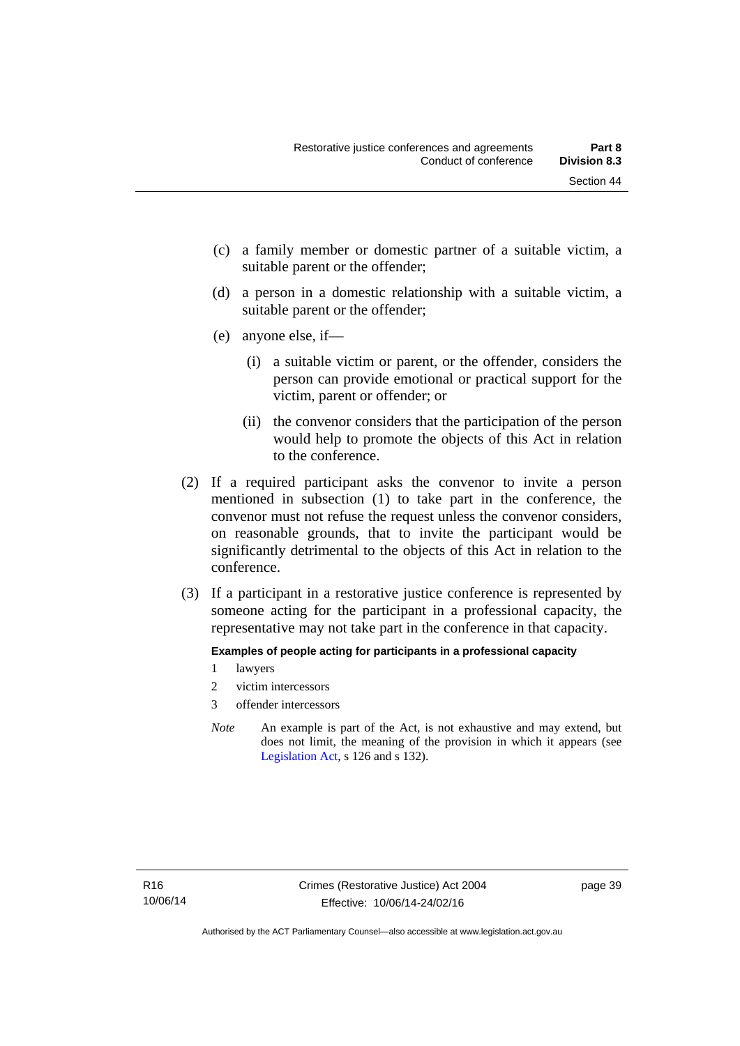(c) a family member or domestic partner of a suitable victim, a suitable parent or the offender;

(d) a person in a domestic relationship with a suitable victim, a suitable parent or the offender;

(e) anyone else, if—

(i) a suitable victim or parent, or the offender, considers the person can provide emotional or practical support for the victim, parent or offender; or

(ii) the convenor considers that the participation of the person would help to promote the objects of this Act in relation to the conference.

(2) If a required participant asks the convenor to invite a person mentioned in subsection (1) to take part in the conference, the convenor must not refuse the request unless the convenor considers, on reasonable grounds, that to invite the participant would be significantly detrimental to the objects of this Act in relation to the conference.

(3) If a participant in a restorative justice conference is represented by someone acting for the participant in a professional capacity, the representative may not take part in the conference in that capacity.

**Examples of people acting for participants in a professional capacity**

1 lawyers

2 victim intercessors

3 offender intercessors

*Note* An example is part of the Act, is not exhaustive and may extend, but does not limit, the meaning of the provision in which it appears (see Legislation Act, s 126 and s 132).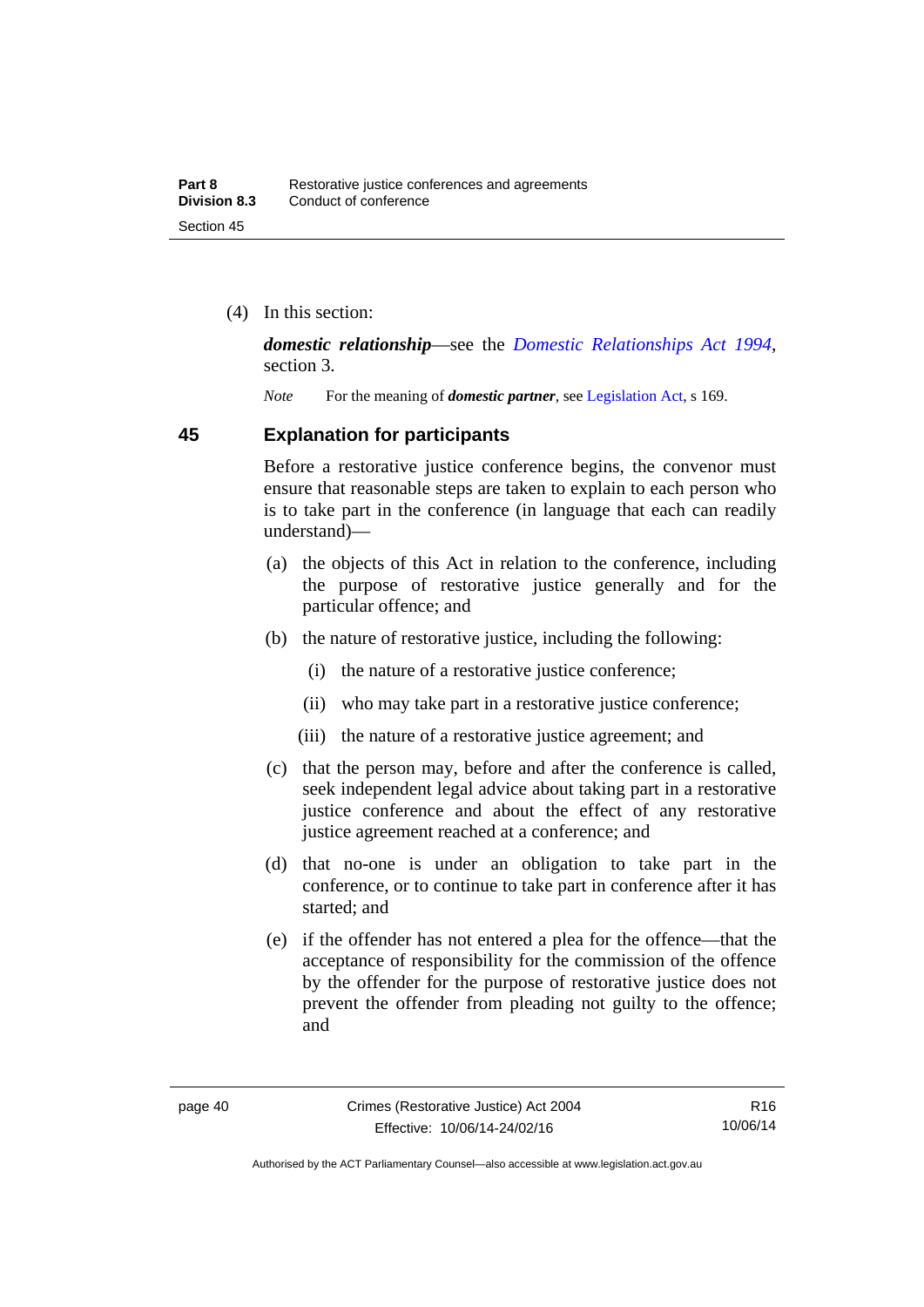(4) In this section:

***domestic relationship***—see the *Domestic Relationships Act 1994*, section 3.

*Note* For the meaning of ***domestic partner***, see Legislation Act, s 169.

## 45 Explanation for participants

Before a restorative justice conference begins, the convenor must ensure that reasonable steps are taken to explain to each person who is to take part in the conference (in language that each can readily understand)—

(a) the objects of this Act in relation to the conference, including the purpose of restorative justice generally and for the particular offence; and

(b) the nature of restorative justice, including the following:

(i) the nature of a restorative justice conference;

(ii) who may take part in a restorative justice conference;

(iii) the nature of a restorative justice agreement; and

(c) that the person may, before and after the conference is called, seek independent legal advice about taking part in a restorative justice conference and about the effect of any restorative justice agreement reached at a conference; and

(d) that no-one is under an obligation to take part in the conference, or to continue to take part in conference after it has started; and

(e) if the offender has not entered a plea for the offence—that the acceptance of responsibility for the commission of the offence by the offender for the purpose of restorative justice does not prevent the offender from pleading not guilty to the offence; and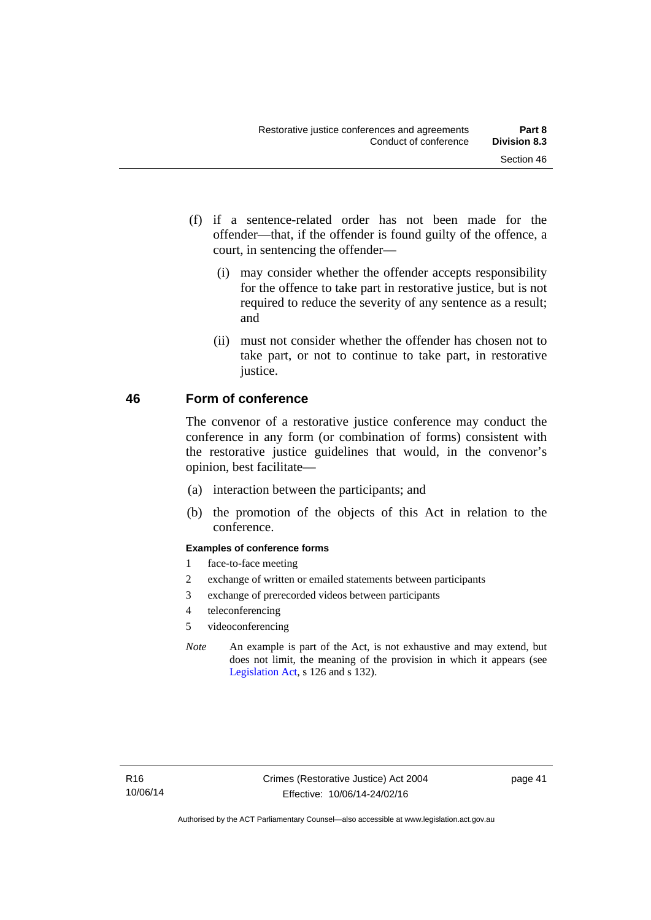(f) if a sentence-related order has not been made for the offender—that, if the offender is found guilty of the offence, a court, in sentencing the offender—

(i) may consider whether the offender accepts responsibility for the offence to take part in restorative justice, but is not required to reduce the severity of any sentence as a result; and

(ii) must not consider whether the offender has chosen not to take part, or not to continue to take part, in restorative justice.

## 46 Form of conference

The convenor of a restorative justice conference may conduct the conference in any form (or combination of forms) consistent with the restorative justice guidelines that would, in the convenor's opinion, best facilitate—

(a) interaction between the participants; and

(b) the promotion of the objects of this Act in relation to the conference.

**Examples of conference forms**

1 face-to-face meeting

2 exchange of written or emailed statements between participants

3 exchange of prerecorded videos between participants

4 teleconferencing

5 videoconferencing

*Note* An example is part of the Act, is not exhaustive and may extend, but does not limit, the meaning of the provision in which it appears (see Legislation Act, s 126 and s 132).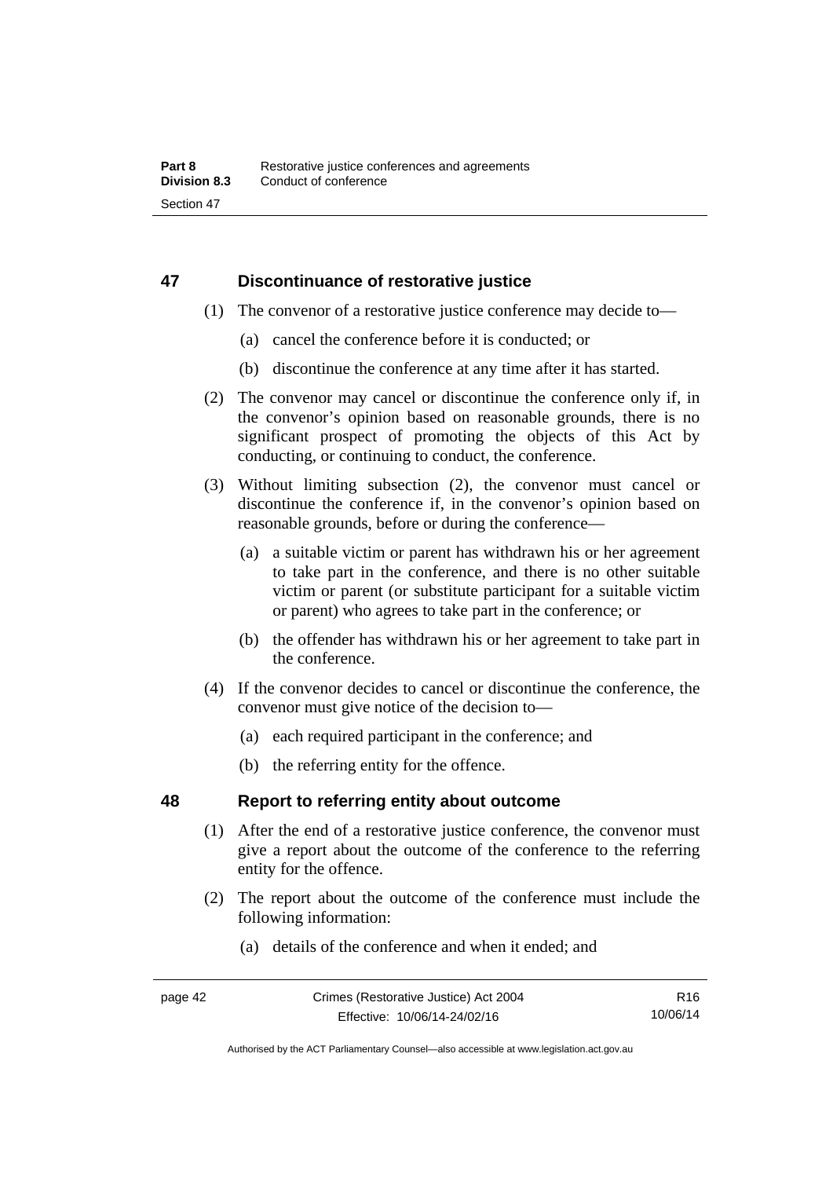## 47 Discontinuance of restorative justice

(1) The convenor of a restorative justice conference may decide to—

(a) cancel the conference before it is conducted; or

(b) discontinue the conference at any time after it has started.

(2) The convenor may cancel or discontinue the conference only if, in the convenor's opinion based on reasonable grounds, there is no significant prospect of promoting the objects of this Act by conducting, or continuing to conduct, the conference.

(3) Without limiting subsection (2), the convenor must cancel or discontinue the conference if, in the convenor's opinion based on reasonable grounds, before or during the conference—

(a) a suitable victim or parent has withdrawn his or her agreement to take part in the conference, and there is no other suitable victim or parent (or substitute participant for a suitable victim or parent) who agrees to take part in the conference; or

(b) the offender has withdrawn his or her agreement to take part in the conference.

(4) If the convenor decides to cancel or discontinue the conference, the convenor must give notice of the decision to—

(a) each required participant in the conference; and

(b) the referring entity for the offence.

## 48 Report to referring entity about outcome

(1) After the end of a restorative justice conference, the convenor must give a report about the outcome of the conference to the referring entity for the offence.

(2) The report about the outcome of the conference must include the following information:

(a) details of the conference and when it ended; and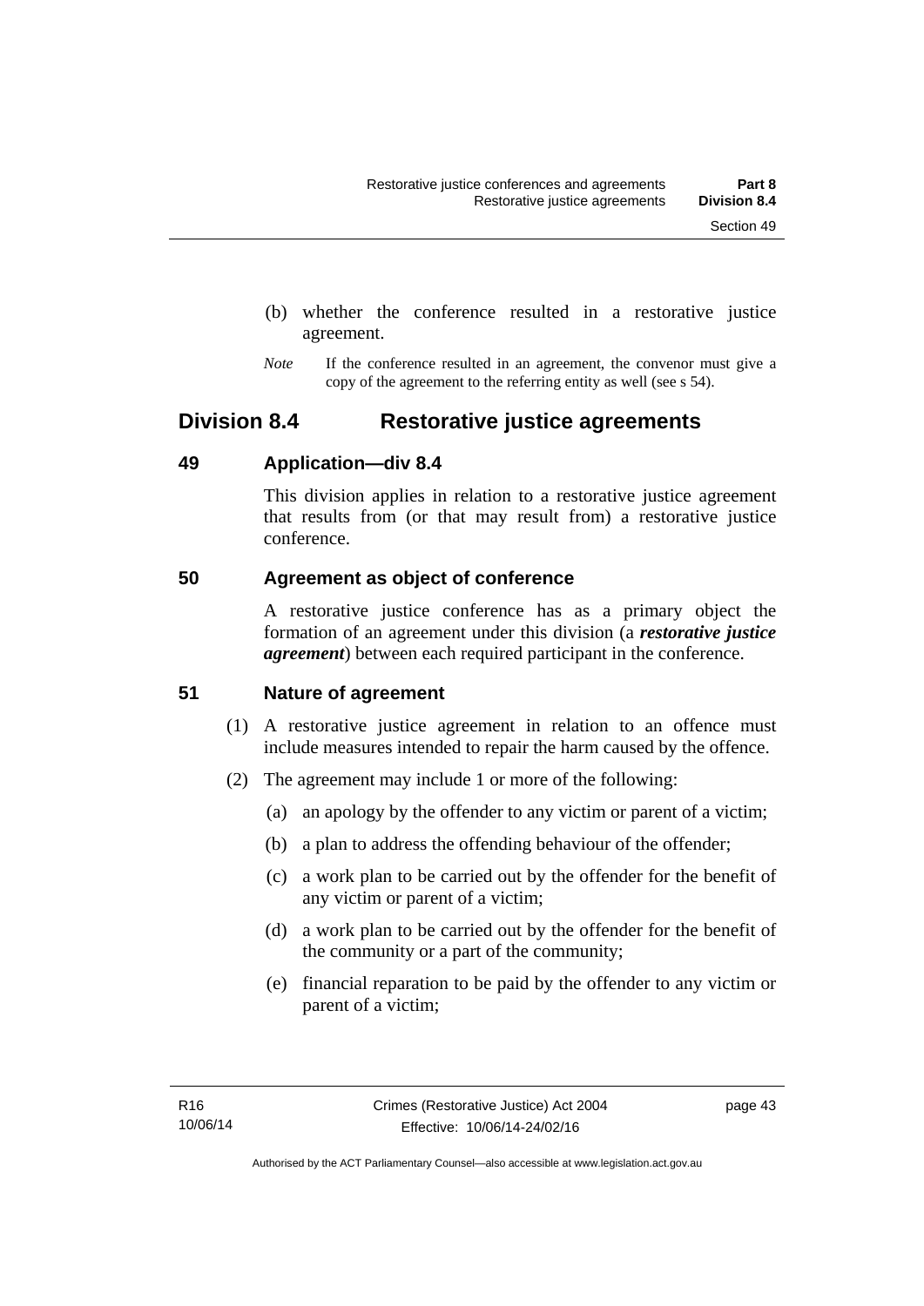(b) whether the conference resulted in a restorative justice agreement.

*Note* If the conference resulted in an agreement, the convenor must give a copy of the agreement to the referring entity as well (see s 54).

## Division 8.4 Restorative justice agreements

### 49 Application—div 8.4

This division applies in relation to a restorative justice agreement that results from (or that may result from) a restorative justice conference.

### 50 Agreement as object of conference

A restorative justice conference has as a primary object the formation of an agreement under this division (a ***restorative justice agreement***) between each required participant in the conference.

### 51 Nature of agreement

(1) A restorative justice agreement in relation to an offence must include measures intended to repair the harm caused by the offence.

(2) The agreement may include 1 or more of the following:

(a) an apology by the offender to any victim or parent of a victim;

(b) a plan to address the offending behaviour of the offender;

(c) a work plan to be carried out by the offender for the benefit of any victim or parent of a victim;

(d) a work plan to be carried out by the offender for the benefit of the community or a part of the community;

(e) financial reparation to be paid by the offender to any victim or parent of a victim;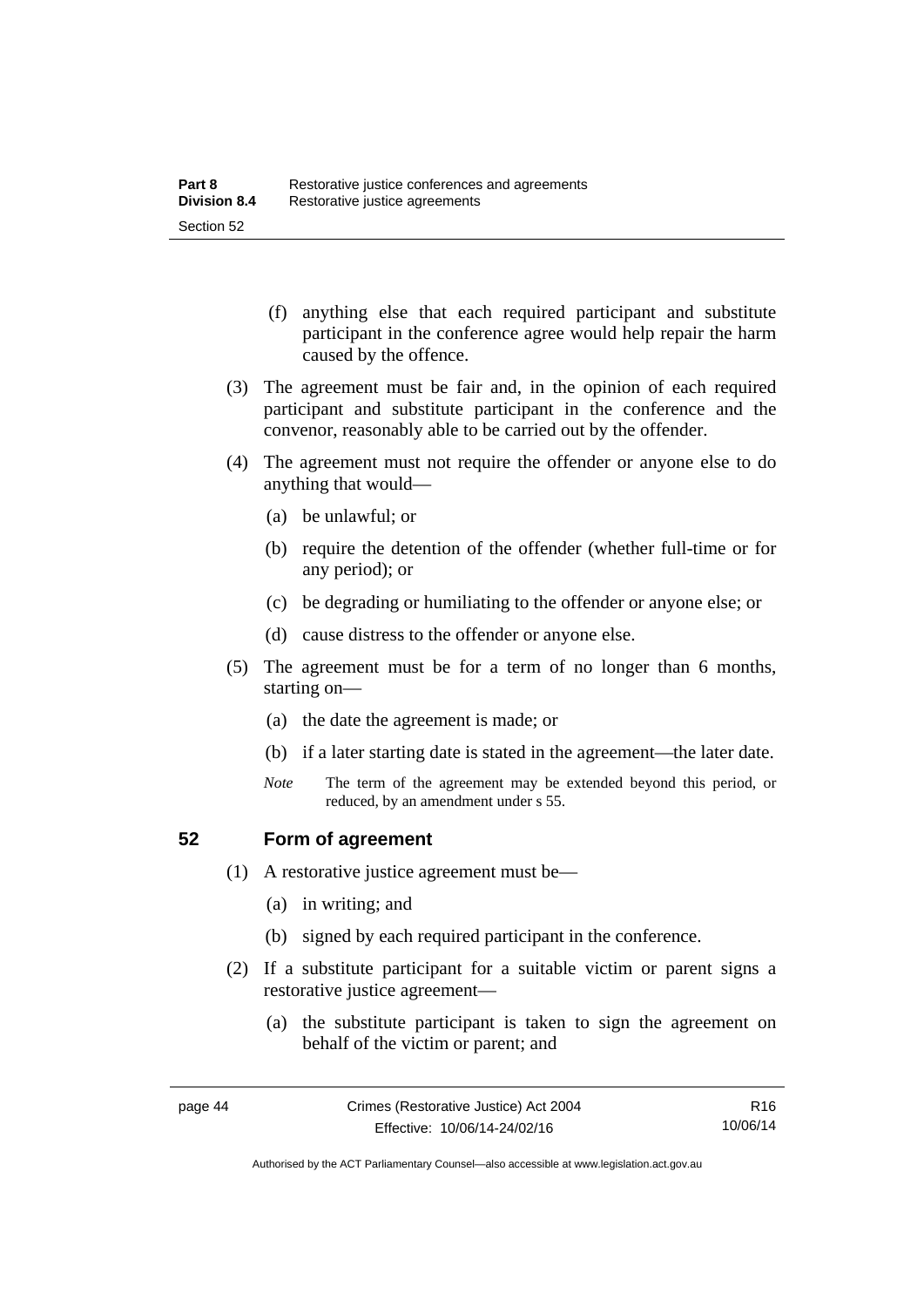(f) anything else that each required participant and substitute participant in the conference agree would help repair the harm caused by the offence.

(3) The agreement must be fair and, in the opinion of each required participant and substitute participant in the conference and the convenor, reasonably able to be carried out by the offender.

(4) The agreement must not require the offender or anyone else to do anything that would—

(a) be unlawful; or

(b) require the detention of the offender (whether full-time or for any period); or

(c) be degrading or humiliating to the offender or anyone else; or

(d) cause distress to the offender or anyone else.

(5) The agreement must be for a term of no longer than 6 months, starting on—

(a) the date the agreement is made; or

(b) if a later starting date is stated in the agreement—the later date.

*Note* The term of the agreement may be extended beyond this period, or reduced, by an amendment under s 55.

## 52 Form of agreement

(1) A restorative justice agreement must be—

(a) in writing; and

(b) signed by each required participant in the conference.

(2) If a substitute participant for a suitable victim or parent signs a restorative justice agreement—

(a) the substitute participant is taken to sign the agreement on behalf of the victim or parent; and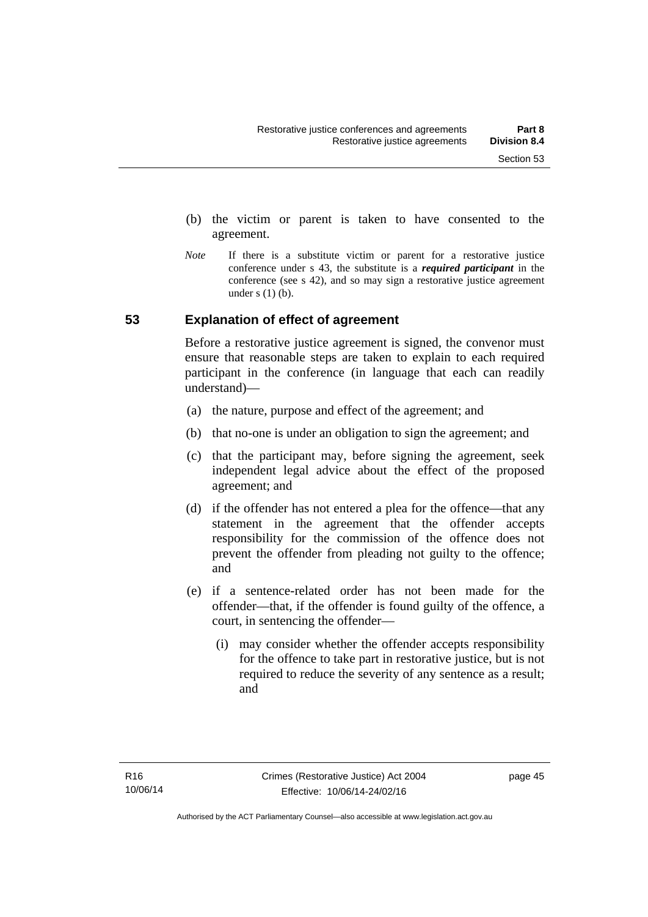(b) the victim or parent is taken to have consented to the agreement.

*Note* If there is a substitute victim or parent for a restorative justice conference under s 43, the substitute is a ***required participant*** in the conference (see s 42), and so may sign a restorative justice agreement under s (1) (b).

## 53 Explanation of effect of agreement

Before a restorative justice agreement is signed, the convenor must ensure that reasonable steps are taken to explain to each required participant in the conference (in language that each can readily understand)—

(a) the nature, purpose and effect of the agreement; and

(b) that no-one is under an obligation to sign the agreement; and

(c) that the participant may, before signing the agreement, seek independent legal advice about the effect of the proposed agreement; and

(d) if the offender has not entered a plea for the offence—that any statement in the agreement that the offender accepts responsibility for the commission of the offence does not prevent the offender from pleading not guilty to the offence; and

(e) if a sentence-related order has not been made for the offender—that, if the offender is found guilty of the offence, a court, in sentencing the offender—

(i) may consider whether the offender accepts responsibility for the offence to take part in restorative justice, but is not required to reduce the severity of any sentence as a result; and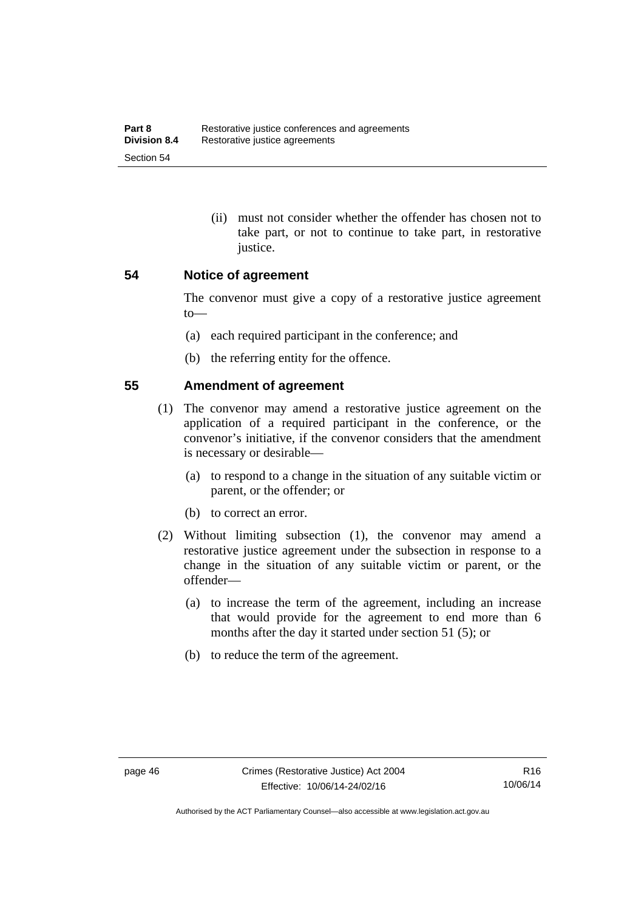(ii) must not consider whether the offender has chosen not to take part, or not to continue to take part, in restorative justice.

## 54 Notice of agreement

The convenor must give a copy of a restorative justice agreement to—

(a) each required participant in the conference; and

(b) the referring entity for the offence.

## 55 Amendment of agreement

(1) The convenor may amend a restorative justice agreement on the application of a required participant in the conference, or the convenor's initiative, if the convenor considers that the amendment is necessary or desirable—

(a) to respond to a change in the situation of any suitable victim or parent, or the offender; or

(b) to correct an error.

(2) Without limiting subsection (1), the convenor may amend a restorative justice agreement under the subsection in response to a change in the situation of any suitable victim or parent, or the offender—

(a) to increase the term of the agreement, including an increase that would provide for the agreement to end more than 6 months after the day it started under section 51 (5); or

(b) to reduce the term of the agreement.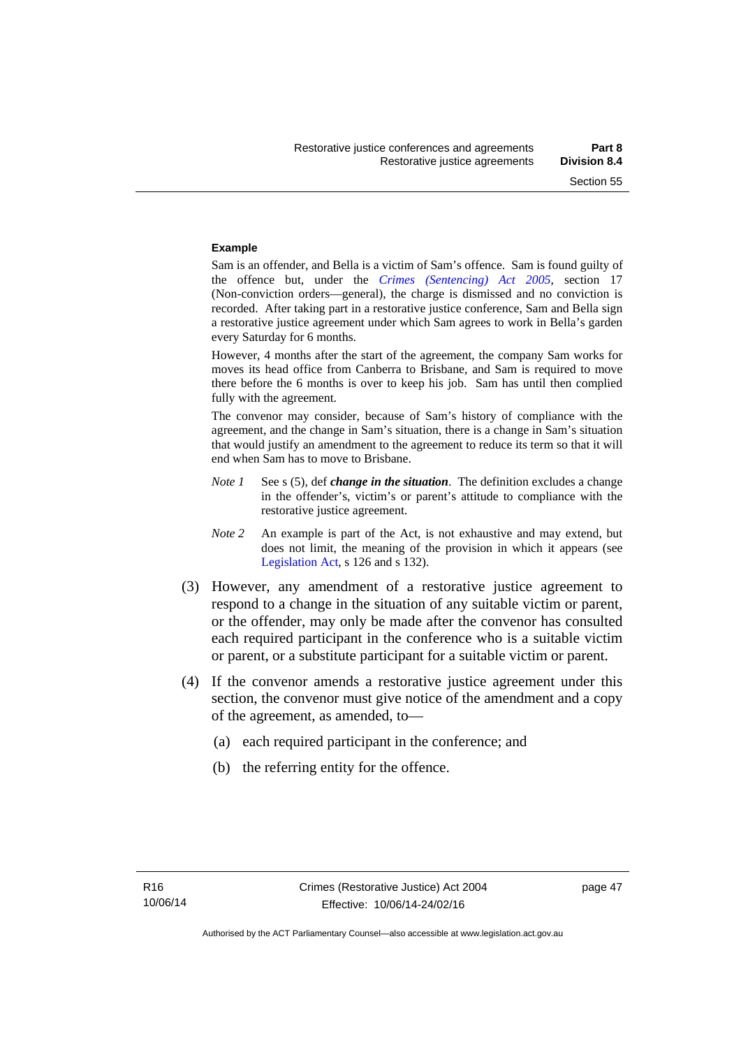**Example**

Sam is an offender, and Bella is a victim of Sam's offence. Sam is found guilty of the offence but, under the *Crimes (Sentencing) Act 2005*, section 17 (Non-conviction orders—general), the charge is dismissed and no conviction is recorded. After taking part in a restorative justice conference, Sam and Bella sign a restorative justice agreement under which Sam agrees to work in Bella's garden every Saturday for 6 months.

However, 4 months after the start of the agreement, the company Sam works for moves its head office from Canberra to Brisbane, and Sam is required to move there before the 6 months is over to keep his job. Sam has until then complied fully with the agreement.

The convenor may consider, because of Sam's history of compliance with the agreement, and the change in Sam's situation, there is a change in Sam's situation that would justify an amendment to the agreement to reduce its term so that it will end when Sam has to move to Brisbane.

*Note 1* See s (5), def ***change in the situation***. The definition excludes a change in the offender's, victim's or parent's attitude to compliance with the restorative justice agreement.

*Note 2* An example is part of the Act, is not exhaustive and may extend, but does not limit, the meaning of the provision in which it appears (see Legislation Act, s 126 and s 132).

(3) However, any amendment of a restorative justice agreement to respond to a change in the situation of any suitable victim or parent, or the offender, may only be made after the convenor has consulted each required participant in the conference who is a suitable victim or parent, or a substitute participant for a suitable victim or parent.

(4) If the convenor amends a restorative justice agreement under this section, the convenor must give notice of the amendment and a copy of the agreement, as amended, to—

(a) each required participant in the conference; and

(b) the referring entity for the offence.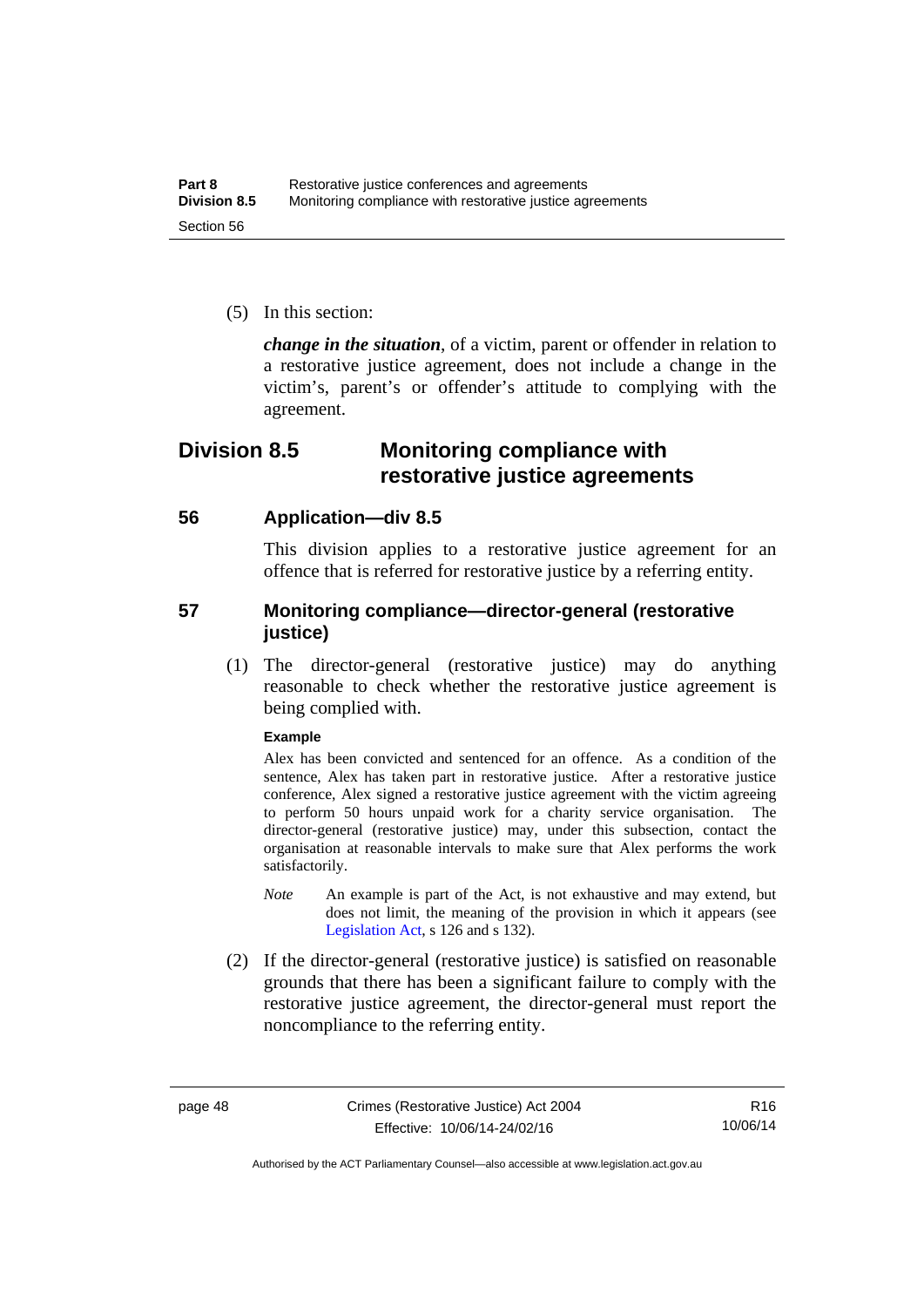(5) In this section:

***change in the situation***, of a victim, parent or offender in relation to a restorative justice agreement, does not include a change in the victim's, parent's or offender's attitude to complying with the agreement.

## Division 8.5 Monitoring compliance with restorative justice agreements

### 56 Application—div 8.5

This division applies to a restorative justice agreement for an offence that is referred for restorative justice by a referring entity.

### 57 Monitoring compliance—director-general (restorative justice)

(1) The director-general (restorative justice) may do anything reasonable to check whether the restorative justice agreement is being complied with.

**Example**

Alex has been convicted and sentenced for an offence. As a condition of the sentence, Alex has taken part in restorative justice. After a restorative justice conference, Alex signed a restorative justice agreement with the victim agreeing to perform 50 hours unpaid work for a charity service organisation. The director-general (restorative justice) may, under this subsection, contact the organisation at reasonable intervals to make sure that Alex performs the work satisfactorily.

*Note* An example is part of the Act, is not exhaustive and may extend, but does not limit, the meaning of the provision in which it appears (see Legislation Act, s 126 and s 132).

(2) If the director-general (restorative justice) is satisfied on reasonable grounds that there has been a significant failure to comply with the restorative justice agreement, the director-general must report the noncompliance to the referring entity.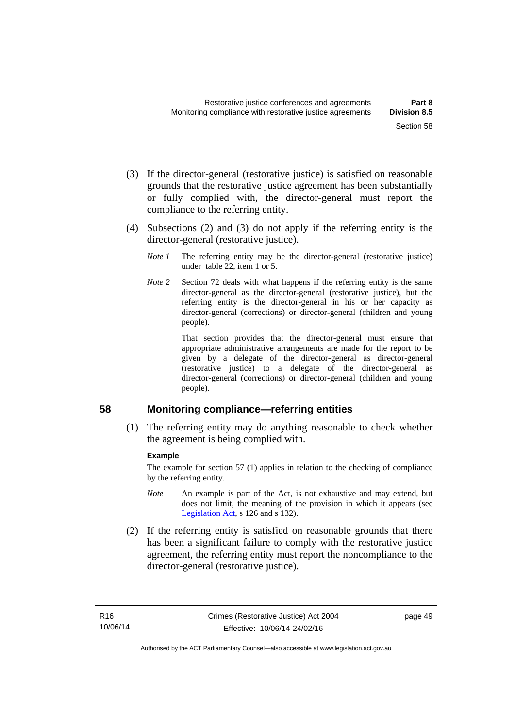(3) If the director-general (restorative justice) is satisfied on reasonable grounds that the restorative justice agreement has been substantially or fully complied with, the director-general must report the compliance to the referring entity.

(4) Subsections (2) and (3) do not apply if the referring entity is the director-general (restorative justice).

*Note 1* The referring entity may be the director-general (restorative justice) under table 22, item 1 or 5.

*Note 2* Section 72 deals with what happens if the referring entity is the same director-general as the director-general (restorative justice), but the referring entity is the director-general in his or her capacity as director-general (corrections) or director-general (children and young people).

That section provides that the director-general must ensure that appropriate administrative arrangements are made for the report to be given by a delegate of the director-general as director-general (restorative justice) to a delegate of the director-general as director-general (corrections) or director-general (children and young people).

## 58 Monitoring compliance—referring entities

(1) The referring entity may do anything reasonable to check whether the agreement is being complied with.

**Example**

The example for section 57 (1) applies in relation to the checking of compliance by the referring entity.

*Note* An example is part of the Act, is not exhaustive and may extend, but does not limit, the meaning of the provision in which it appears (see Legislation Act, s 126 and s 132).

(2) If the referring entity is satisfied on reasonable grounds that there has been a significant failure to comply with the restorative justice agreement, the referring entity must report the noncompliance to the director-general (restorative justice).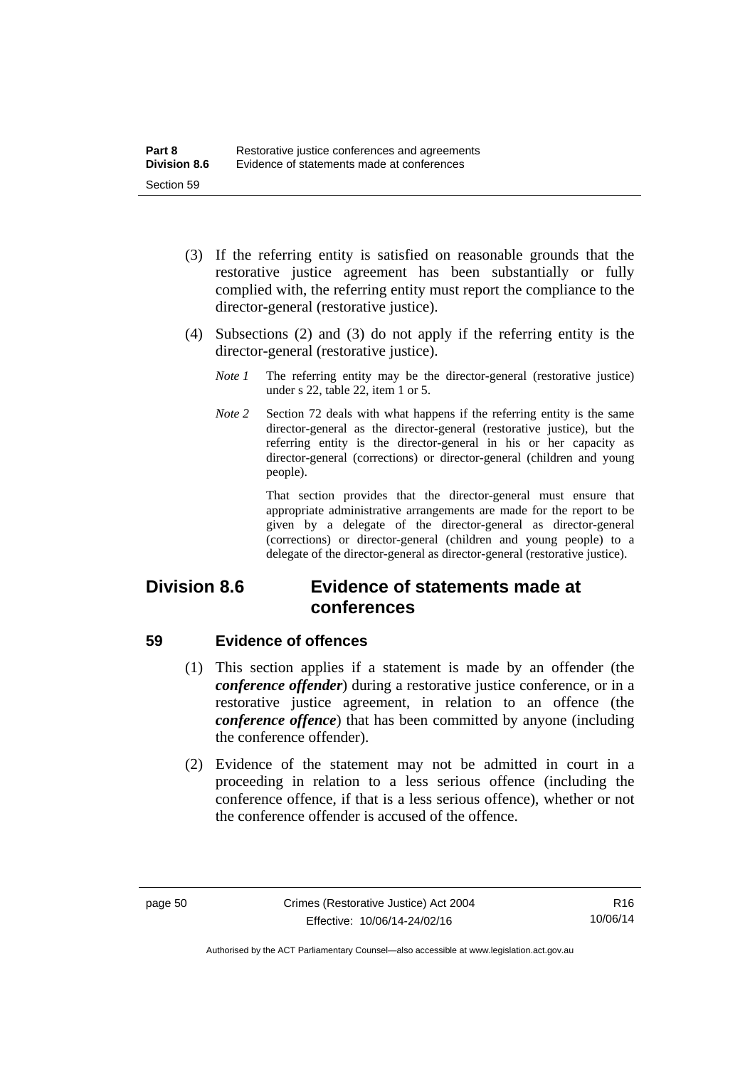(3) If the referring entity is satisfied on reasonable grounds that the restorative justice agreement has been substantially or fully complied with, the referring entity must report the compliance to the director-general (restorative justice).

(4) Subsections (2) and (3) do not apply if the referring entity is the director-general (restorative justice).

*Note 1* The referring entity may be the director-general (restorative justice) under s 22, table 22, item 1 or 5.

*Note 2* Section 72 deals with what happens if the referring entity is the same director-general as the director-general (restorative justice), but the referring entity is the director-general in his or her capacity as director-general (corrections) or director-general (children and young people).

That section provides that the director-general must ensure that appropriate administrative arrangements are made for the report to be given by a delegate of the director-general as director-general (corrections) or director-general (children and young people) to a delegate of the director-general as director-general (restorative justice).

## Division 8.6 Evidence of statements made at conferences

### 59 Evidence of offences

(1) This section applies if a statement is made by an offender (the ***conference offender***) during a restorative justice conference, or in a restorative justice agreement, in relation to an offence (the ***conference offence***) that has been committed by anyone (including the conference offender).

(2) Evidence of the statement may not be admitted in court in a proceeding in relation to a less serious offence (including the conference offence, if that is a less serious offence), whether or not the conference offender is accused of the offence.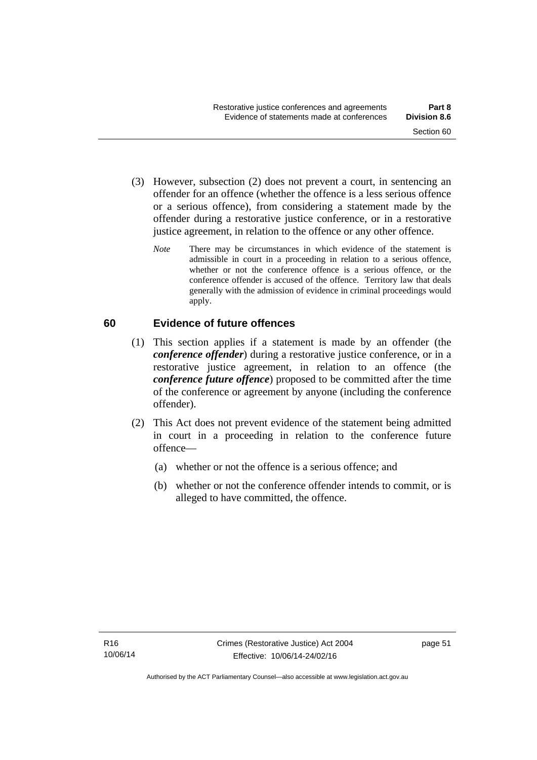(3) However, subsection (2) does not prevent a court, in sentencing an offender for an offence (whether the offence is a less serious offence or a serious offence), from considering a statement made by the offender during a restorative justice conference, or in a restorative justice agreement, in relation to the offence or any other offence.

*Note* There may be circumstances in which evidence of the statement is admissible in court in a proceeding in relation to a serious offence, whether or not the conference offence is a serious offence, or the conference offender is accused of the offence. Territory law that deals generally with the admission of evidence in criminal proceedings would apply.

## 60 Evidence of future offences

(1) This section applies if a statement is made by an offender (the ***conference offender***) during a restorative justice conference, or in a restorative justice agreement, in relation to an offence (the ***conference future offence***) proposed to be committed after the time of the conference or agreement by anyone (including the conference offender).

(2) This Act does not prevent evidence of the statement being admitted in court in a proceeding in relation to the conference future offence—

(a) whether or not the offence is a serious offence; and

(b) whether or not the conference offender intends to commit, or is alleged to have committed, the offence.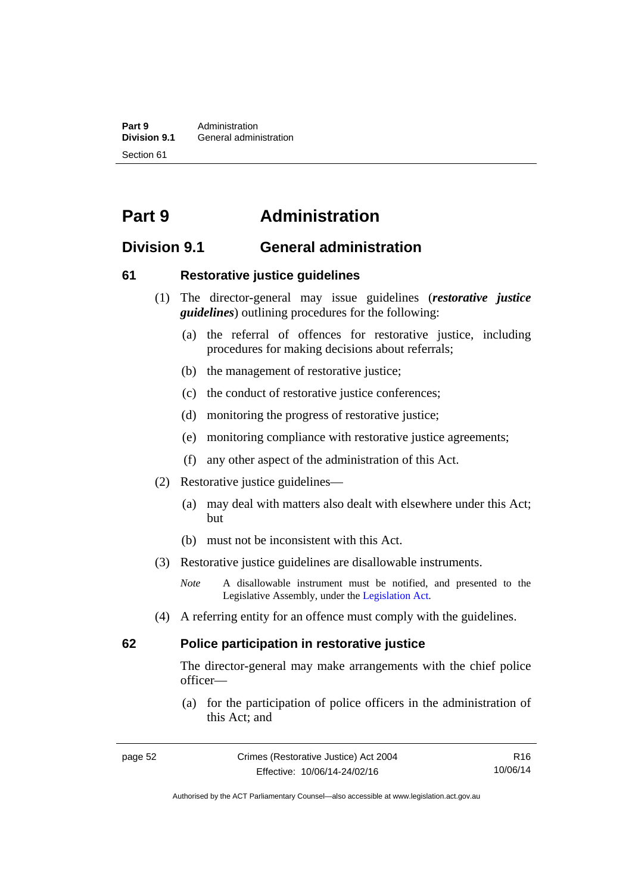# Part 9 Administration

## Division 9.1 General administration

### 61 Restorative justice guidelines

(1) The director-general may issue guidelines (***restorative justice guidelines***) outlining procedures for the following:

(a) the referral of offences for restorative justice, including procedures for making decisions about referrals;

(b) the management of restorative justice;

(c) the conduct of restorative justice conferences;

(d) monitoring the progress of restorative justice;

(e) monitoring compliance with restorative justice agreements;

(f) any other aspect of the administration of this Act.

(2) Restorative justice guidelines—

(a) may deal with matters also dealt with elsewhere under this Act; but

(b) must not be inconsistent with this Act.

(3) Restorative justice guidelines are disallowable instruments.

*Note* A disallowable instrument must be notified, and presented to the Legislative Assembly, under the Legislation Act.

(4) A referring entity for an offence must comply with the guidelines.

### 62 Police participation in restorative justice

The director-general may make arrangements with the chief police officer—

(a) for the participation of police officers in the administration of this Act; and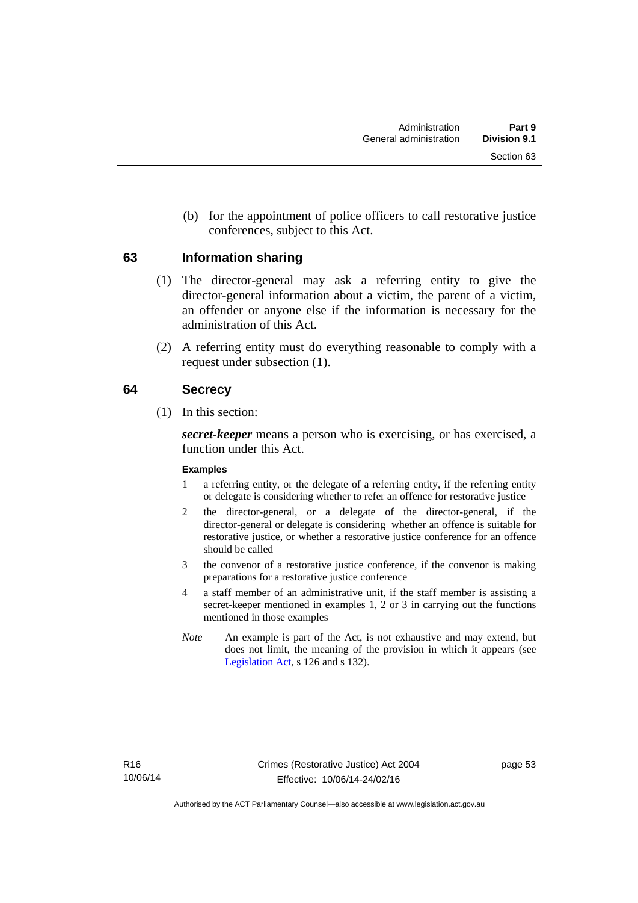(b) for the appointment of police officers to call restorative justice conferences, subject to this Act.

## 63 Information sharing

(1) The director-general may ask a referring entity to give the director-general information about a victim, the parent of a victim, an offender or anyone else if the information is necessary for the administration of this Act.

(2) A referring entity must do everything reasonable to comply with a request under subsection (1).

## 64 Secrecy

(1) In this section:

***secret-keeper*** means a person who is exercising, or has exercised, a function under this Act.

**Examples**

1 a referring entity, or the delegate of a referring entity, if the referring entity or delegate is considering whether to refer an offence for restorative justice

2 the director-general, or a delegate of the director-general, if the director-general or delegate is considering whether an offence is suitable for restorative justice, or whether a restorative justice conference for an offence should be called

3 the convenor of a restorative justice conference, if the convenor is making preparations for a restorative justice conference

4 a staff member of an administrative unit, if the staff member is assisting a secret-keeper mentioned in examples 1, 2 or 3 in carrying out the functions mentioned in those examples

*Note* An example is part of the Act, is not exhaustive and may extend, but does not limit, the meaning of the provision in which it appears (see Legislation Act, s 126 and s 132).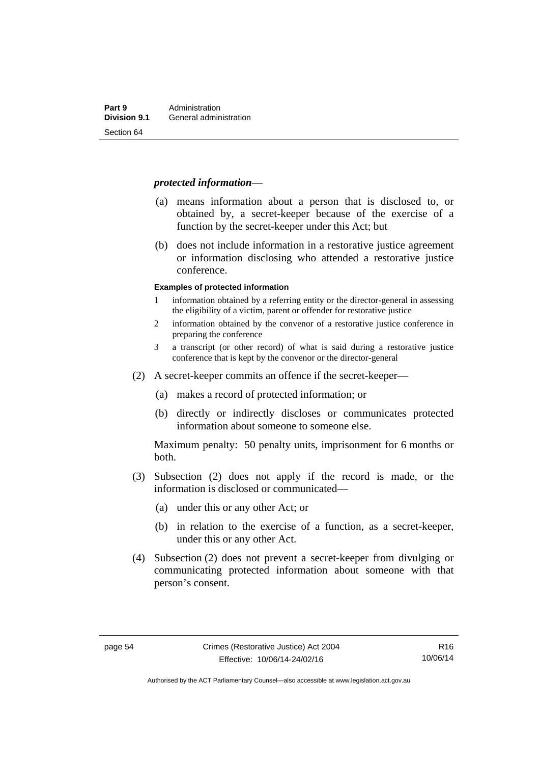***protected information***—

(a) means information about a person that is disclosed to, or obtained by, a secret-keeper because of the exercise of a function by the secret-keeper under this Act; but

(b) does not include information in a restorative justice agreement or information disclosing who attended a restorative justice conference.

**Examples of protected information**

1 information obtained by a referring entity or the director-general in assessing the eligibility of a victim, parent or offender for restorative justice

2 information obtained by the convenor of a restorative justice conference in preparing the conference

3 a transcript (or other record) of what is said during a restorative justice conference that is kept by the convenor or the director-general

(2) A secret-keeper commits an offence if the secret-keeper—

(a) makes a record of protected information; or

(b) directly or indirectly discloses or communicates protected information about someone to someone else.

Maximum penalty: 50 penalty units, imprisonment for 6 months or both.

(3) Subsection (2) does not apply if the record is made, or the information is disclosed or communicated—

(a) under this or any other Act; or

(b) in relation to the exercise of a function, as a secret-keeper, under this or any other Act.

(4) Subsection (2) does not prevent a secret-keeper from divulging or communicating protected information about someone with that person's consent.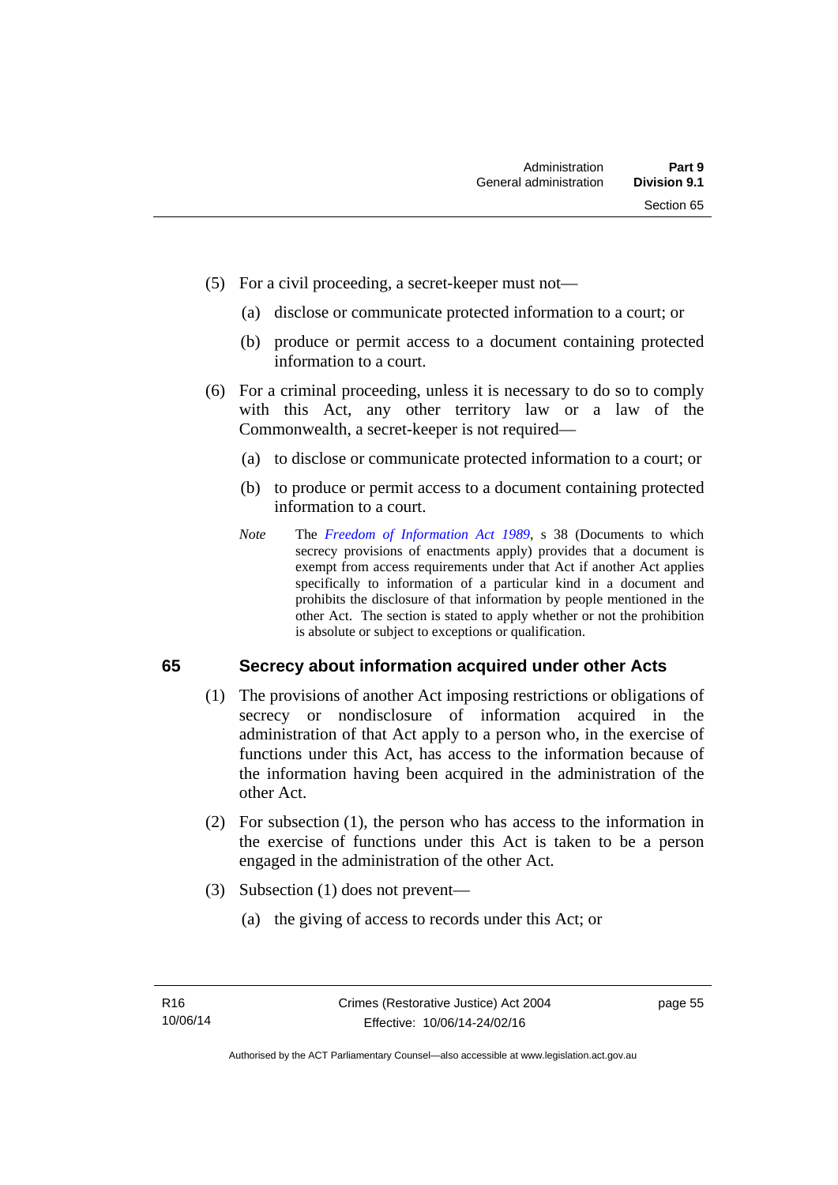(5) For a civil proceeding, a secret-keeper must not—

(a) disclose or communicate protected information to a court; or

(b) produce or permit access to a document containing protected information to a court.

(6) For a criminal proceeding, unless it is necessary to do so to comply with this Act, any other territory law or a law of the Commonwealth, a secret-keeper is not required—

(a) to disclose or communicate protected information to a court; or

(b) to produce or permit access to a document containing protected information to a court.

*Note* The *Freedom of Information Act 1989*, s 38 (Documents to which secrecy provisions of enactments apply) provides that a document is exempt from access requirements under that Act if another Act applies specifically to information of a particular kind in a document and prohibits the disclosure of that information by people mentioned in the other Act. The section is stated to apply whether or not the prohibition is absolute or subject to exceptions or qualification.

## 65 Secrecy about information acquired under other Acts

(1) The provisions of another Act imposing restrictions or obligations of secrecy or nondisclosure of information acquired in the administration of that Act apply to a person who, in the exercise of functions under this Act, has access to the information because of the information having been acquired in the administration of the other Act.

(2) For subsection (1), the person who has access to the information in the exercise of functions under this Act is taken to be a person engaged in the administration of the other Act.

(3) Subsection (1) does not prevent—

(a) the giving of access to records under this Act; or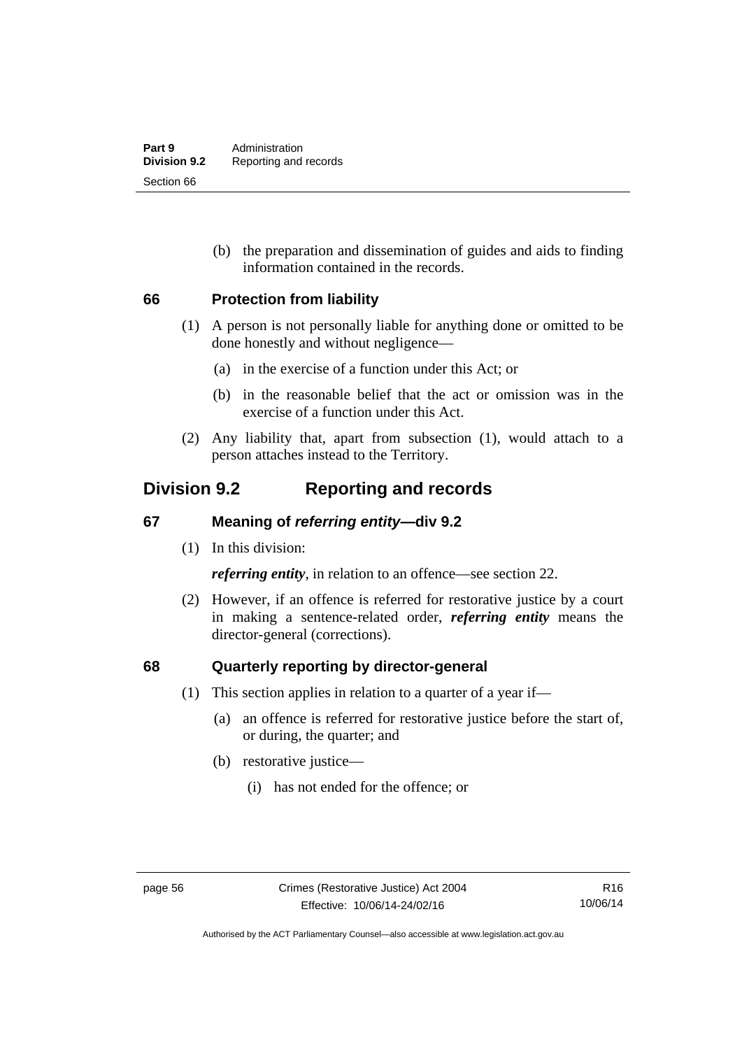(b) the preparation and dissemination of guides and aids to finding information contained in the records.

### 66 Protection from liability

(1) A person is not personally liable for anything done or omitted to be done honestly and without negligence—

(a) in the exercise of a function under this Act; or

(b) in the reasonable belief that the act or omission was in the exercise of a function under this Act.

(2) Any liability that, apart from subsection (1), would attach to a person attaches instead to the Territory.

## Division 9.2 Reporting and records

### 67 Meaning of *referring entity*—div 9.2

(1) In this division:

***referring entity***, in relation to an offence—see section 22.

(2) However, if an offence is referred for restorative justice by a court in making a sentence-related order, ***referring entity*** means the director-general (corrections).

### 68 Quarterly reporting by director-general

(1) This section applies in relation to a quarter of a year if—

(a) an offence is referred for restorative justice before the start of, or during, the quarter; and

(b) restorative justice—

(i) has not ended for the offence; or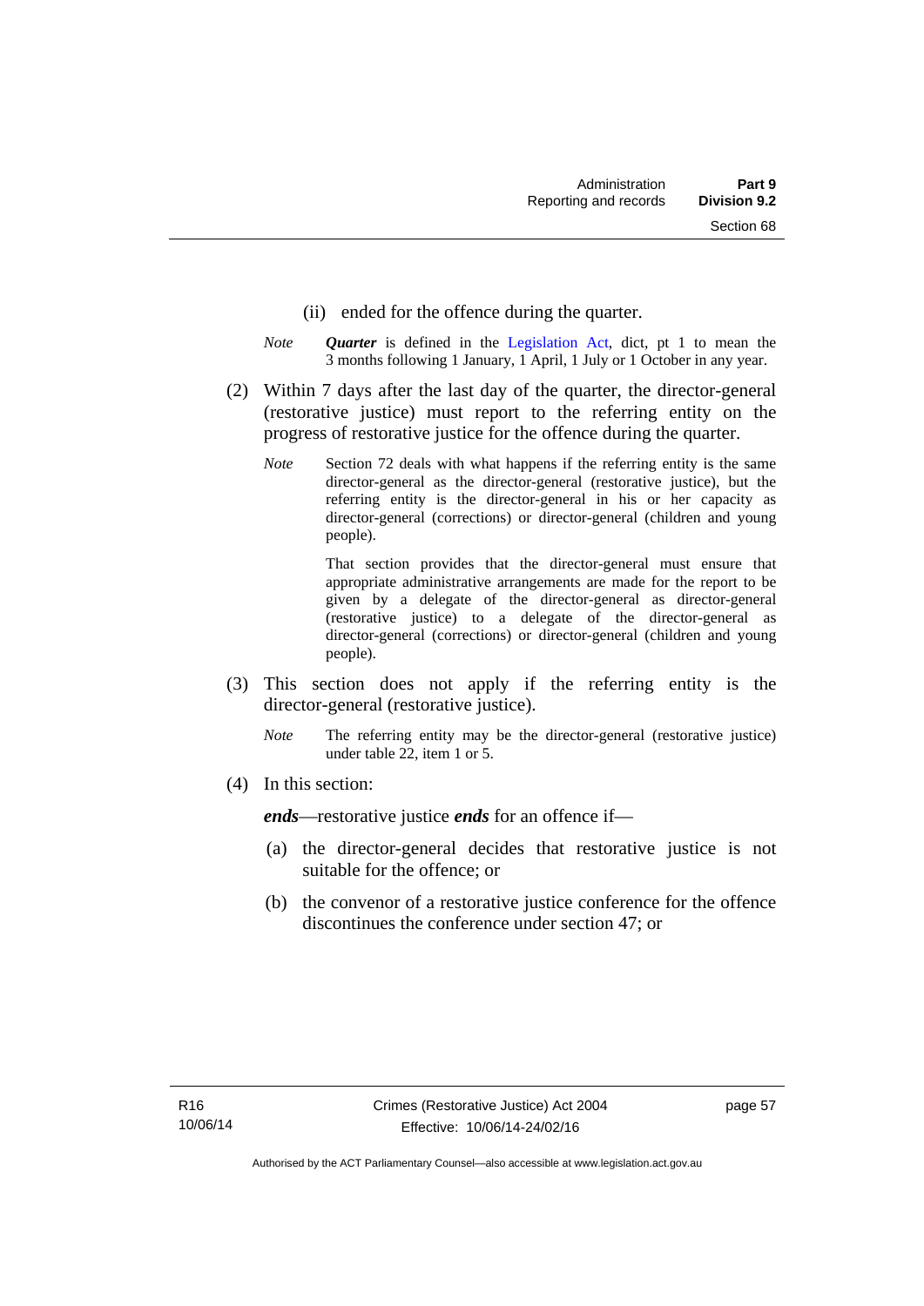(ii) ended for the offence during the quarter.

*Note* ***Quarter*** is defined in the Legislation Act, dict, pt 1 to mean the 3 months following 1 January, 1 April, 1 July or 1 October in any year.

(2) Within 7 days after the last day of the quarter, the director-general (restorative justice) must report to the referring entity on the progress of restorative justice for the offence during the quarter.

*Note* Section 72 deals with what happens if the referring entity is the same director-general as the director-general (restorative justice), but the referring entity is the director-general in his or her capacity as director-general (corrections) or director-general (children and young people).

That section provides that the director-general must ensure that appropriate administrative arrangements are made for the report to be given by a delegate of the director-general as director-general (restorative justice) to a delegate of the director-general as director-general (corrections) or director-general (children and young people).

(3) This section does not apply if the referring entity is the director-general (restorative justice).

*Note* The referring entity may be the director-general (restorative justice) under table 22, item 1 or 5.

(4) In this section:

***ends***—restorative justice ***ends*** for an offence if—

(a) the director-general decides that restorative justice is not suitable for the offence; or

(b) the convenor of a restorative justice conference for the offence discontinues the conference under section 47; or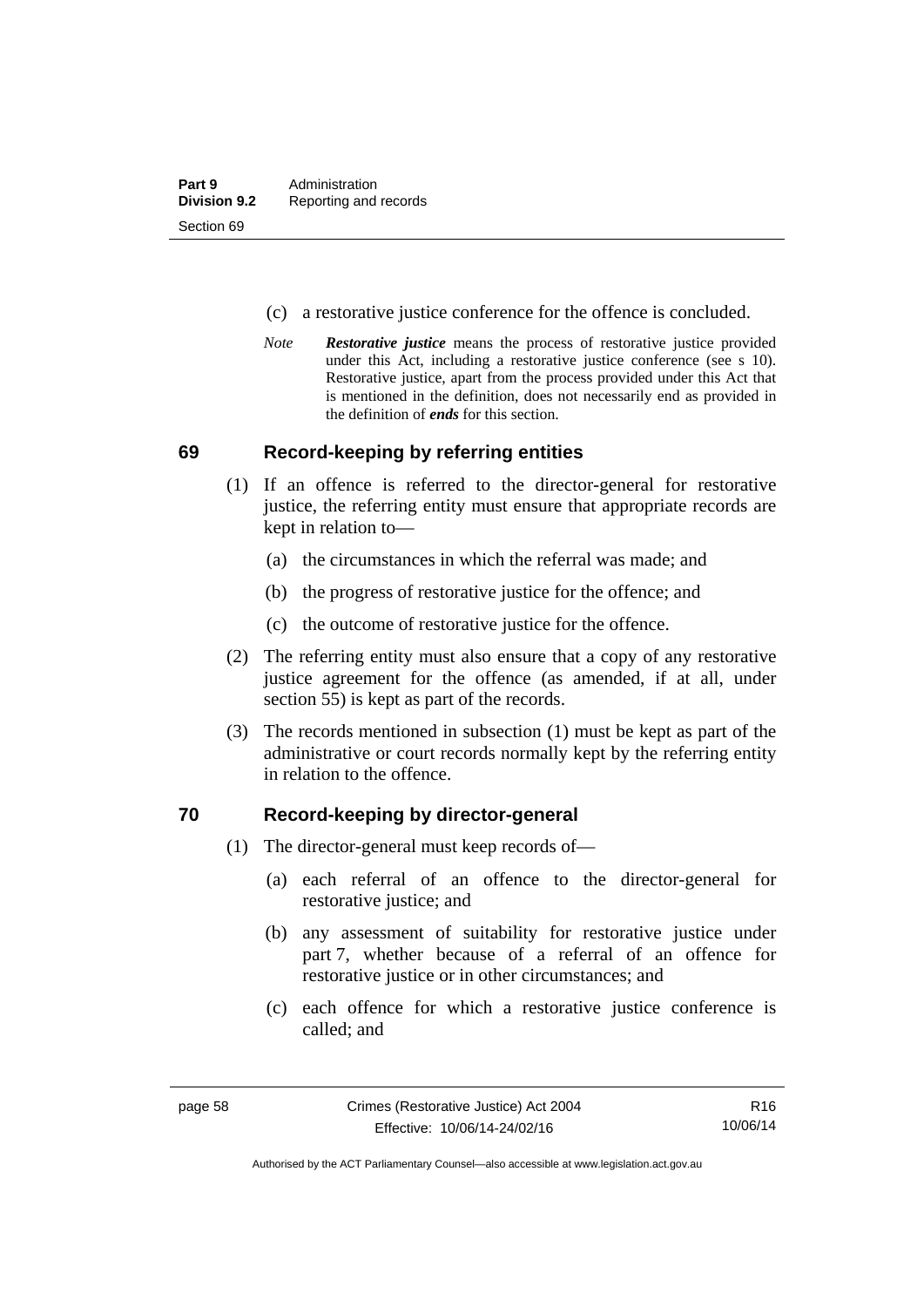(c) a restorative justice conference for the offence is concluded.

*Note* ***Restorative justice*** means the process of restorative justice provided under this Act, including a restorative justice conference (see s 10). Restorative justice, apart from the process provided under this Act that is mentioned in the definition, does not necessarily end as provided in the definition of ***ends*** for this section.

## 69 Record-keeping by referring entities

(1) If an offence is referred to the director-general for restorative justice, the referring entity must ensure that appropriate records are kept in relation to—

(a) the circumstances in which the referral was made; and

(b) the progress of restorative justice for the offence; and

(c) the outcome of restorative justice for the offence.

(2) The referring entity must also ensure that a copy of any restorative justice agreement for the offence (as amended, if at all, under section 55) is kept as part of the records.

(3) The records mentioned in subsection (1) must be kept as part of the administrative or court records normally kept by the referring entity in relation to the offence.

## 70 Record-keeping by director-general

(1) The director-general must keep records of—

(a) each referral of an offence to the director-general for restorative justice; and

(b) any assessment of suitability for restorative justice under part 7, whether because of a referral of an offence for restorative justice or in other circumstances; and

(c) each offence for which a restorative justice conference is called; and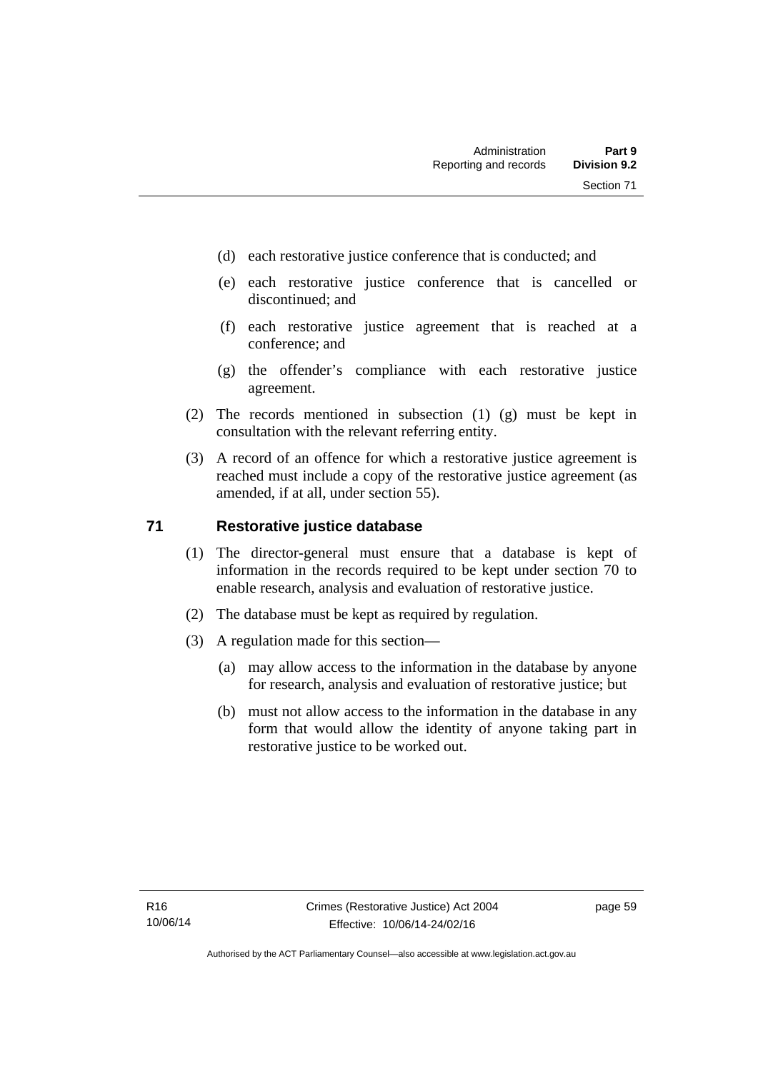(d) each restorative justice conference that is conducted; and

(e) each restorative justice conference that is cancelled or discontinued; and

(f) each restorative justice agreement that is reached at a conference; and

(g) the offender's compliance with each restorative justice agreement.

(2) The records mentioned in subsection (1) (g) must be kept in consultation with the relevant referring entity.

(3) A record of an offence for which a restorative justice agreement is reached must include a copy of the restorative justice agreement (as amended, if at all, under section 55).

## 71 Restorative justice database

(1) The director-general must ensure that a database is kept of information in the records required to be kept under section 70 to enable research, analysis and evaluation of restorative justice.

(2) The database must be kept as required by regulation.

(3) A regulation made for this section—

(a) may allow access to the information in the database by anyone for research, analysis and evaluation of restorative justice; but

(b) must not allow access to the information in the database in any form that would allow the identity of anyone taking part in restorative justice to be worked out.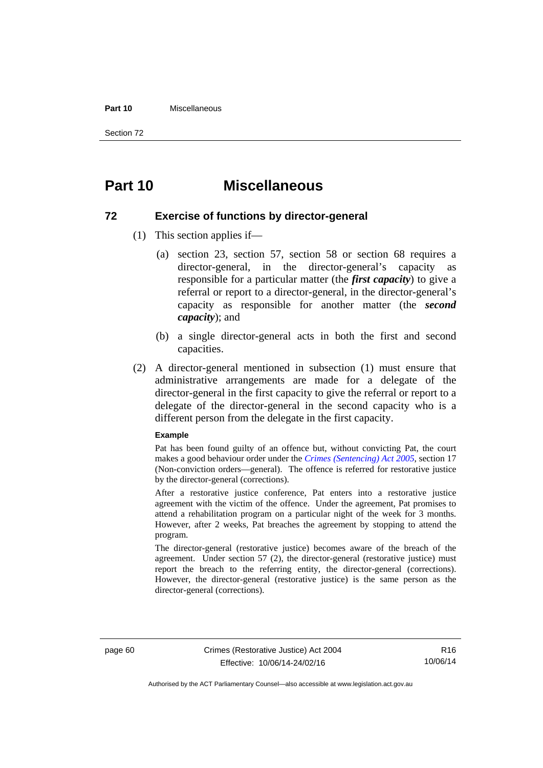# Part 10 Miscellaneous

## 72 Exercise of functions by director-general

(1) This section applies if—

(a) section 23, section 57, section 58 or section 68 requires a director-general, in the director-general's capacity as responsible for a particular matter (the ***first capacity***) to give a referral or report to a director-general, in the director-general's capacity as responsible for another matter (the ***second capacity***); and

(b) a single director-general acts in both the first and second capacities.

(2) A director-general mentioned in subsection (1) must ensure that administrative arrangements are made for a delegate of the director-general in the first capacity to give the referral or report to a delegate of the director-general in the second capacity who is a different person from the delegate in the first capacity.

**Example**

Pat has been found guilty of an offence but, without convicting Pat, the court makes a good behaviour order under the *Crimes (Sentencing) Act 2005*, section 17 (Non-conviction orders—general). The offence is referred for restorative justice by the director-general (corrections).

After a restorative justice conference, Pat enters into a restorative justice agreement with the victim of the offence. Under the agreement, Pat promises to attend a rehabilitation program on a particular night of the week for 3 months. However, after 2 weeks, Pat breaches the agreement by stopping to attend the program.

The director-general (restorative justice) becomes aware of the breach of the agreement. Under section 57 (2), the director-general (restorative justice) must report the breach to the referring entity, the director-general (corrections). However, the director-general (restorative justice) is the same person as the director-general (corrections).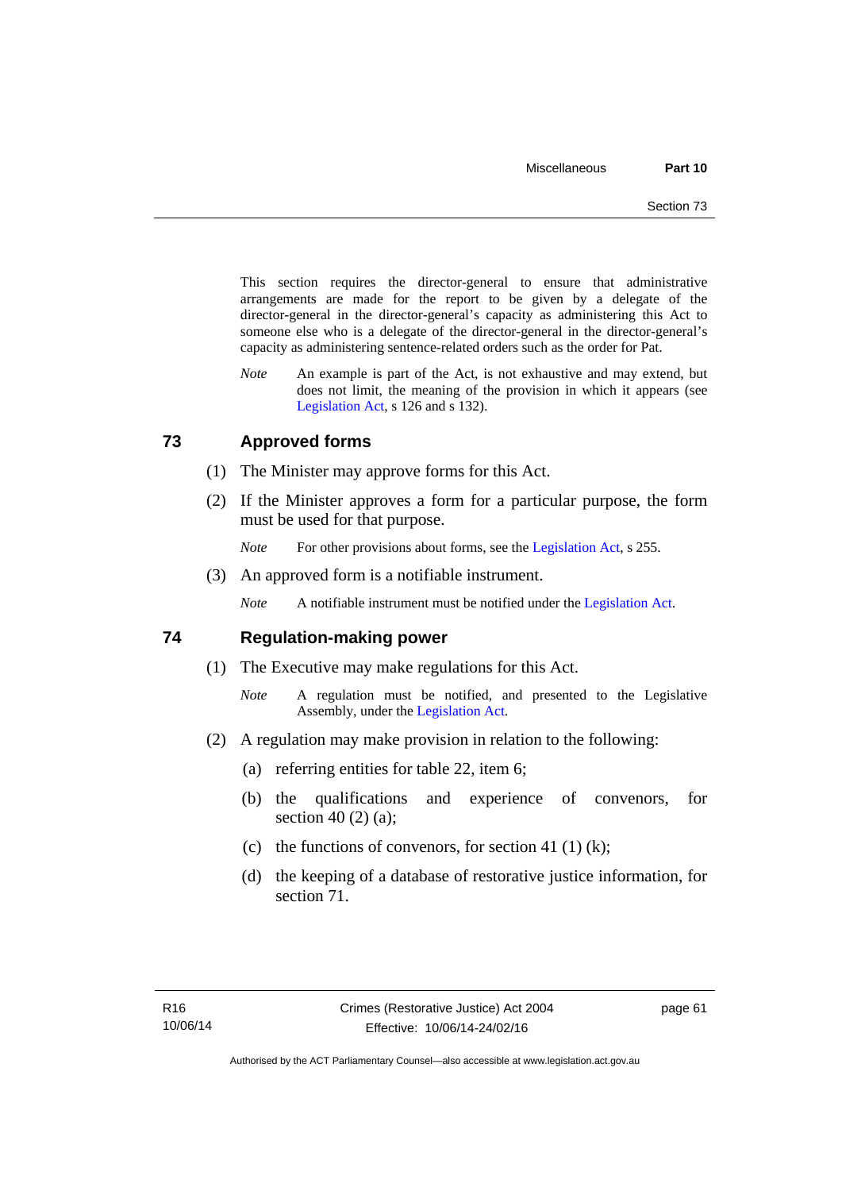This section requires the director-general to ensure that administrative arrangements are made for the report to be given by a delegate of the director-general in the director-general's capacity as administering this Act to someone else who is a delegate of the director-general in the director-general's capacity as administering sentence-related orders such as the order for Pat.

*Note* An example is part of the Act, is not exhaustive and may extend, but does not limit, the meaning of the provision in which it appears (see Legislation Act, s 126 and s 132).

## 73 Approved forms

(1) The Minister may approve forms for this Act.

(2) If the Minister approves a form for a particular purpose, the form must be used for that purpose.

*Note* For other provisions about forms, see the Legislation Act, s 255.

(3) An approved form is a notifiable instrument.

*Note* A notifiable instrument must be notified under the Legislation Act.

## 74 Regulation-making power

(1) The Executive may make regulations for this Act.

*Note* A regulation must be notified, and presented to the Legislative Assembly, under the Legislation Act.

(2) A regulation may make provision in relation to the following:

(a) referring entities for table 22, item 6;

(b) the qualifications and experience of convenors, for section 40 (2) (a);

(c) the functions of convenors, for section 41 (1) (k);

(d) the keeping of a database of restorative justice information, for section 71.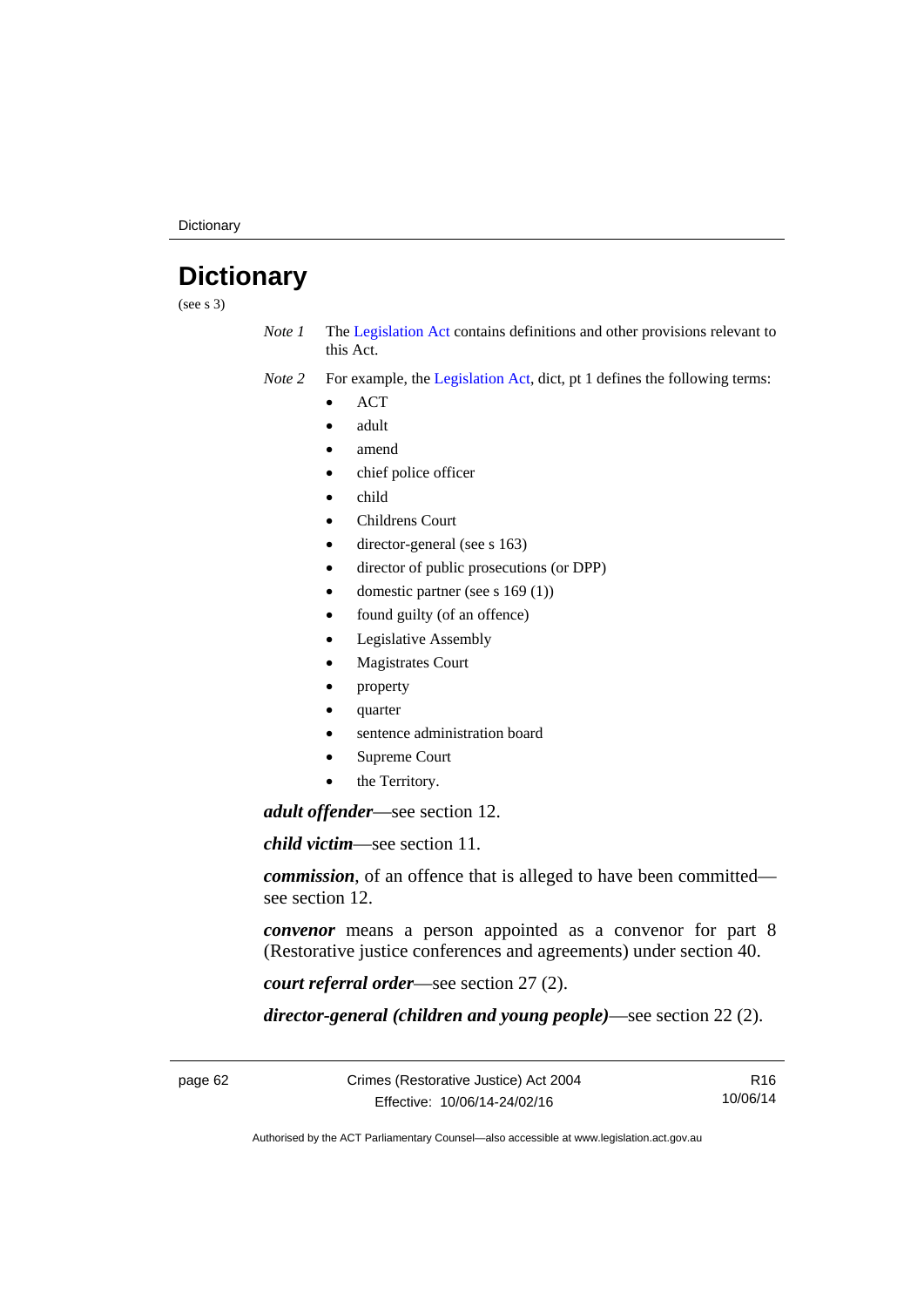# Dictionary

(see s 3)

*Note 1* The Legislation Act contains definitions and other provisions relevant to this Act.

*Note 2* For example, the Legislation Act, dict, pt 1 defines the following terms:

- ACT
- adult
- amend
- chief police officer
- child
- Childrens Court
- director-general (see s 163)
- director of public prosecutions (or DPP)
- domestic partner (see s 169 (1))
- found guilty (of an offence)
- Legislative Assembly
- Magistrates Court
- property
- quarter
- sentence administration board
- Supreme Court
- the Territory.

***adult offender***—see section 12.

***child victim***—see section 11.

***commission***, of an offence that is alleged to have been committed—see section 12.

***convenor*** means a person appointed as a convenor for part 8 (Restorative justice conferences and agreements) under section 40.

***court referral order***—see section 27 (2).

***director-general (children and young people)***—see section 22 (2).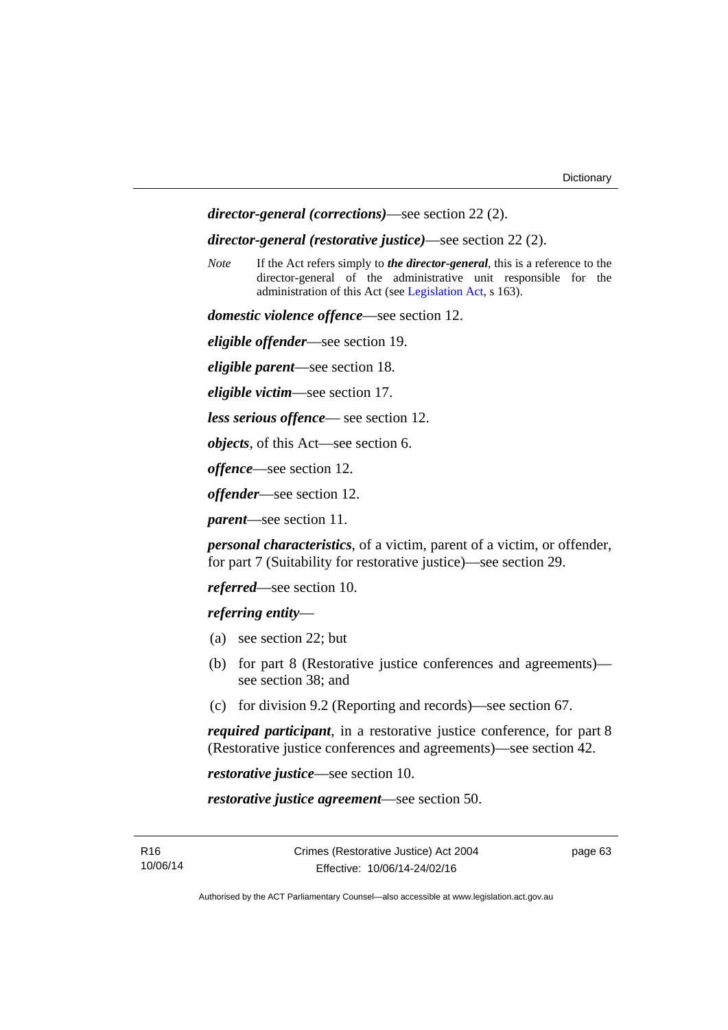***director-general (corrections)***—see section 22 (2).

***director-general (restorative justice)***—see section 22 (2).

*Note* If the Act refers simply to ***the director-general***, this is a reference to the director-general of the administrative unit responsible for the administration of this Act (see Legislation Act, s 163).

***domestic violence offence***—see section 12.

***eligible offender***—see section 19.

***eligible parent***—see section 18.

***eligible victim***—see section 17.

***less serious offence***— see section 12.

***objects***, of this Act—see section 6.

***offence***—see section 12.

***offender***—see section 12.

***parent***—see section 11.

***personal characteristics***, of a victim, parent of a victim, or offender, for part 7 (Suitability for restorative justice)—see section 29.

***referred***—see section 10.

***referring entity***—

(a) see section 22; but

(b) for part 8 (Restorative justice conferences and agreements)—see section 38; and

(c) for division 9.2 (Reporting and records)—see section 67.

***required participant***, in a restorative justice conference, for part 8 (Restorative justice conferences and agreements)—see section 42.

***restorative justice***—see section 10.

***restorative justice agreement***—see section 50.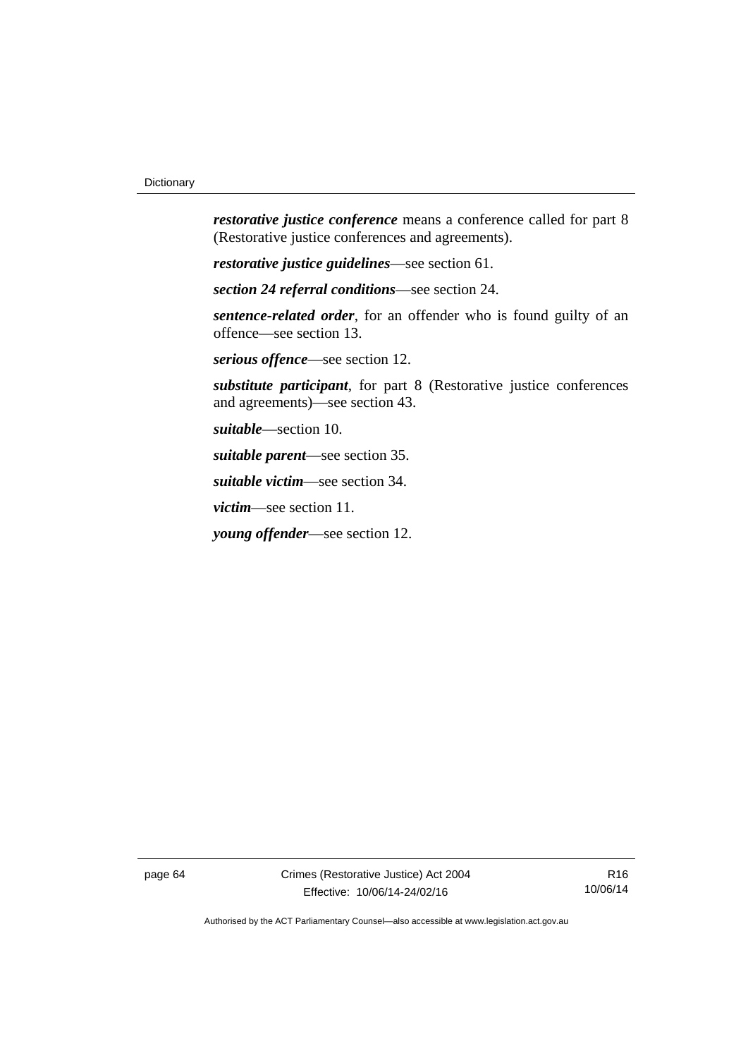***restorative justice conference*** means a conference called for part 8 (Restorative justice conferences and agreements).

***restorative justice guidelines***—see section 61.

***section 24 referral conditions***—see section 24.

***sentence-related order***, for an offender who is found guilty of an offence—see section 13.

***serious offence***—see section 12.

***substitute participant***, for part 8 (Restorative justice conferences and agreements)—see section 43.

***suitable***—section 10.

***suitable parent***—see section 35.

***suitable victim***—see section 34.

***victim***—see section 11.

***young offender***—see section 12.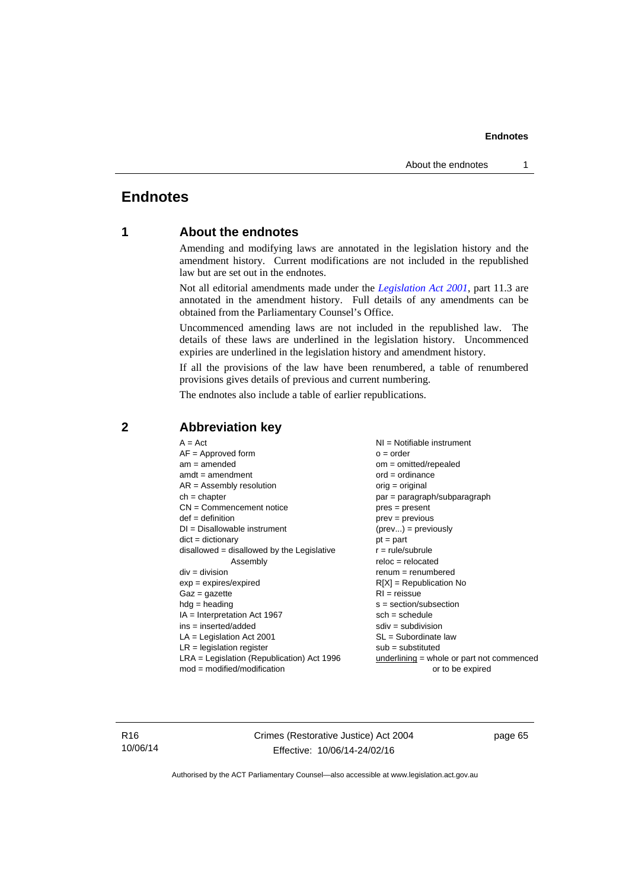# Endnotes

## 1 About the endnotes

Amending and modifying laws are annotated in the legislation history and the amendment history. Current modifications are not included in the republished law but are set out in the endnotes.

Not all editorial amendments made under the *Legislation Act 2001*, part 11.3 are annotated in the amendment history. Full details of any amendments can be obtained from the Parliamentary Counsel's Office.

Uncommenced amending laws are not included in the republished law. The details of these laws are underlined in the legislation history. Uncommenced expiries are underlined in the legislation history and amendment history.

If all the provisions of the law have been renumbered, a table of renumbered provisions gives details of previous and current numbering.

The endnotes also include a table of earlier republications.

## 2 Abbreviation key

A = Act
AF = Approved form
am = amended
amdt = amendment
AR = Assembly resolution
ch = chapter
CN = Commencement notice
def = definition
DI = Disallowable instrument
dict = dictionary
disallowed = disallowed by the Legislative Assembly
div = division
exp = expires/expired
Gaz = gazette
hdg = heading
IA = Interpretation Act 1967
ins = inserted/added
LA = Legislation Act 2001
LR = legislation register
LRA = Legislation (Republication) Act 1996
mod = modified/modification
NI = Notifiable instrument
o = order
om = omitted/repealed
ord = ordinance
orig = original
par = paragraph/subparagraph
pres = present
prev = previous
(prev...) = previously
pt = part
r = rule/subrule
reloc = relocated
renum = renumbered
R[X] = Republication No
RI = reissue
s = section/subsection
sch = schedule
sdiv = subdivision
SL = Subordinate law
sub = substituted
underlining = whole or part not commenced or to be expired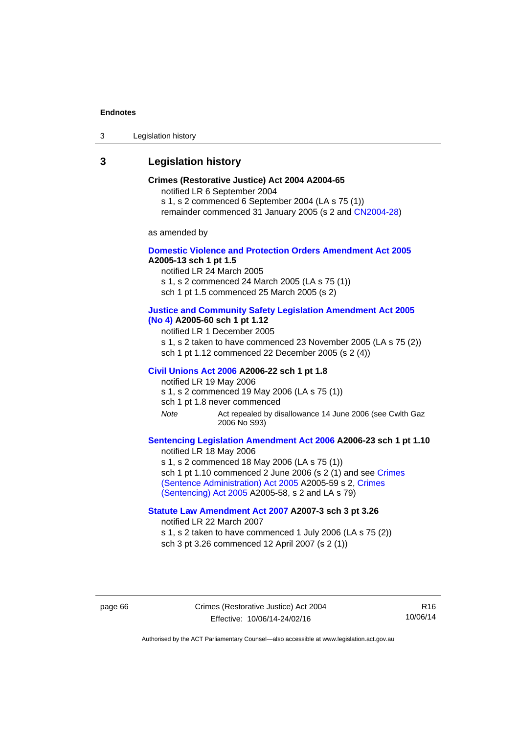## 3 Legislation history

**Crimes (Restorative Justice) Act 2004 A2004-65**

notified LR 6 September 2004

s 1, s 2 commenced 6 September 2004 (LA s 75 (1))

remainder commenced 31 January 2005 (s 2 and CN2004-28)

as amended by

**Domestic Violence and Protection Orders Amendment Act 2005 A2005-13 sch 1 pt 1.5**

notified LR 24 March 2005

s 1, s 2 commenced 24 March 2005 (LA s 75 (1))

sch 1 pt 1.5 commenced 25 March 2005 (s 2)

**Justice and Community Safety Legislation Amendment Act 2005 (No 4) A2005-60 sch 1 pt 1.12**

notified LR 1 December 2005

s 1, s 2 taken to have commenced 23 November 2005 (LA s 75 (2))

sch 1 pt 1.12 commenced 22 December 2005 (s 2 (4))

**Civil Unions Act 2006 A2006-22 sch 1 pt 1.8**

notified LR 19 May 2006

s 1, s 2 commenced 19 May 2006 (LA s 75 (1))

sch 1 pt 1.8 never commenced

*Note* Act repealed by disallowance 14 June 2006 (see Cwlth Gaz 2006 No S93)

**Sentencing Legislation Amendment Act 2006 A2006-23 sch 1 pt 1.10**

notified LR 18 May 2006

s 1, s 2 commenced 18 May 2006 (LA s 75 (1))

sch 1 pt 1.10 commenced 2 June 2006 (s 2 (1) and see Crimes (Sentence Administration) Act 2005 A2005-59 s 2, Crimes (Sentencing) Act 2005 A2005-58, s 2 and LA s 79)

**Statute Law Amendment Act 2007 A2007-3 sch 3 pt 3.26**

notified LR 22 March 2007

s 1, s 2 taken to have commenced 1 July 2006 (LA s 75 (2))

sch 3 pt 3.26 commenced 12 April 2007 (s 2 (1))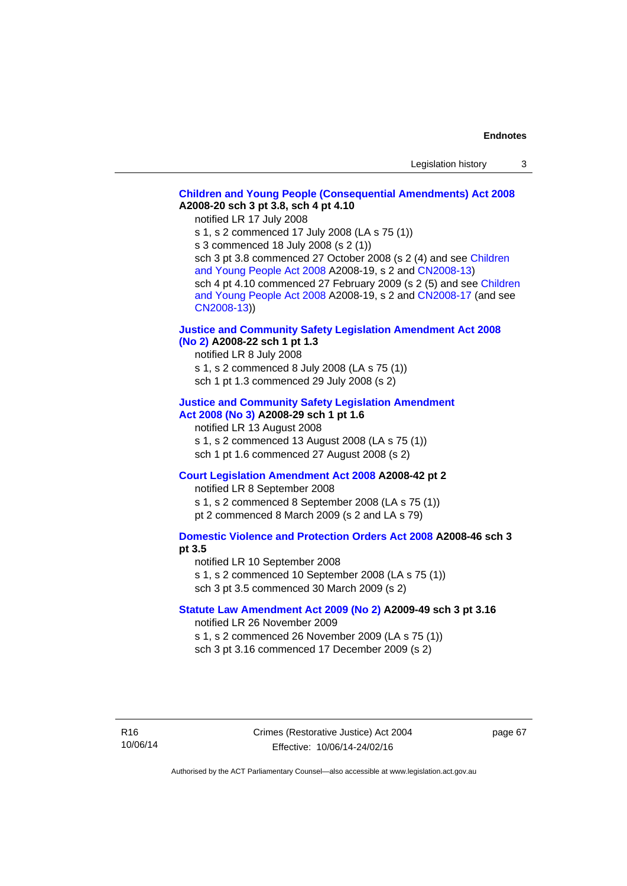**Children and Young People (Consequential Amendments) Act 2008 A2008-20 sch 3 pt 3.8, sch 4 pt 4.10**

notified LR 17 July 2008

s 1, s 2 commenced 17 July 2008 (LA s 75 (1))

s 3 commenced 18 July 2008 (s 2 (1))

sch 3 pt 3.8 commenced 27 October 2008 (s 2 (4) and see Children and Young People Act 2008 A2008-19, s 2 and CN2008-13)

sch 4 pt 4.10 commenced 27 February 2009 (s 2 (5) and see Children and Young People Act 2008 A2008-19, s 2 and CN2008-17 (and see CN2008-13))

**Justice and Community Safety Legislation Amendment Act 2008 (No 2) A2008-22 sch 1 pt 1.3**

notified LR 8 July 2008

s 1, s 2 commenced 8 July 2008 (LA s 75 (1))

sch 1 pt 1.3 commenced 29 July 2008 (s 2)

**Justice and Community Safety Legislation Amendment Act 2008 (No 3) A2008-29 sch 1 pt 1.6**

notified LR 13 August 2008

s 1, s 2 commenced 13 August 2008 (LA s 75 (1))

sch 1 pt 1.6 commenced 27 August 2008 (s 2)

**Court Legislation Amendment Act 2008 A2008-42 pt 2**

notified LR 8 September 2008

s 1, s 2 commenced 8 September 2008 (LA s 75 (1))

pt 2 commenced 8 March 2009 (s 2 and LA s 79)

**Domestic Violence and Protection Orders Act 2008 A2008-46 sch 3 pt 3.5**

notified LR 10 September 2008

s 1, s 2 commenced 10 September 2008 (LA s 75 (1))

sch 3 pt 3.5 commenced 30 March 2009 (s 2)

**Statute Law Amendment Act 2009 (No 2) A2009-49 sch 3 pt 3.16**

notified LR 26 November 2009

s 1, s 2 commenced 26 November 2009 (LA s 75 (1))

sch 3 pt 3.16 commenced 17 December 2009 (s 2)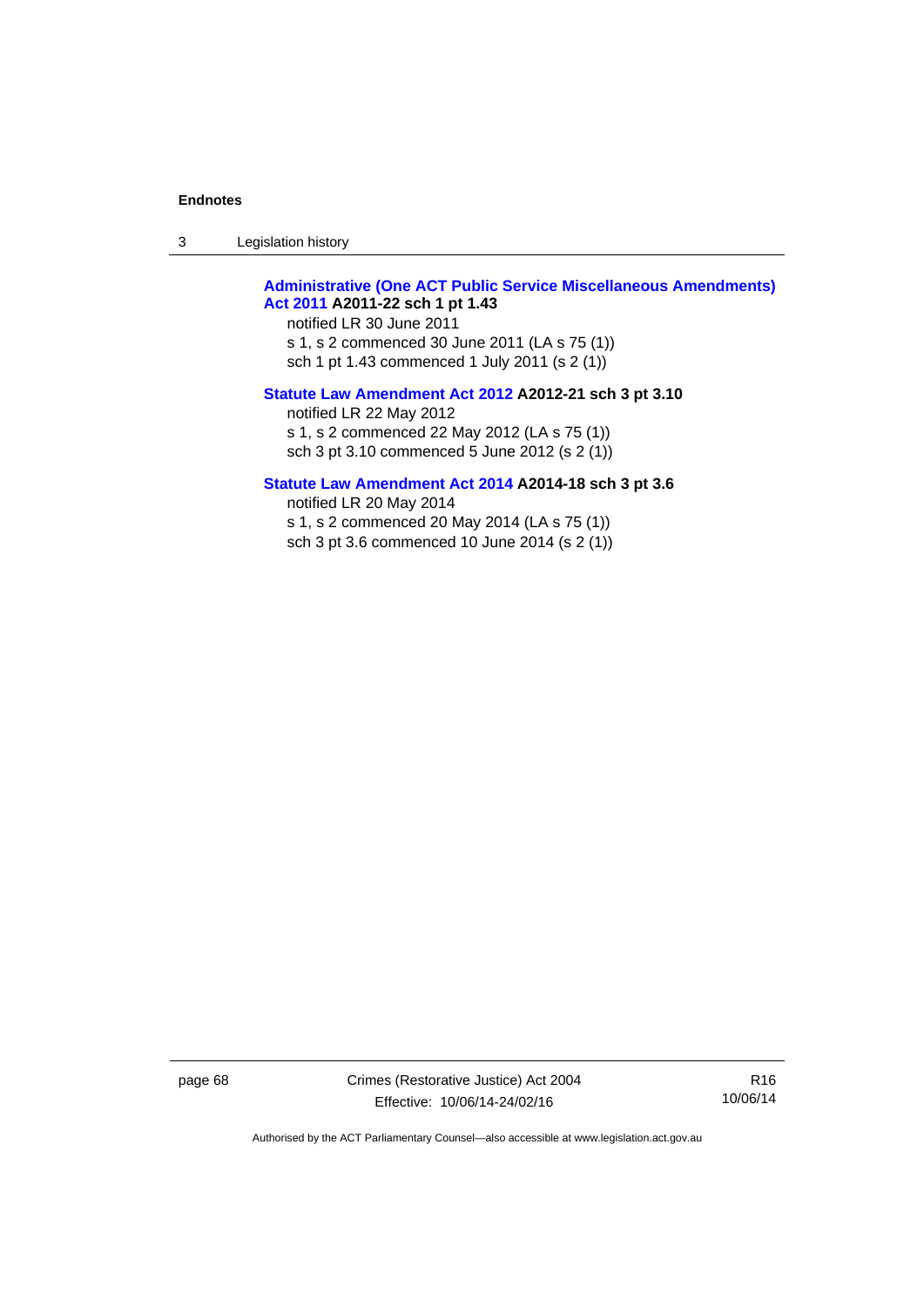**Administrative (One ACT Public Service Miscellaneous Amendments) Act 2011 A2011-22 sch 1 pt 1.43**

notified LR 30 June 2011
s 1, s 2 commenced 30 June 2011 (LA s 75 (1))
sch 1 pt 1.43 commenced 1 July 2011 (s 2 (1))

**Statute Law Amendment Act 2012 A2012-21 sch 3 pt 3.10**

notified LR 22 May 2012
s 1, s 2 commenced 22 May 2012 (LA s 75 (1))
sch 3 pt 3.10 commenced 5 June 2012 (s 2 (1))

**Statute Law Amendment Act 2014 A2014-18 sch 3 pt 3.6**

notified LR 20 May 2014
s 1, s 2 commenced 20 May 2014 (LA s 75 (1))
sch 3 pt 3.6 commenced 10 June 2014 (s 2 (1))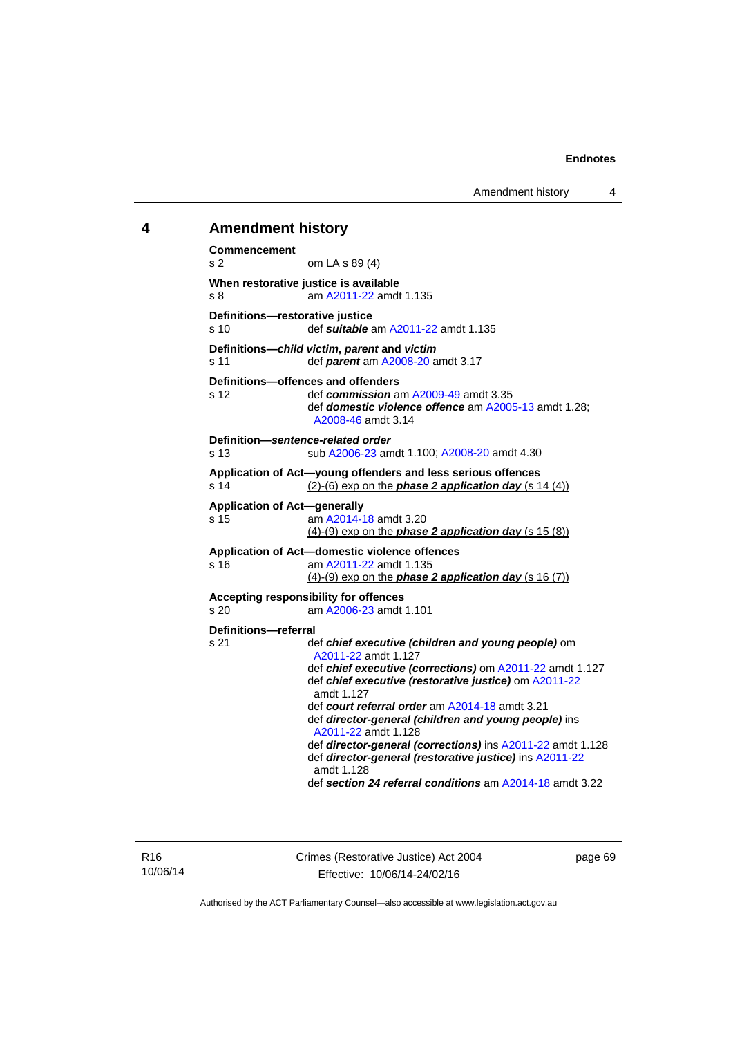## 4 Amendment history

**Commencement**
s 2 om LA s 89 (4)

**When restorative justice is available**
s 8 am A2011-22 amdt 1.135

**Definitions—restorative justice**
s 10 def ***suitable*** am A2011-22 amdt 1.135

**Definitions—*child victim*, *parent* and *victim***
s 11 def ***parent*** am A2008-20 amdt 3.17

**Definitions—offences and offenders**
s 12 def ***commission*** am A2009-49 amdt 3.35
def ***domestic violence offence*** am A2005-13 amdt 1.28; A2008-46 amdt 3.14

**Definition—*sentence-related order***
s 13 sub A2006-23 amdt 1.100; A2008-20 amdt 4.30

**Application of Act—young offenders and less serious offences**
s 14 (2)-(6) exp on the ***phase 2 application day*** (s 14 (4))

**Application of Act—generally**
s 15 am A2014-18 amdt 3.20
(4)-(9) exp on the ***phase 2 application day*** (s 15 (8))

**Application of Act—domestic violence offences**
s 16 am A2011-22 amdt 1.135
(4)-(9) exp on the ***phase 2 application day*** (s 16 (7))

**Accepting responsibility for offences**
s 20 am A2006-23 amdt 1.101

**Definitions—referral**
s 21 def ***chief executive (children and young people)*** om A2011-22 amdt 1.127
def ***chief executive (corrections)*** om A2011-22 amdt 1.127
def ***chief executive (restorative justice)*** om A2011-22 amdt 1.127
def ***court referral order*** am A2014-18 amdt 3.21
def ***director-general (children and young people)*** ins A2011-22 amdt 1.128
def ***director-general (corrections)*** ins A2011-22 amdt 1.128
def ***director-general (restorative justice)*** ins A2011-22 amdt 1.128
def ***section 24 referral conditions*** am A2014-18 amdt 3.22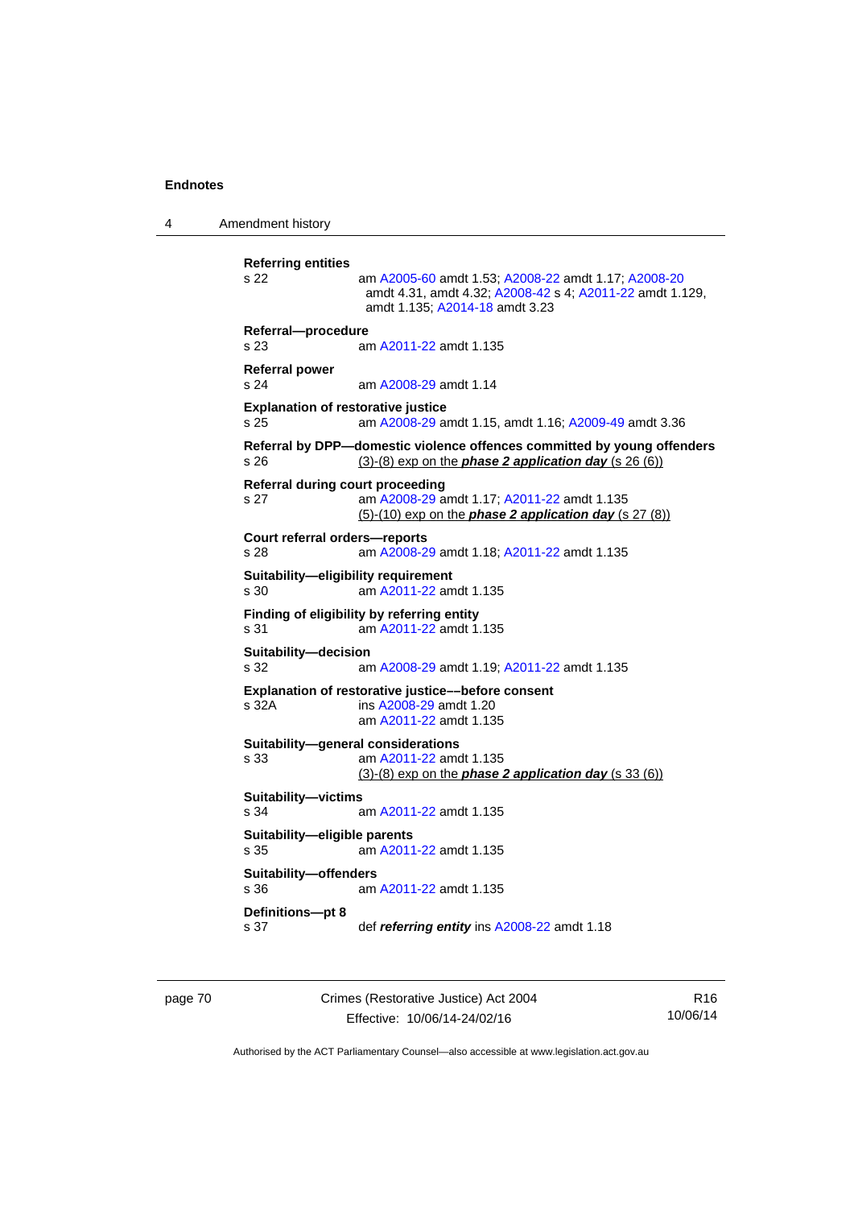**Referring entities**
s 22 am A2005-60 amdt 1.53; A2008-22 amdt 1.17; A2008-20 amdt 4.31, amdt 4.32; A2008-42 s 4; A2011-22 amdt 1.129, amdt 1.135; A2014-18 amdt 3.23

**Referral—procedure**
s 23 am A2011-22 amdt 1.135

**Referral power**
s 24 am A2008-29 amdt 1.14

**Explanation of restorative justice**
s 25 am A2008-29 amdt 1.15, amdt 1.16; A2009-49 amdt 3.36

**Referral by DPP—domestic violence offences committed by young offenders**
s 26 (3)-(8) exp on the ***phase 2 application day*** (s 26 (6))

**Referral during court proceeding**
s 27 am A2008-29 amdt 1.17; A2011-22 amdt 1.135
(5)-(10) exp on the ***phase 2 application day*** (s 27 (8))

**Court referral orders—reports**
s 28 am A2008-29 amdt 1.18; A2011-22 amdt 1.135

**Suitability—eligibility requirement**
s 30 am A2011-22 amdt 1.135

**Finding of eligibility by referring entity**
s 31 am A2011-22 amdt 1.135

**Suitability—decision**
s 32 am A2008-29 amdt 1.19; A2011-22 amdt 1.135

**Explanation of restorative justice––before consent**
s 32A ins A2008-29 amdt 1.20
am A2011-22 amdt 1.135

**Suitability—general considerations**
s 33 am A2011-22 amdt 1.135
(3)-(8) exp on the ***phase 2 application day*** (s 33 (6))

**Suitability—victims**
s 34 am A2011-22 amdt 1.135

**Suitability—eligible parents**
s 35 am A2011-22 amdt 1.135

**Suitability—offenders**
s 36 am A2011-22 amdt 1.135

**Definitions—pt 8**
s 37 def ***referring entity*** ins A2008-22 amdt 1.18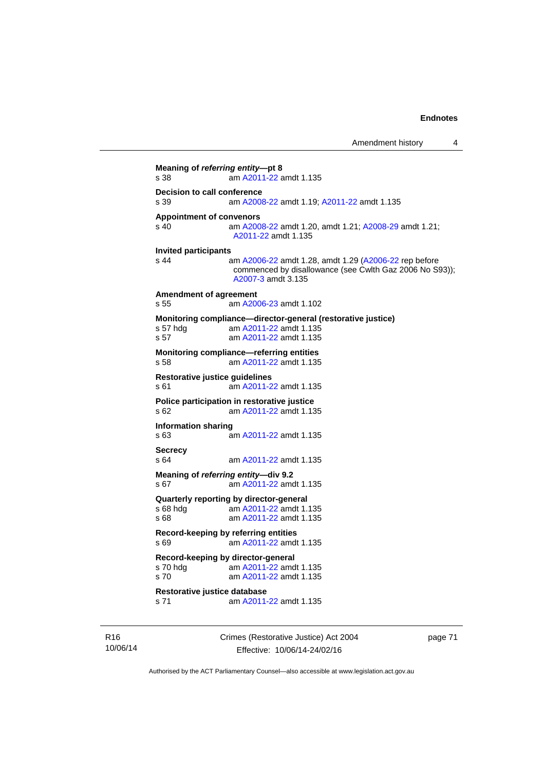**Meaning of *referring entity*—pt 8**
s 38 am A2011-22 amdt 1.135

**Decision to call conference**
s 39 am A2008-22 amdt 1.19; A2011-22 amdt 1.135

**Appointment of convenors**
s 40 am A2008-22 amdt 1.20, amdt 1.21; A2008-29 amdt 1.21; A2011-22 amdt 1.135

**Invited participants**
s 44 am A2006-22 amdt 1.28, amdt 1.29 (A2006-22 rep before commenced by disallowance (see Cwlth Gaz 2006 No S93)); A2007-3 amdt 3.135

**Amendment of agreement**
s 55 am A2006-23 amdt 1.102

**Monitoring compliance—director-general (restorative justice)**
s 57 hdg am A2011-22 amdt 1.135
s 57 am A2011-22 amdt 1.135

**Monitoring compliance—referring entities**
s 58 am A2011-22 amdt 1.135

**Restorative justice guidelines**
s 61 am A2011-22 amdt 1.135

**Police participation in restorative justice**
s 62 am A2011-22 amdt 1.135

**Information sharing**
s 63 am A2011-22 amdt 1.135

**Secrecy**
s 64 am A2011-22 amdt 1.135

**Meaning of *referring entity*—div 9.2**
s 67 am A2011-22 amdt 1.135

**Quarterly reporting by director-general**
s 68 hdg am A2011-22 amdt 1.135
s 68 am A2011-22 amdt 1.135

**Record-keeping by referring entities**
s 69 am A2011-22 amdt 1.135

**Record-keeping by director-general**
s 70 hdg am A2011-22 amdt 1.135
s 70 am A2011-22 amdt 1.135

**Restorative justice database**
s 71 am A2011-22 amdt 1.135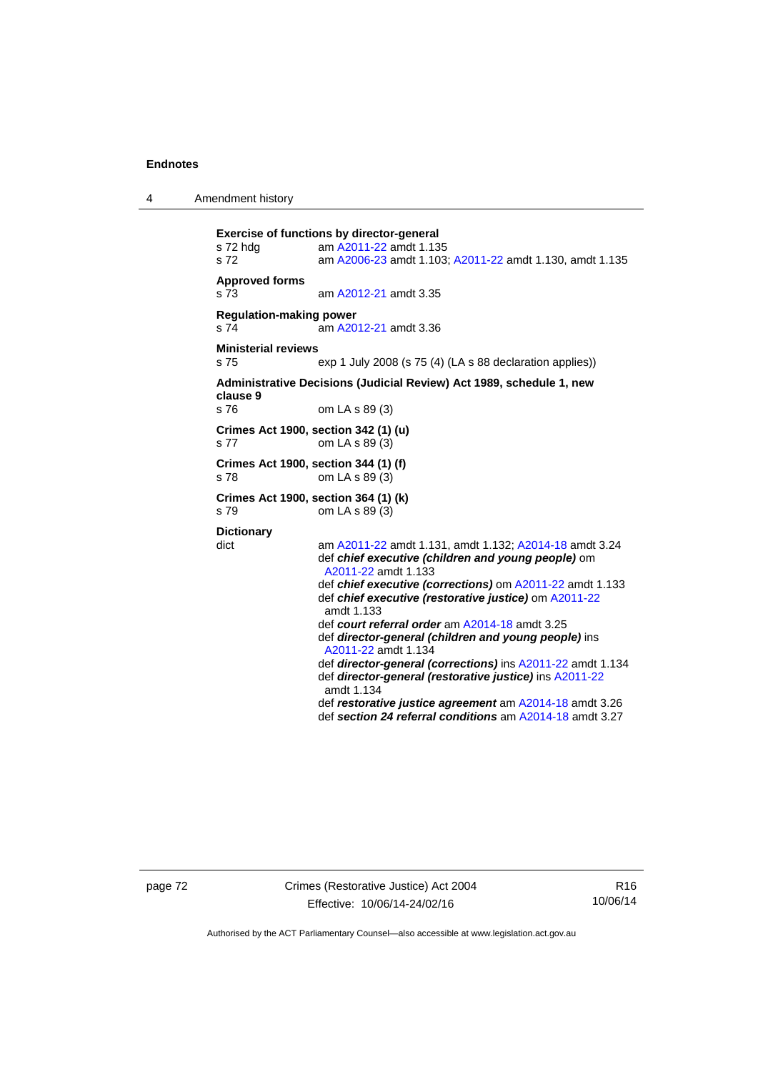**Exercise of functions by director-general**

s 72 hdg am A2011-22 amdt 1.135

s 72 am A2006-23 amdt 1.103; A2011-22 amdt 1.130, amdt 1.135

**Approved forms**

s 73 am A2012-21 amdt 3.35

**Regulation-making power**

s 74 am A2012-21 amdt 3.36

**Ministerial reviews**

s 75 exp 1 July 2008 (s 75 (4) (LA s 88 declaration applies))

**Administrative Decisions (Judicial Review) Act 1989, schedule 1, new clause 9**

s 76 om LA s 89 (3)

**Crimes Act 1900, section 342 (1) (u)**

s 77 om LA s 89 (3)

**Crimes Act 1900, section 344 (1) (f)**

s 78 om LA s 89 (3)

**Crimes Act 1900, section 364 (1) (k)**

s 79 om LA s 89 (3)

**Dictionary**

dict am A2011-22 amdt 1.131, amdt 1.132; A2014-18 amdt 3.24

def ***chief executive (children and young people)*** om A2011-22 amdt 1.133

def ***chief executive (corrections)*** om A2011-22 amdt 1.133

def ***chief executive (restorative justice)*** om A2011-22 amdt 1.133

def ***court referral order*** am A2014-18 amdt 3.25

def ***director-general (children and young people)*** ins A2011-22 amdt 1.134

def ***director-general (corrections)*** ins A2011-22 amdt 1.134

def ***director-general (restorative justice)*** ins A2011-22 amdt 1.134

def ***restorative justice agreement*** am A2014-18 amdt 3.26

def ***section 24 referral conditions*** am A2014-18 amdt 3.27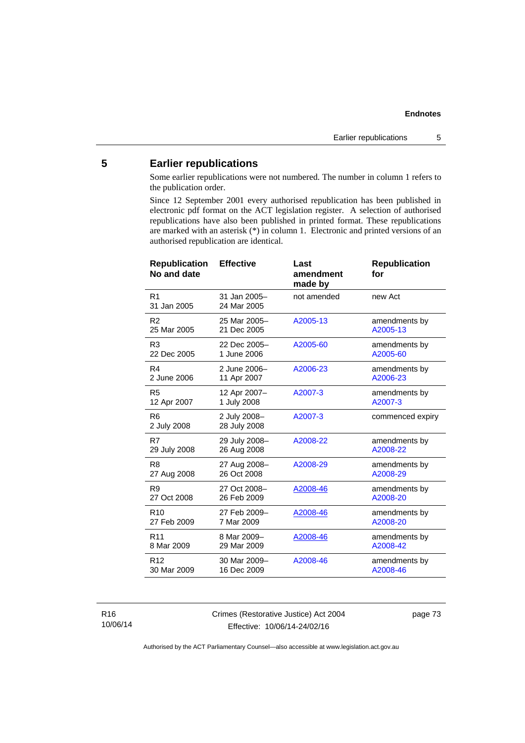## 5 Earlier republications

Some earlier republications were not numbered. The number in column 1 refers to the publication order.

Since 12 September 2001 every authorised republication has been published in electronic pdf format on the ACT legislation register. A selection of authorised republications have also been published in printed format. These republications are marked with an asterisk (*) in column 1. Electronic and printed versions of an authorised republication are identical.

| Republication No and date | Effective | Last amendment made by | Republication for |
|---|---|---|---|
| R1<br>31 Jan 2005 | 31 Jan 2005–<br>24 Mar 2005 | not amended | new Act |
| R2<br>25 Mar 2005 | 25 Mar 2005–<br>21 Dec 2005 | A2005-13 | amendments by A2005-13 |
| R3<br>22 Dec 2005 | 22 Dec 2005–<br>1 June 2006 | A2005-60 | amendments by A2005-60 |
| R4<br>2 June 2006 | 2 June 2006–<br>11 Apr 2007 | A2006-23 | amendments by A2006-23 |
| R5<br>12 Apr 2007 | 12 Apr 2007–<br>1 July 2008 | A2007-3 | amendments by A2007-3 |
| R6<br>2 July 2008 | 2 July 2008–<br>28 July 2008 | A2007-3 | commenced expiry |
| R7<br>29 July 2008 | 29 July 2008–<br>26 Aug 2008 | A2008-22 | amendments by A2008-22 |
| R8<br>27 Aug 2008 | 27 Aug 2008–<br>26 Oct 2008 | A2008-29 | amendments by A2008-29 |
| R9<br>27 Oct 2008 | 27 Oct 2008–<br>26 Feb 2009 | A2008-46 | amendments by A2008-20 |
| R10<br>27 Feb 2009 | 27 Feb 2009–<br>7 Mar 2009 | A2008-46 | amendments by A2008-20 |
| R11<br>8 Mar 2009 | 8 Mar 2009–<br>29 Mar 2009 | A2008-46 | amendments by A2008-42 |
| R12<br>30 Mar 2009 | 30 Mar 2009–<br>16 Dec 2009 | A2008-46 | amendments by A2008-46 |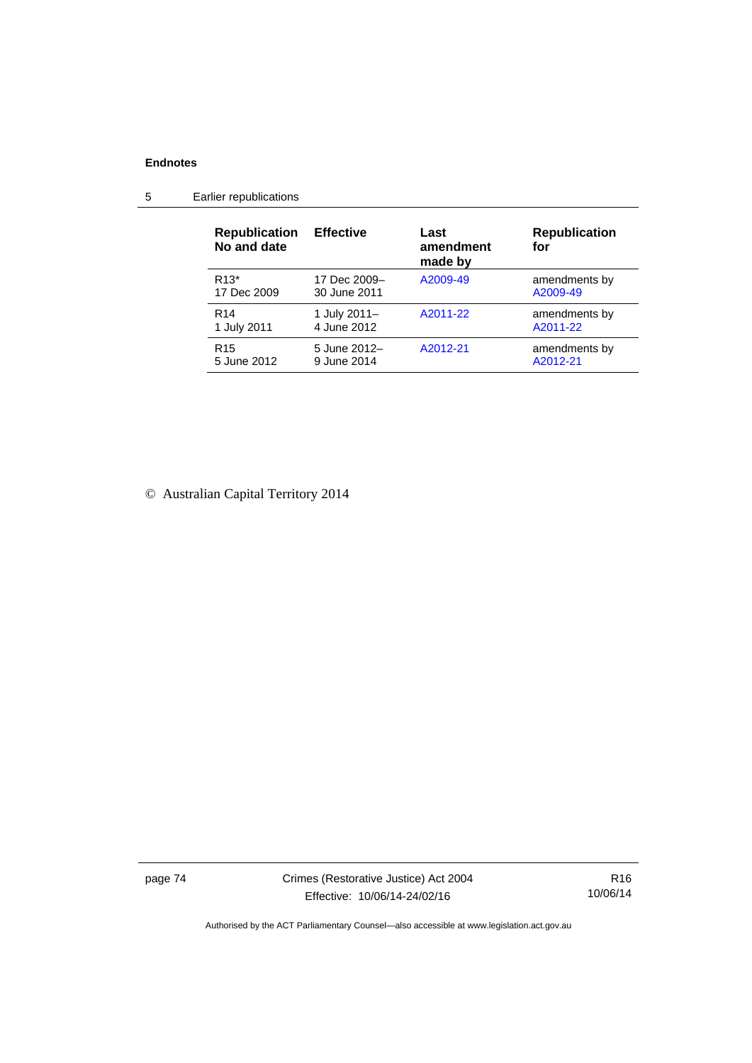## 5 Earlier republications

| Republication No and date | Effective | Last amendment made by | Republication for |
|---|---|---|---|
| R13* 17 Dec 2009 | 17 Dec 2009– 30 June 2011 | A2009-49 | amendments by A2009-49 |
| R14 1 July 2011 | 1 July 2011– 4 June 2012 | A2011-22 | amendments by A2011-22 |
| R15 5 June 2012 | 5 June 2012– 9 June 2014 | A2012-21 | amendments by A2012-21 |

© Australian Capital Territory 2014